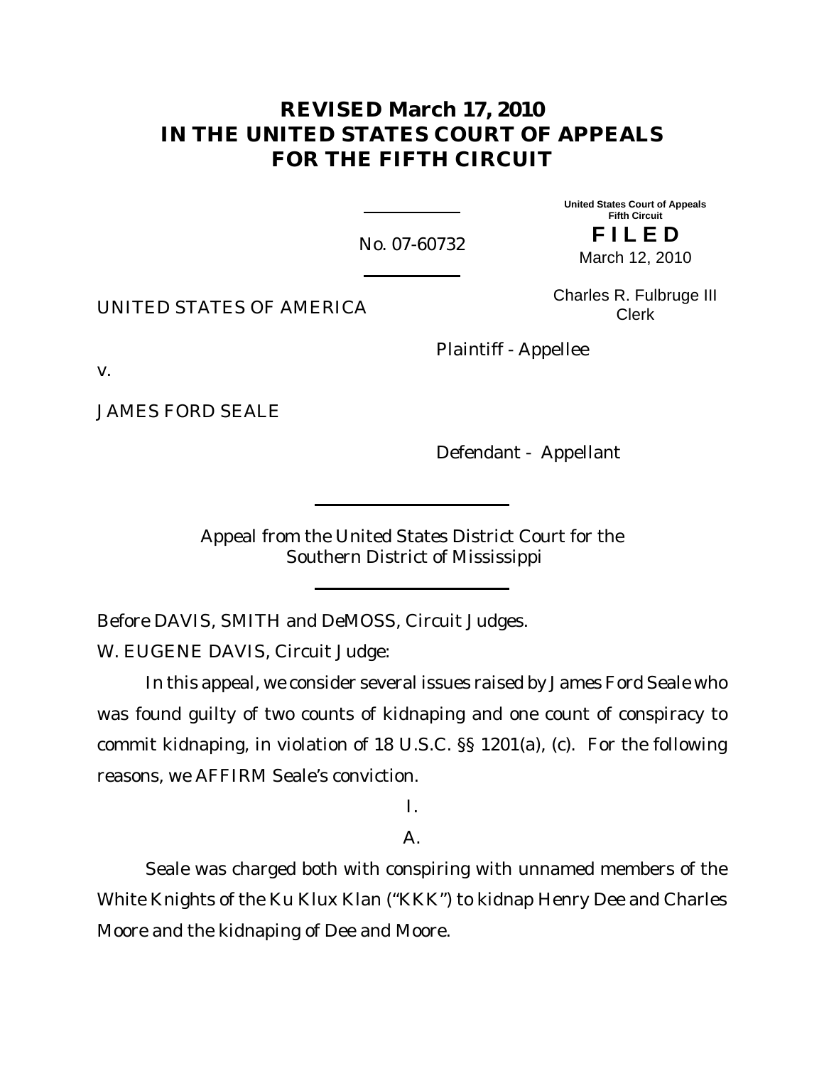# REVISED March 17, 2010
# IN THE UNITED STATES COURT OF APPEALS FOR THE FIFTH CIRCUIT

No. 07-60732

United States Court of Appeals
Fifth Circuit

**FILED**

March 12, 2010

Charles R. Fulbruge III
Clerk

UNITED STATES OF AMERICA

Plaintiff - Appellee

v.

JAMES FORD SEALE

Defendant - Appellant

Appeal from the United States District Court for the Southern District of Mississippi

Before DAVIS, SMITH and DeMOSS, Circuit Judges.

W. EUGENE DAVIS, Circuit Judge:

In this appeal, we consider several issues raised by James Ford Seale who was found guilty of two counts of kidnaping and one count of conspiracy to commit kidnaping, in violation of 18 U.S.C. §§ 1201(a), (c). For the following reasons, we AFFIRM Seale's conviction.

I.

A.

Seale was charged both with conspiring with unnamed members of the White Knights of the Ku Klux Klan ("KKK") to kidnap Henry Dee and Charles Moore and the kidnaping of Dee and Moore.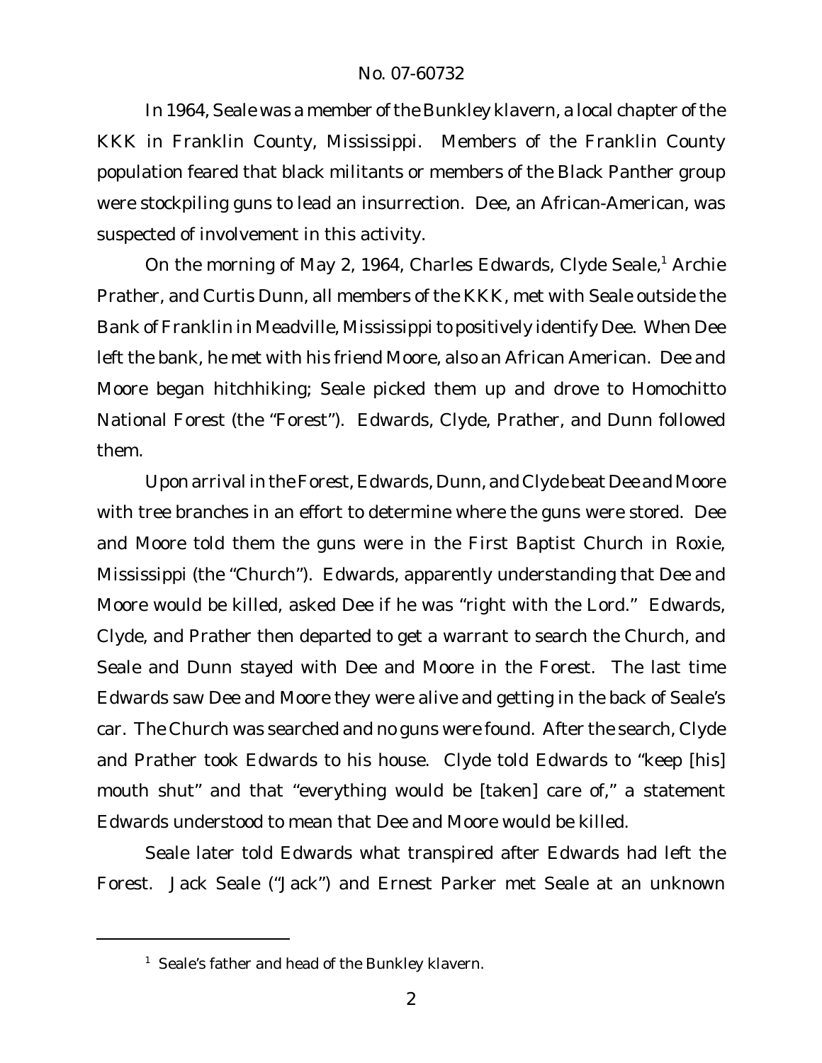In 1964, Seale was a member of the Bunkley klavern, a local chapter of the KKK in Franklin County, Mississippi. Members of the Franklin County population feared that black militants or members of the Black Panther group were stockpiling guns to lead an insurrection. Dee, an African-American, was suspected of involvement in this activity.

On the morning of May 2, 1964, Charles Edwards, Clyde Seale,[1] Archie Prather, and Curtis Dunn, all members of the KKK, met with Seale outside the Bank of Franklin in Meadville, Mississippi to positively identify Dee. When Dee left the bank, he met with his friend Moore, also an African American. Dee and Moore began hitchhiking; Seale picked them up and drove to Homochitto National Forest (the "Forest"). Edwards, Clyde, Prather, and Dunn followed them.

Upon arrival in the Forest, Edwards, Dunn, and Clyde beat Dee and Moore with tree branches in an effort to determine where the guns were stored. Dee and Moore told them the guns were in the First Baptist Church in Roxie, Mississippi (the "Church"). Edwards, apparently understanding that Dee and Moore would be killed, asked Dee if he was "right with the Lord." Edwards, Clyde, and Prather then departed to get a warrant to search the Church, and Seale and Dunn stayed with Dee and Moore in the Forest. The last time Edwards saw Dee and Moore they were alive and getting in the back of Seale's car. The Church was searched and no guns were found. After the search, Clyde and Prather took Edwards to his house. Clyde told Edwards to "keep [his] mouth shut" and that "everything would be [taken] care of," a statement Edwards understood to mean that Dee and Moore would be killed.

Seale later told Edwards what transpired after Edwards had left the Forest. Jack Seale ("Jack") and Ernest Parker met Seale at an unknown

[1] Seale's father and head of the Bunkley klavern.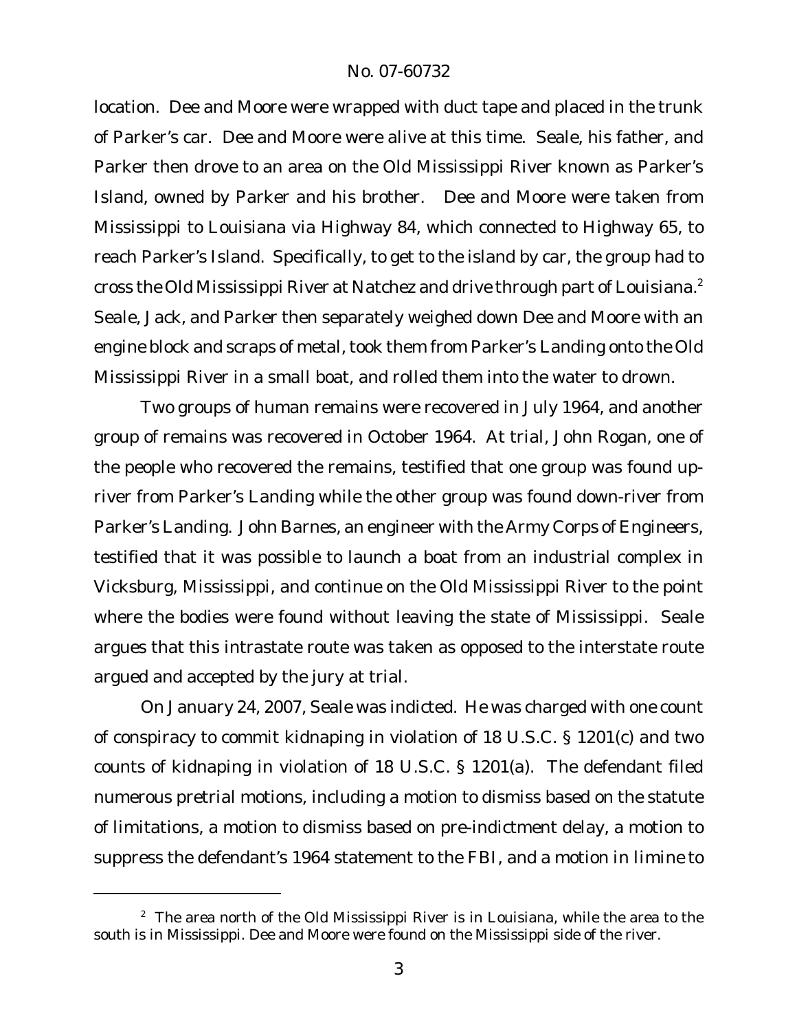location. Dee and Moore were wrapped with duct tape and placed in the trunk of Parker's car. Dee and Moore were alive at this time. Seale, his father, and Parker then drove to an area on the Old Mississippi River known as Parker's Island, owned by Parker and his brother. Dee and Moore were taken from Mississippi to Louisiana via Highway 84, which connected to Highway 65, to reach Parker's Island. Specifically, to get to the island by car, the group had to cross the Old Mississippi River at Natchez and drive through part of Louisiana.[2] Seale, Jack, and Parker then separately weighed down Dee and Moore with an engine block and scraps of metal, took them from Parker's Landing onto the Old Mississippi River in a small boat, and rolled them into the water to drown.

Two groups of human remains were recovered in July 1964, and another group of remains was recovered in October 1964. At trial, John Rogan, one of the people who recovered the remains, testified that one group was found up-river from Parker's Landing while the other group was found down-river from Parker's Landing. John Barnes, an engineer with the Army Corps of Engineers, testified that it was possible to launch a boat from an industrial complex in Vicksburg, Mississippi, and continue on the Old Mississippi River to the point where the bodies were found without leaving the state of Mississippi. Seale argues that this intrastate route was taken as opposed to the interstate route argued and accepted by the jury at trial.

On January 24, 2007, Seale was indicted. He was charged with one count of conspiracy to commit kidnaping in violation of 18 U.S.C. § 1201(c) and two counts of kidnaping in violation of 18 U.S.C. § 1201(a). The defendant filed numerous pretrial motions, including a motion to dismiss based on the statute of limitations, a motion to dismiss based on pre-indictment delay, a motion to suppress the defendant's 1964 statement to the FBI, and a motion in limine to

[2] The area north of the Old Mississippi River is in Louisiana, while the area to the south is in Mississippi. Dee and Moore were found on the Mississippi side of the river.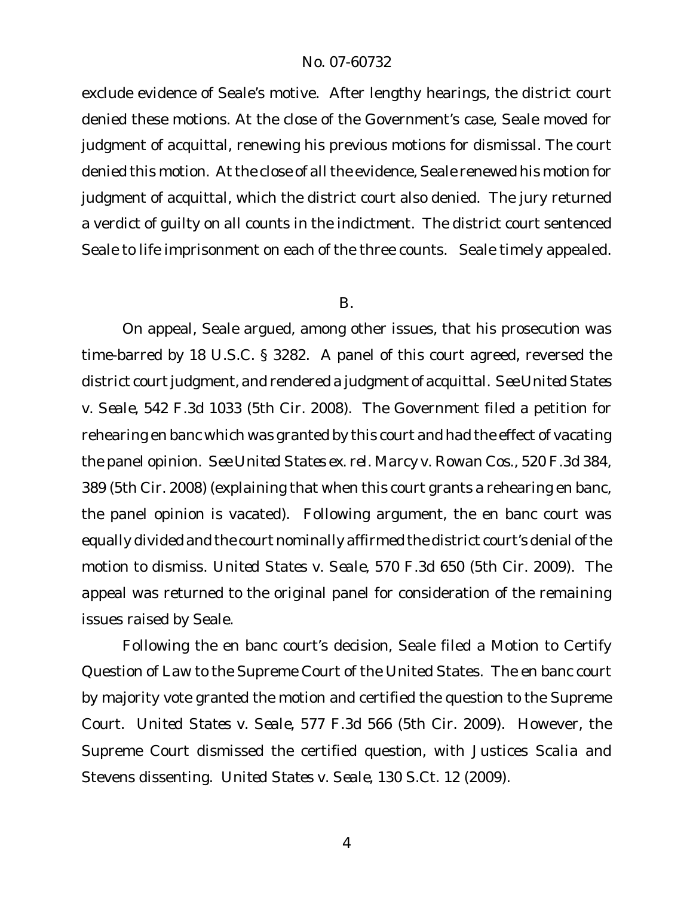exclude evidence of Seale's motive. After lengthy hearings, the district court denied these motions. At the close of the Government's case, Seale moved for judgment of acquittal, renewing his previous motions for dismissal. The court denied this motion. At the close of all the evidence, Seale renewed his motion for judgment of acquittal, which the district court also denied. The jury returned a verdict of guilty on all counts in the indictment. The district court sentenced Seale to life imprisonment on each of the three counts. Seale timely appealed.

### B.

On appeal, Seale argued, among other issues, that his prosecution was time-barred by 18 U.S.C. § 3282. A panel of this court agreed, reversed the district court judgment, and rendered a judgment of acquittal. *See United States v. Seale*, 542 F.3d 1033 (5th Cir. 2008). The Government filed a petition for rehearing en banc which was granted by this court and had the effect of vacating the panel opinion. *See United States ex. rel. Marcy v. Rowan Cos.*, 520 F.3d 384, 389 (5th Cir. 2008) (explaining that when this court grants a rehearing en banc, the panel opinion is vacated). Following argument, the en banc court was equally divided and the court nominally affirmed the district court's denial of the motion to dismiss. *United States v. Seale*, 570 F.3d 650 (5th Cir. 2009). The appeal was returned to the original panel for consideration of the remaining issues raised by Seale.

Following the en banc court's decision, Seale filed a Motion to Certify Question of Law to the Supreme Court of the United States. The en banc court by majority vote granted the motion and certified the question to the Supreme Court. *United States v. Seale*, 577 F.3d 566 (5th Cir. 2009). However, the Supreme Court dismissed the certified question, with Justices Scalia and Stevens dissenting. *United States v. Seale*, 130 S.Ct. 12 (2009).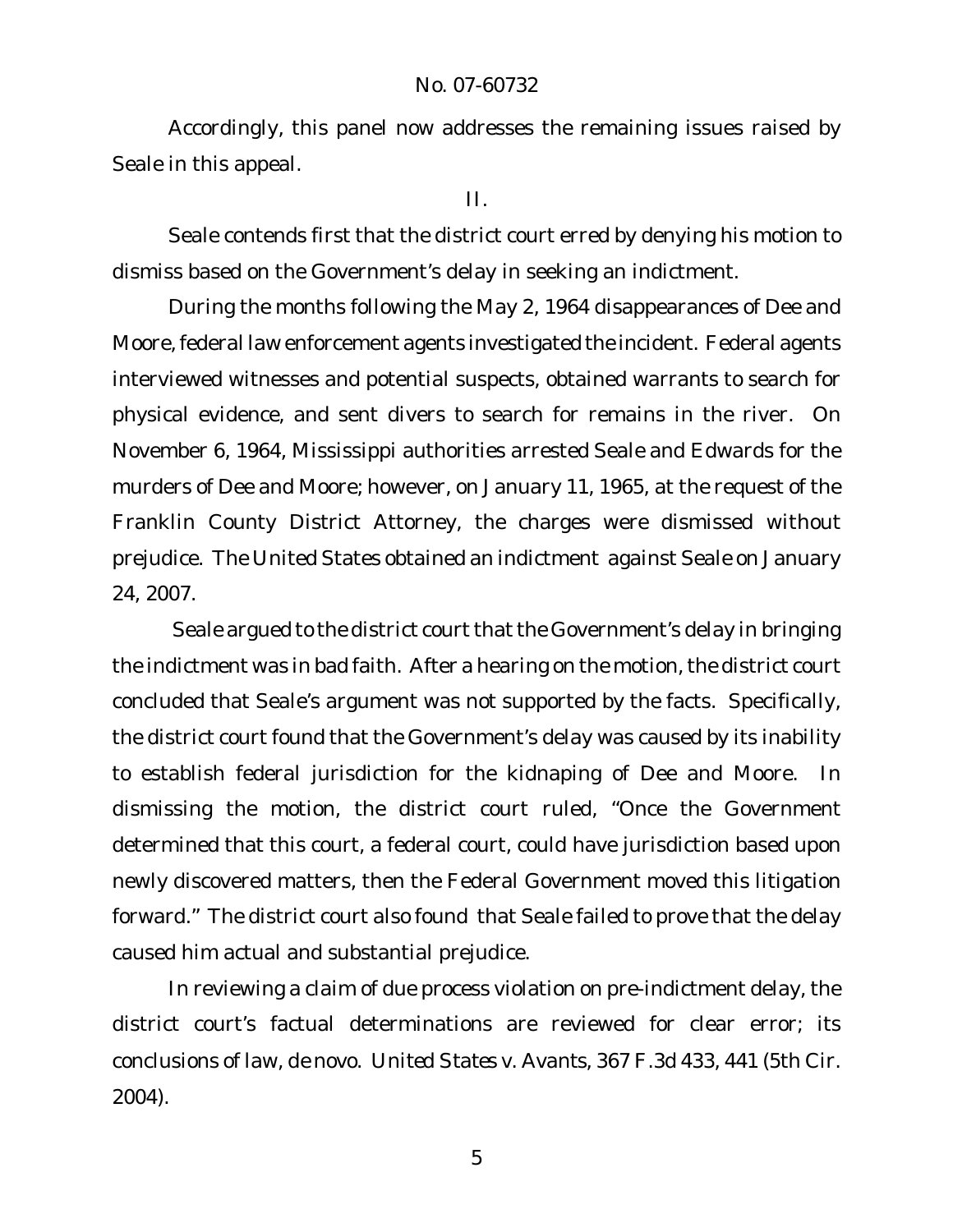Accordingly, this panel now addresses the remaining issues raised by Seale in this appeal.

II.

Seale contends first that the district court erred by denying his motion to dismiss based on the Government's delay in seeking an indictment.

During the months following the May 2, 1964 disappearances of Dee and Moore, federal law enforcement agents investigated the incident. Federal agents interviewed witnesses and potential suspects, obtained warrants to search for physical evidence, and sent divers to search for remains in the river. On November 6, 1964, Mississippi authorities arrested Seale and Edwards for the murders of Dee and Moore; however, on January 11, 1965, at the request of the Franklin County District Attorney, the charges were dismissed without prejudice. The United States obtained an indictment against Seale on January 24, 2007.

Seale argued to the district court that the Government's delay in bringing the indictment was in bad faith. After a hearing on the motion, the district court concluded that Seale's argument was not supported by the facts. Specifically, the district court found that the Government's delay was caused by its inability to establish federal jurisdiction for the kidnaping of Dee and Moore. In dismissing the motion, the district court ruled, "Once the Government determined that this court, a federal court, could have jurisdiction based upon newly discovered matters, then the Federal Government moved this litigation forward." The district court also found that Seale failed to prove that the delay caused him actual and substantial prejudice.

In reviewing a claim of due process violation on pre-indictment delay, the district court's factual determinations are reviewed for clear error; its conclusions of law, *de novo*. *United States v. Avants*, 367 F.3d 433, 441 (5th Cir. 2004).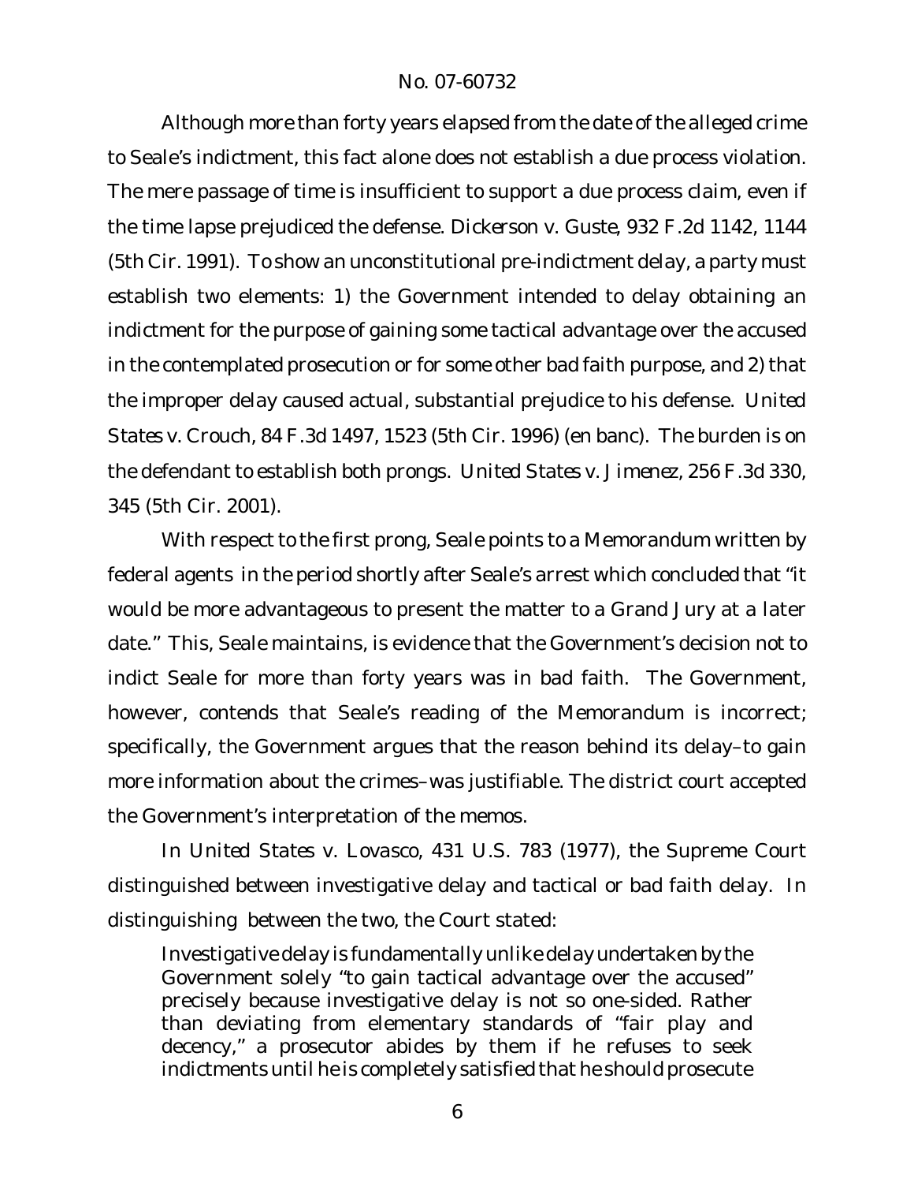Although more than forty years elapsed from the date of the alleged crime to Seale's indictment, this fact alone does not establish a due process violation. The mere passage of time is insufficient to support a due process claim, even if the time lapse prejudiced the defense. *Dickerson v. Guste*, 932 F.2d 1142, 1144 (5th Cir. 1991). To show an unconstitutional pre-indictment delay, a party must establish two elements: 1) the Government intended to delay obtaining an indictment for the purpose of gaining some tactical advantage over the accused in the contemplated prosecution or for some other bad faith purpose, and 2) that the improper delay caused actual, substantial prejudice to his defense. *United States v. Crouch*, 84 F.3d 1497, 1523 (5th Cir. 1996) (en banc). The burden is on the defendant to establish both prongs. *United States v. Jimenez*, 256 F.3d 330, 345 (5th Cir. 2001).

With respect to the first prong, Seale points to a Memorandum written by federal agents in the period shortly after Seale's arrest which concluded that "it would be more advantageous to present the matter to a Grand Jury at a later date." This, Seale maintains, is evidence that the Government's decision not to indict Seale for more than forty years was in bad faith. The Government, however, contends that Seale's reading of the Memorandum is incorrect; specifically, the Government argues that the reason behind its delay–to gain more information about the crimes–was justifiable. The district court accepted the Government's interpretation of the memos.

In *United States v. Lovasco*, 431 U.S. 783 (1977), the Supreme Court distinguished between investigative delay and tactical or bad faith delay. In distinguishing between the two, the Court stated:

> Investigative delay is fundamentally unlike delay undertaken by the Government solely "to gain tactical advantage over the accused" precisely because investigative delay is not so one-sided. Rather than deviating from elementary standards of "fair play and decency," a prosecutor abides by them if he refuses to seek indictments until he is completely satisfied that he should prosecute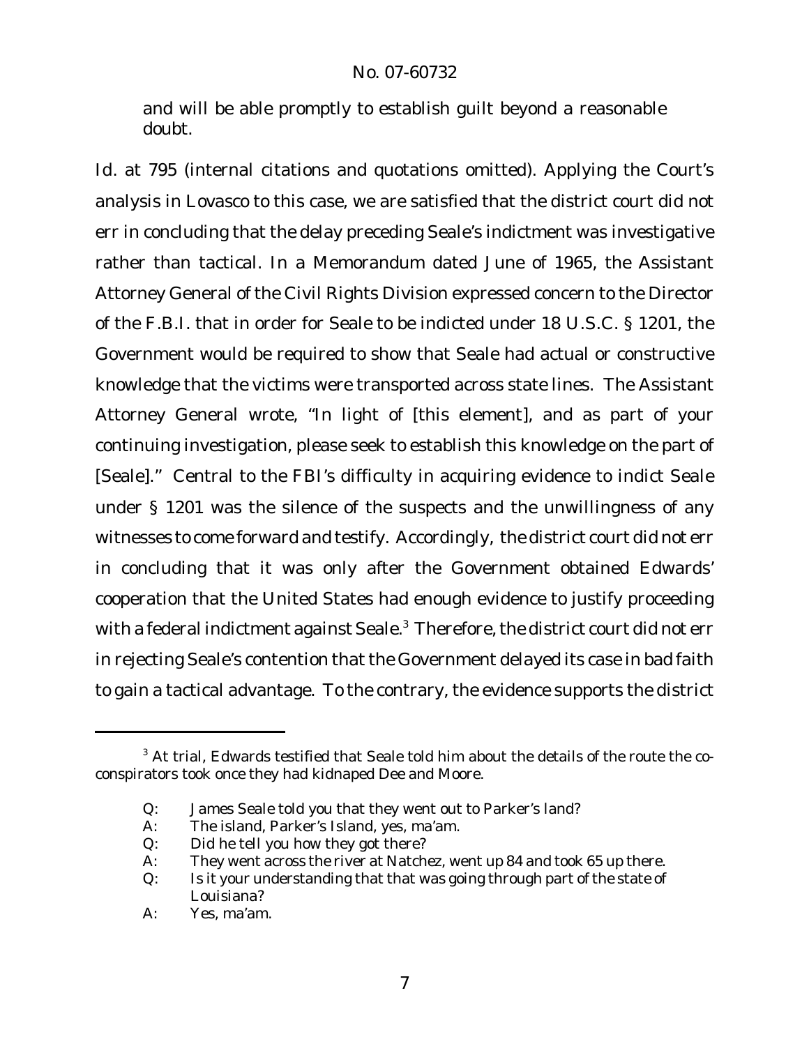and will be able promptly to establish guilt beyond a reasonable doubt.

Id. at 795 (internal citations and quotations omitted). Applying the Court's analysis in Lovasco to this case, we are satisfied that the district court did not err in concluding that the delay preceding Seale's indictment was investigative rather than tactical. In a Memorandum dated June of 1965, the Assistant Attorney General of the Civil Rights Division expressed concern to the Director of the F.B.I. that in order for Seale to be indicted under 18 U.S.C. § 1201, the Government would be required to show that Seale had actual or constructive knowledge that the victims were transported across state lines. The Assistant Attorney General wrote, "In light of [this element], and as part of your continuing investigation, please seek to establish this knowledge on the part of [Seale]." Central to the FBI's difficulty in acquiring evidence to indict Seale under § 1201 was the silence of the suspects and the unwillingness of any witnesses to come forward and testify. Accordingly, the district court did not err in concluding that it was only after the Government obtained Edwards' cooperation that the United States had enough evidence to justify proceeding with a federal indictment against Seale.[3] Therefore, the district court did not err in rejecting Seale's contention that the Government delayed its case in bad faith to gain a tactical advantage. To the contrary, the evidence supports the district

---

[3] At trial, Edwards testified that Seale told him about the details of the route the co-conspirators took once they had kidnaped Dee and Moore.

Q: James Seale told you that they went out to Parker's land?
A: The island, Parker's Island, yes, ma'am.
Q: Did he tell you how they got there?
A: They went across the river at Natchez, went up 84 and took 65 up there.
Q: Is it your understanding that that was going through part of the state of Louisiana?
A: Yes, ma'am.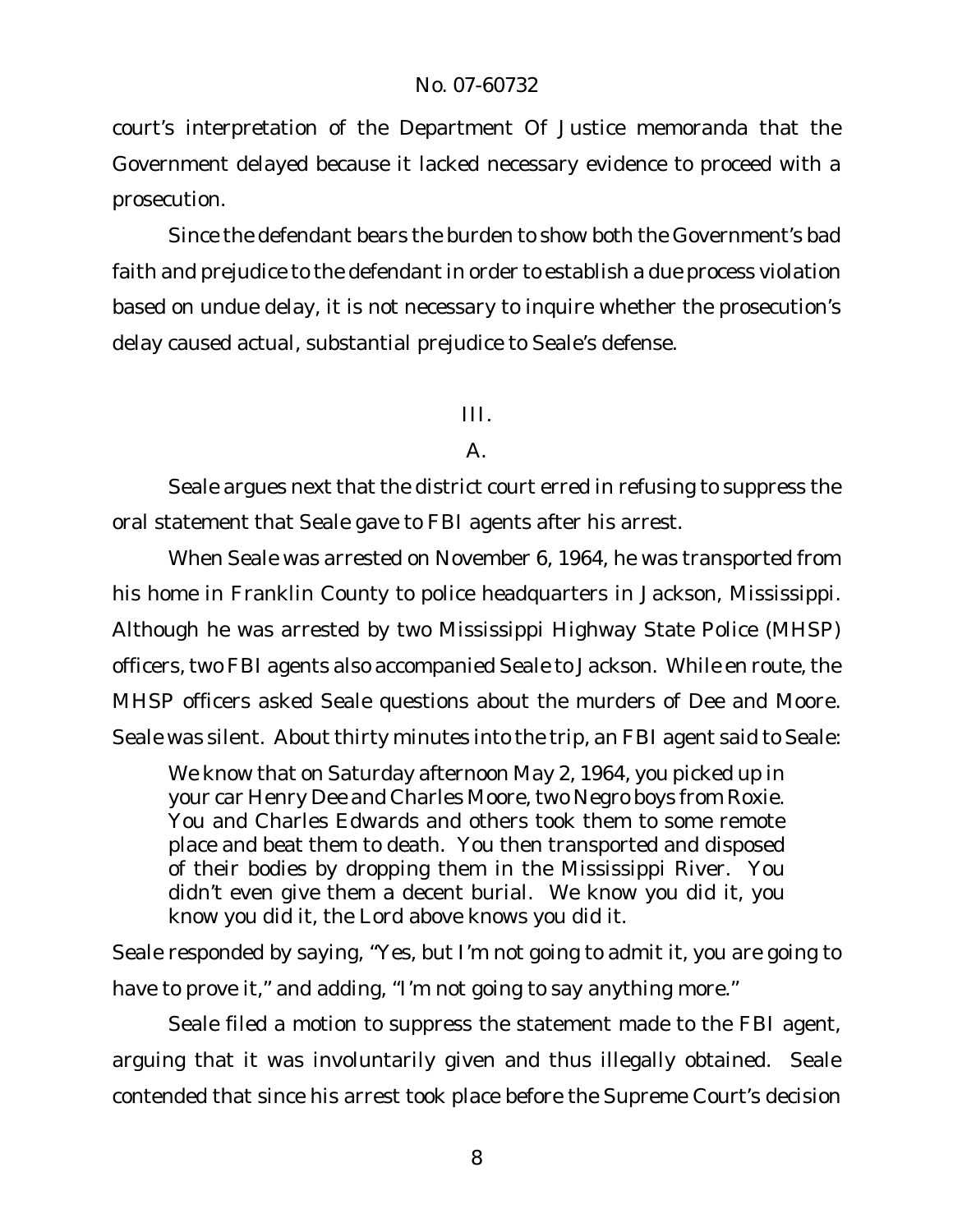court's interpretation of the Department Of Justice memoranda that the Government delayed because it lacked necessary evidence to proceed with a prosecution.

Since the defendant bears the burden to show both the Government's bad faith and prejudice to the defendant in order to establish a due process violation based on undue delay, it is not necessary to inquire whether the prosecution's delay caused actual, substantial prejudice to Seale's defense.

## III.

### A.

Seale argues next that the district court erred in refusing to suppress the oral statement that Seale gave to FBI agents after his arrest.

When Seale was arrested on November 6, 1964, he was transported from his home in Franklin County to police headquarters in Jackson, Mississippi. Although he was arrested by two Mississippi Highway State Police (MHSP) officers, two FBI agents also accompanied Seale to Jackson. While en route, the MHSP officers asked Seale questions about the murders of Dee and Moore. Seale was silent. About thirty minutes into the trip, an FBI agent said to Seale:

> We know that on Saturday afternoon May 2, 1964, you picked up in your car Henry Dee and Charles Moore, two Negro boys from Roxie. You and Charles Edwards and others took them to some remote place and beat them to death. You then transported and disposed of their bodies by dropping them in the Mississippi River. You didn't even give them a decent burial. We know you did it, you know you did it, the Lord above knows you did it.

Seale responded by saying, "Yes, but I'm not going to admit it, you are going to have to prove it," and adding, "I'm not going to say anything more."

Seale filed a motion to suppress the statement made to the FBI agent, arguing that it was involuntarily given and thus illegally obtained. Seale contended that since his arrest took place before the Supreme Court's decision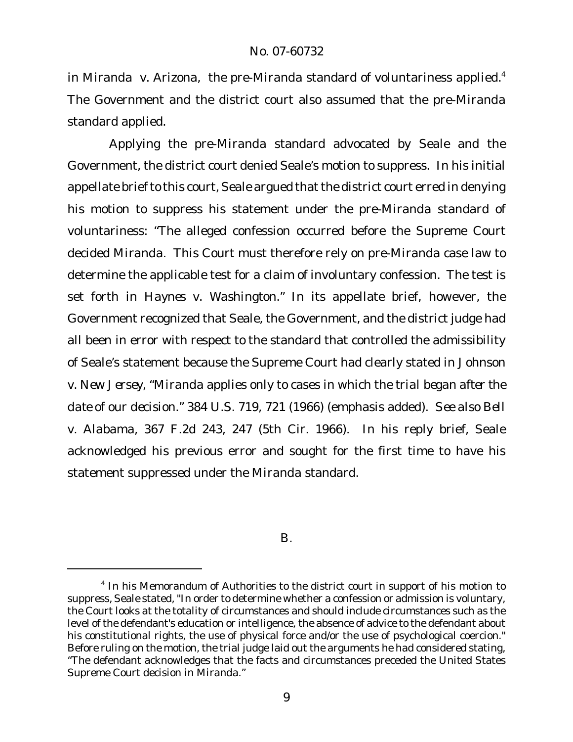in *Miranda v. Arizona*, the pre-*Miranda* standard of voluntariness applied.[4] The Government and the district court also assumed that the pre-*Miranda* standard applied.

Applying the pre-*Miranda* standard advocated by Seale and the Government, the district court denied Seale's motion to suppress. In his initial appellate brief to this court, Seale argued that the district court erred in denying his motion to suppress his statement under the pre-*Miranda* standard of voluntariness: "The alleged confession occurred before the Supreme Court decided *Miranda*. This Court must therefore rely on pre-*Miranda* case law to determine the applicable test for a claim of involuntary confession. The test is set forth in *Haynes v. Washington*." In its appellate brief, however, the Government recognized that Seale, the Government, and the district judge had all been in error with respect to the standard that controlled the admissibility of Seale's statement because the Supreme Court had clearly stated in *Johnson v. New Jersey*, "*Miranda* applies only to cases in which the *trial began after the date of our decision*." 384 U.S. 719, 721 (1966) (emphasis added). *See also Bell v. Alabama*, 367 F.2d 243, 247 (5th Cir. 1966). In his reply brief, Seale acknowledged his previous error and sought for the first time to have his statement suppressed under the *Miranda* standard.

B.

---

[4] In his Memorandum of Authorities to the district court in support of his motion to suppress, Seale stated, "In order to determine whether a confession or admission is voluntary, the Court looks at the totality of circumstances and should include circumstances such as the level of the defendant's education or intelligence, the absence of advice to the defendant about his constitutional rights, the use of physical force and/or the use of psychological coercion." Before ruling on the motion, the trial judge laid out the arguments he had considered stating, "The defendant acknowledges that the facts and circumstances preceded the United States Supreme Court decision in *Miranda*."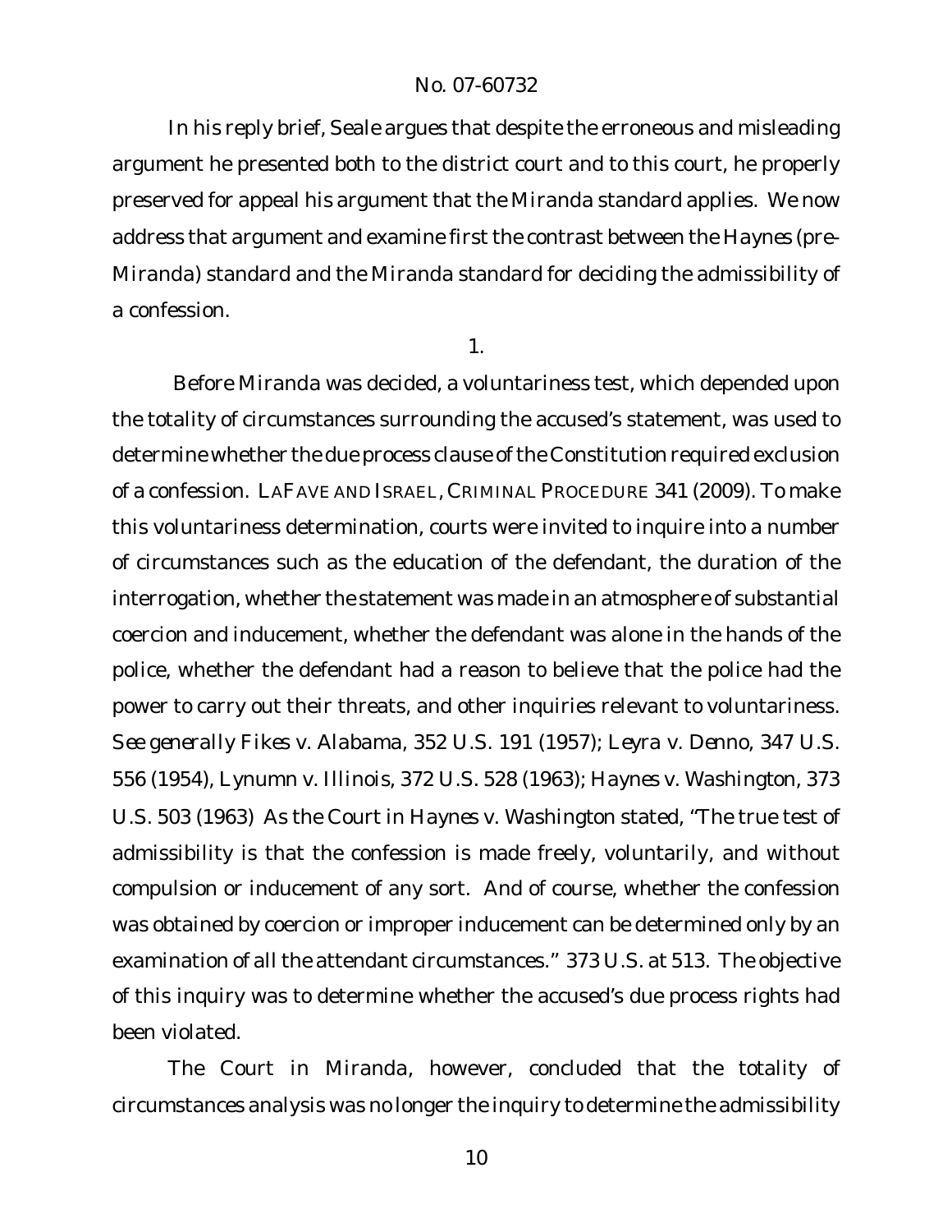In his reply brief, Seale argues that despite the erroneous and misleading argument he presented both to the district court and to this court, he properly preserved for appeal his argument that the *Miranda* standard applies. We now address that argument and examine first the contrast between the *Haynes* (pre-*Miranda*) standard and the *Miranda* standard for deciding the admissibility of a confession.

1.

Before *Miranda* was decided, a voluntariness test, which depended upon the totality of circumstances surrounding the accused's statement, was used to determine whether the due process clause of the Constitution required exclusion of a confession. LAFAVE AND ISRAEL, CRIMINAL PROCEDURE 341 (2009). To make this voluntariness determination, courts were invited to inquire into a number of circumstances such as the education of the defendant, the duration of the interrogation, whether the statement was made in an atmosphere of substantial coercion and inducement, whether the defendant was alone in the hands of the police, whether the defendant had a reason to believe that the police had the power to carry out their threats, and other inquiries relevant to voluntariness. *See generally Fikes v. Alabama*, 352 U.S. 191 (1957); *Leyra v. Denno*, 347 U.S. 556 (1954), *Lynumn v. Illinois*, 372 U.S. 528 (1963); *Haynes v. Washington*, 373 U.S. 503 (1963) As the Court in *Haynes v. Washington* stated, "The true test of admissibility is that the confession is made freely, voluntarily, and without compulsion or inducement of any sort. And of course, whether the confession was obtained by coercion or improper inducement can be determined only by an examination of all the attendant circumstances." 373 U.S. at 513. The objective of this inquiry was to determine whether the accused's due process rights had been violated.

The Court in *Miranda*, however, concluded that the totality of circumstances analysis was no longer the inquiry to determine the admissibility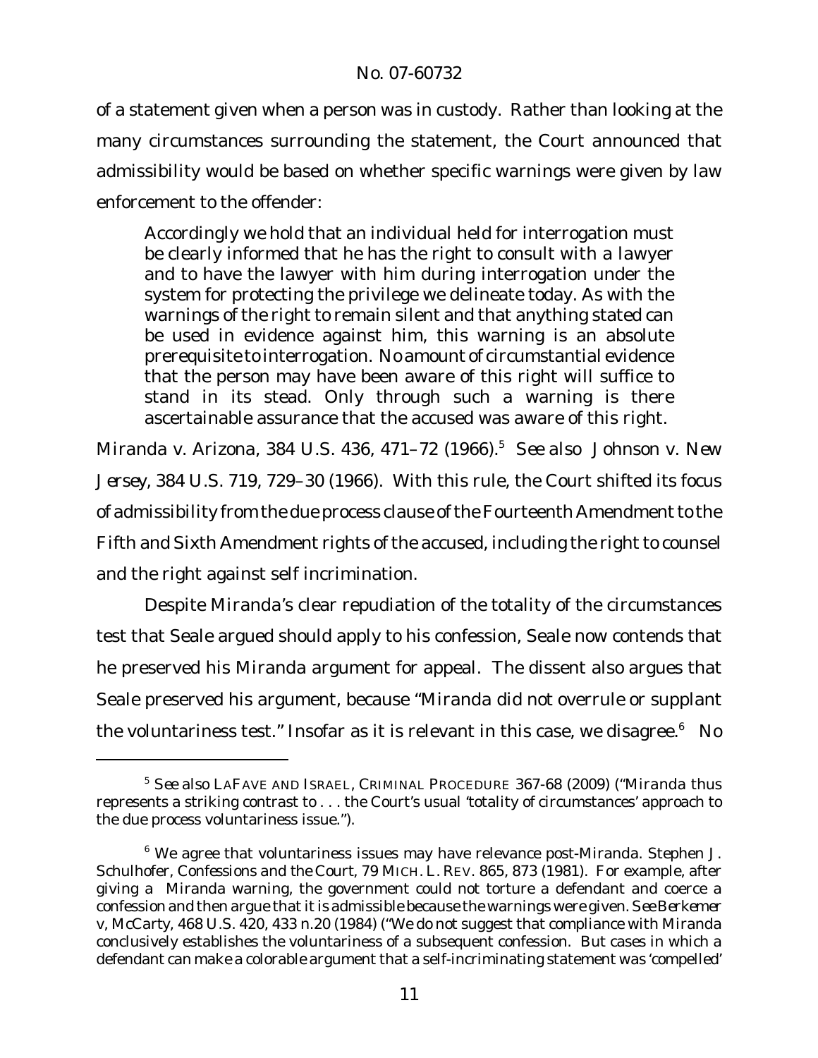of a statement given when a person was in custody. Rather than looking at the many circumstances surrounding the statement, the Court announced that admissibility would be based on whether specific warnings were given by law enforcement to the offender:

> Accordingly we hold that an individual held for interrogation must be clearly informed that he has the right to consult with a lawyer and to have the lawyer with him during interrogation under the system for protecting the privilege we delineate today. As with the warnings of the right to remain silent and that anything stated can be used in evidence against him, this warning is an absolute prerequisite to interrogation. No amount of circumstantial evidence that the person may have been aware of this right will suffice to stand in its stead. Only through such a warning is there ascertainable assurance that the accused was aware of this right.

*Miranda v. Arizona*, 384 U.S. 436, 471–72 (1966).[5] *See also Johnson v. New Jersey*, 384 U.S. 719, 729–30 (1966). With this rule, the Court shifted its focus of admissibility from the due process clause of the Fourteenth Amendment to the Fifth and Sixth Amendment rights of the accused, including the right to counsel and the right against self incrimination.

Despite *Miranda*'s clear repudiation of the totality of the circumstances test that Seale argued should apply to his confession, Seale now contends that he preserved his *Miranda* argument for appeal. The dissent also argues that Seale preserved his argument, because "*Miranda* did not overrule or supplant the voluntariness test." Insofar as it is relevant in this case, we disagree.[6] No

---

[5] *See also* LAFAVE AND ISRAEL, CRIMINAL PROCEDURE 367-68 (2009) ("*Miranda* thus represents a striking contrast to . . . the Court's usual 'totality of circumstances' approach to the due process voluntariness issue.").

[6] We agree that voluntariness issues may have relevance post-*Miranda*. Stephen J. Schulhofer, *Confessions and the Court*, 79 MICH. L. REV. 865, 873 (1981). For example, after giving a *Miranda* warning, the government could not torture a defendant and coerce a confession and then argue that it is admissible because the warnings were given. *See Berkemer v, McCarty*, 468 U.S. 420, 433 n.20 (1984) ("We do not suggest that compliance with *Miranda* conclusively establishes the voluntariness of a subsequent confession. But cases in which a defendant can make a colorable argument that a self-incriminating statement was 'compelled'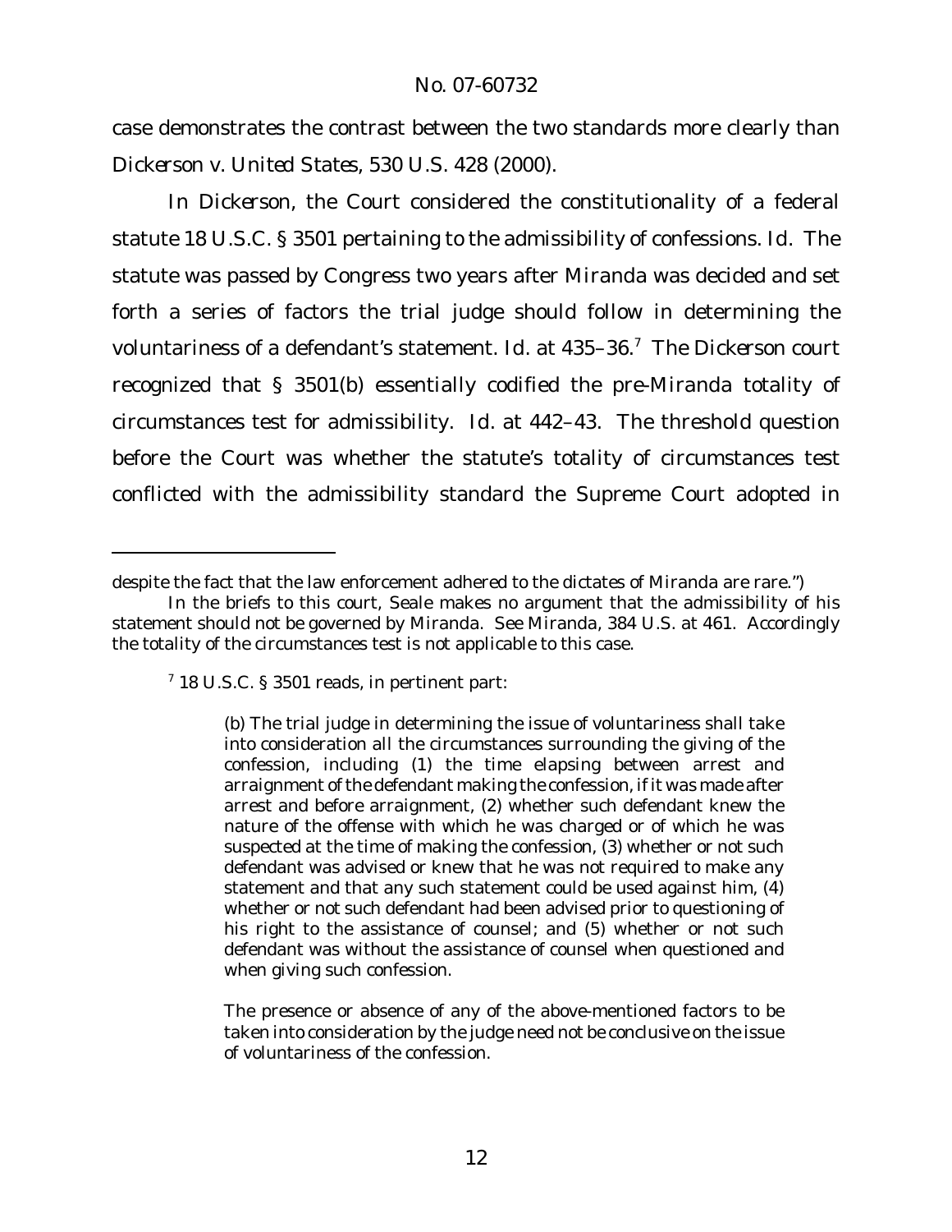case demonstrates the contrast between the two standards more clearly than *Dickerson v. United States*, 530 U.S. 428 (2000).

In *Dickerson*, the Court considered the constitutionality of a federal statute 18 U.S.C. § 3501 pertaining to the admissibility of confessions. *Id.* The statute was passed by Congress two years after *Miranda* was decided and set forth a series of factors the trial judge should follow in determining the voluntariness of a defendant's statement. *Id.* at 435–36.[7] The *Dickerson* court recognized that § 3501(b) essentially codified the pre-*Miranda* totality of circumstances test for admissibility. *Id.* at 442–43. The threshold question before the Court was whether the statute's totality of circumstances test conflicted with the admissibility standard the Supreme Court adopted in

---

despite the fact that the law enforcement adhered to the dictates of Miranda are rare.")

In the briefs to this court, Seale makes no argument that the admissibility of his statement should not be governed by *Miranda*. *See Miranda*, 384 U.S. at 461. Accordingly the totality of the circumstances test is not applicable to this case.

[7] 18 U.S.C. § 3501 reads, in pertinent part:

> (b) The trial judge in determining the issue of voluntariness shall take into consideration all the circumstances surrounding the giving of the confession, including (1) the time elapsing between arrest and arraignment of the defendant making the confession, if it was made after arrest and before arraignment, (2) whether such defendant knew the nature of the offense with which he was charged or of which he was suspected at the time of making the confession, (3) whether or not such defendant was advised or knew that he was not required to make any statement and that any such statement could be used against him, (4) whether or not such defendant had been advised prior to questioning of his right to the assistance of counsel; and (5) whether or not such defendant was without the assistance of counsel when questioned and when giving such confession.
>
> The presence or absence of any of the above-mentioned factors to be taken into consideration by the judge need not be conclusive on the issue of voluntariness of the confession.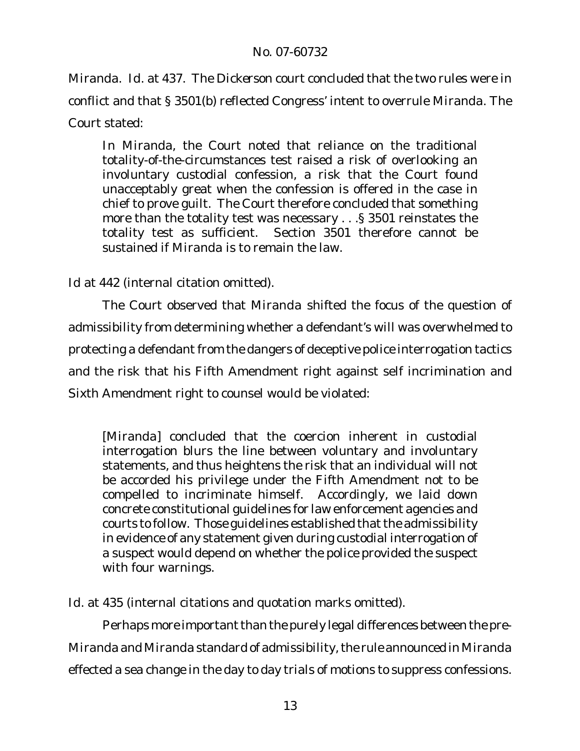*Miranda*. *Id.* at 437. The *Dickerson* court concluded that the two rules were in conflict and that § 3501(b) reflected Congress' intent to overrule *Miranda*. The Court stated:

> In *Miranda*, the Court noted that reliance on the traditional totality-of-the-circumstances test raised a risk of overlooking an involuntary custodial confession, a risk that the Court found unacceptably great when the confession is offered in the case in chief to prove guilt. The Court therefore concluded that something more than the totality test was necessary . . .§ 3501 reinstates the totality test as sufficient. Section 3501 therefore cannot be sustained if *Miranda* is to remain the law.

*Id* at 442 (internal citation omitted).

The Court observed that *Miranda* shifted the focus of the question of admissibility from determining whether a defendant's will was overwhelmed to protecting a defendant from the dangers of deceptive police interrogation tactics and the risk that his Fifth Amendment right against self incrimination and Sixth Amendment right to counsel would be violated:

> [*Miranda*] concluded that the coercion inherent in custodial interrogation blurs the line between voluntary and involuntary statements, and thus heightens the risk that an individual will not be accorded his privilege under the Fifth Amendment not to be compelled to incriminate himself. Accordingly, we laid down concrete constitutional guidelines for law enforcement agencies and courts to follow. Those guidelines established that the admissibility in evidence of any statement given during custodial interrogation of a suspect would depend on whether the police provided the suspect with four warnings.

*Id.* at 435 (internal citations and quotation marks omitted).

Perhaps more important than the purely legal differences between the pre-*Miranda* and *Miranda* standard of admissibility, the rule announced in *Miranda* effected a sea change in the day to day trials of motions to suppress confessions.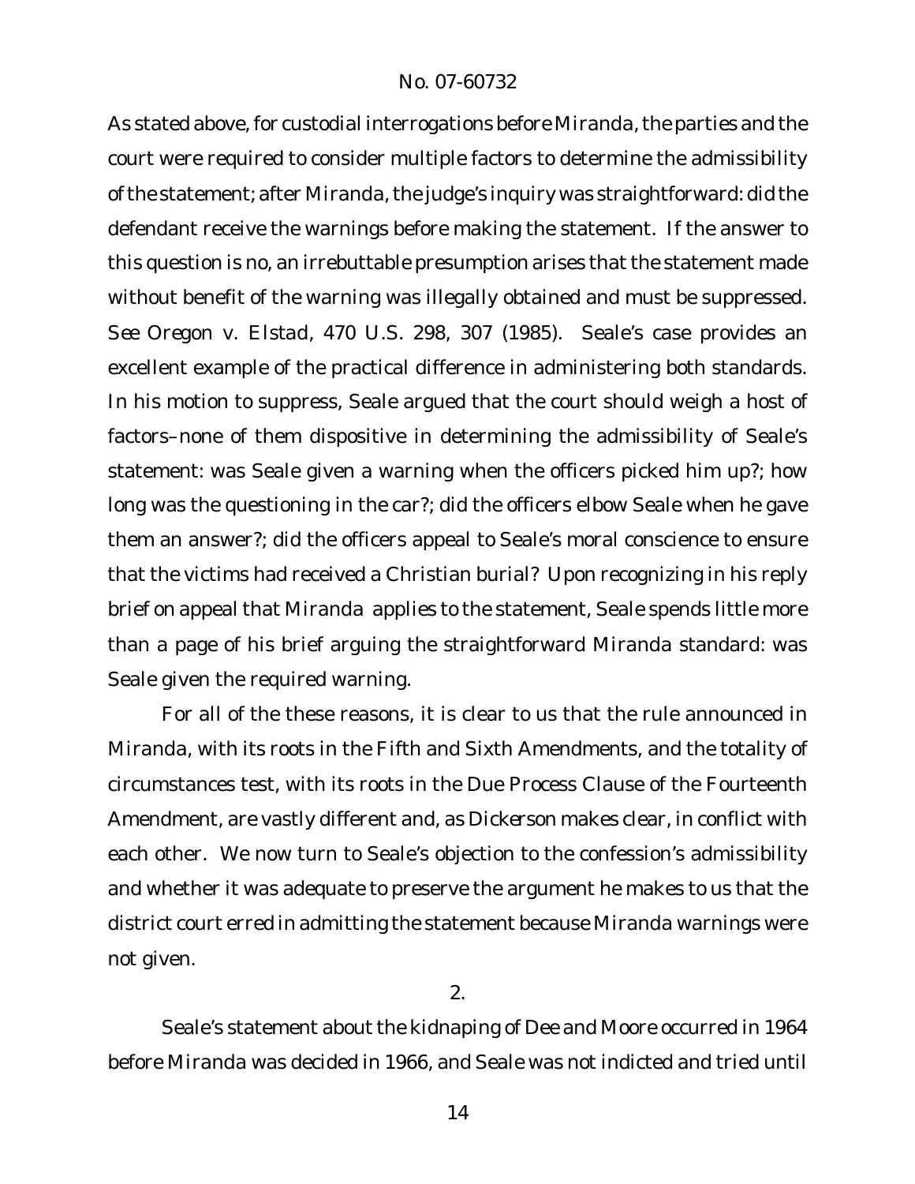As stated above, for custodial interrogations before *Miranda*, the parties and the court were required to consider multiple factors to determine the admissibility of the statement; after *Miranda*, the judge's inquiry was straightforward: did the defendant receive the warnings before making the statement. If the answer to this question is no, an irrebuttable presumption arises that the statement made without benefit of the warning was illegally obtained and must be suppressed. *See Oregon v. Elstad*, 470 U.S. 298, 307 (1985). Seale's case provides an excellent example of the practical difference in administering both standards. In his motion to suppress, Seale argued that the court should weigh a host of factors–none of them dispositive in determining the admissibility of Seale's statement: was Seale given a warning when the officers picked him up?; how long was the questioning in the car?; did the officers elbow Seale when he gave them an answer?; did the officers appeal to Seale's moral conscience to ensure that the victims had received a Christian burial? Upon recognizing in his reply brief on appeal that *Miranda* applies to the statement, Seale spends little more than a page of his brief arguing the straightforward *Miranda* standard: was Seale given the required warning.

For all of the these reasons, it is clear to us that the rule announced in *Miranda*, with its roots in the Fifth and Sixth Amendments, and the totality of circumstances test, with its roots in the Due Process Clause of the Fourteenth Amendment, are vastly different and, as *Dickerson* makes clear, in conflict with each other. We now turn to Seale's objection to the confession's admissibility and whether it was adequate to preserve the argument he makes to us that the district court erred in admitting the statement because *Miranda* warnings were not given.

2.

Seale's statement about the kidnaping of Dee and Moore occurred in 1964 before *Miranda* was decided in 1966, and Seale was not indicted and tried until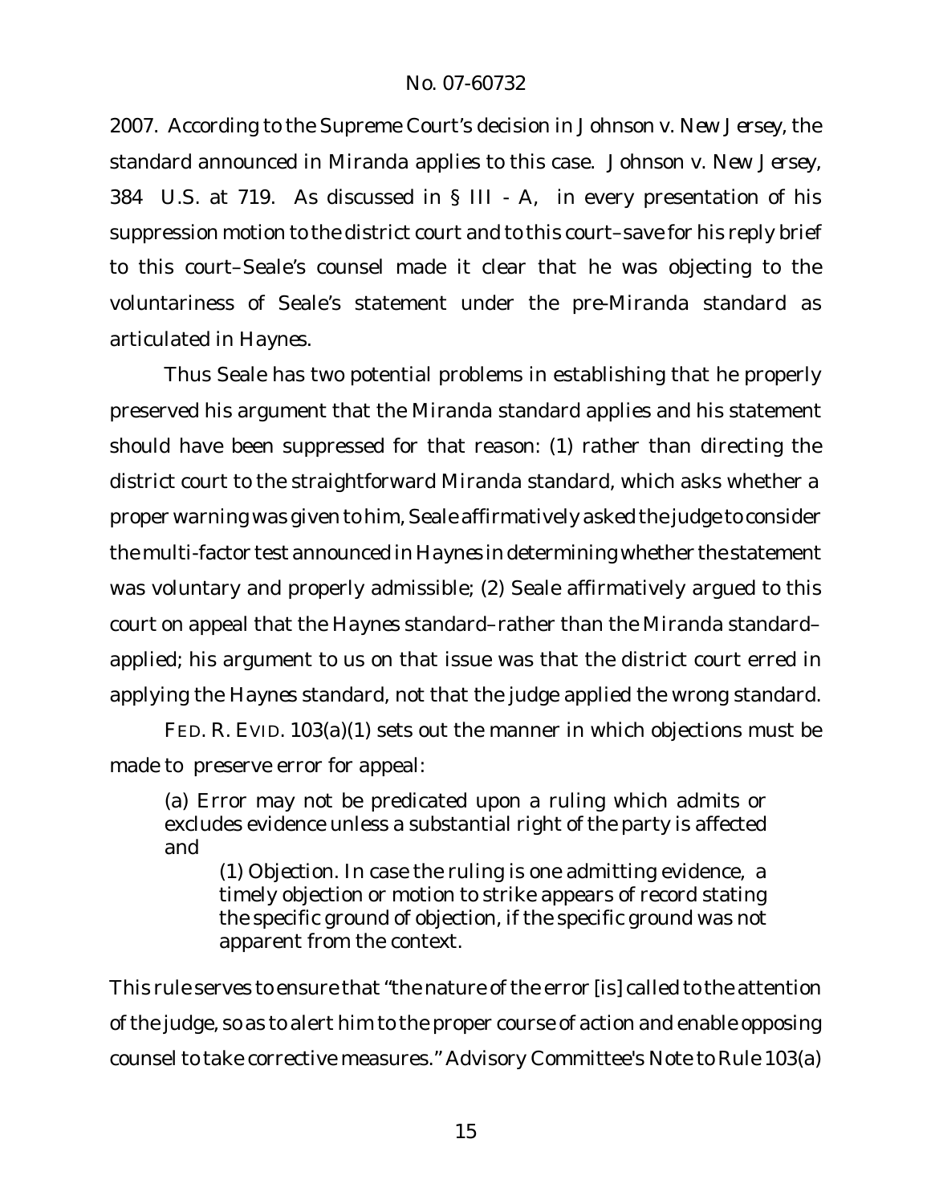2007. According to the Supreme Court's decision in *Johnson v. New Jersey*, the standard announced in *Miranda* applies to this case. *Johnson v. New Jersey*, 384 U.S. at 719. As discussed in § III - A, in every presentation of his suppression motion to the district court and to this court–save for his reply brief to this court–Seale's counsel made it clear that he was objecting to the voluntariness of Seale's statement under the pre-*Miranda* standard as articulated in *Haynes*.

Thus Seale has two potential problems in establishing that he properly preserved his argument that the *Miranda* standard applies and his statement should have been suppressed for that reason: (1) rather than directing the district court to the straightforward *Miranda* standard, which asks whether a proper warning was given to him, Seale affirmatively asked the judge to consider the multi-factor test announced in *Haynes* in determining whether the statement was voluntary and properly admissible; (2) Seale affirmatively argued to this court on appeal that the *Haynes* standard–rather than the *Miranda* standard–applied; his argument to us on that issue was that the district court erred in applying the *Haynes* standard, not that the judge applied the wrong standard.

FED. R. EVID. 103(a)(1) sets out the manner in which objections must be made to preserve error for appeal:

> (a) Error may not be predicated upon a ruling which admits or excludes evidence unless a substantial right of the party is affected and
>
> > (1) *Objection.* In case the ruling is one admitting evidence, a timely objection or motion to strike appears of record stating the specific ground of objection, if the specific ground was not apparent from the context.

This rule serves to ensure that "the nature of the error [is] called to the attention of the judge, so as to alert him to the proper course of action and enable opposing counsel to take corrective measures." Advisory Committee's Note to Rule 103(a)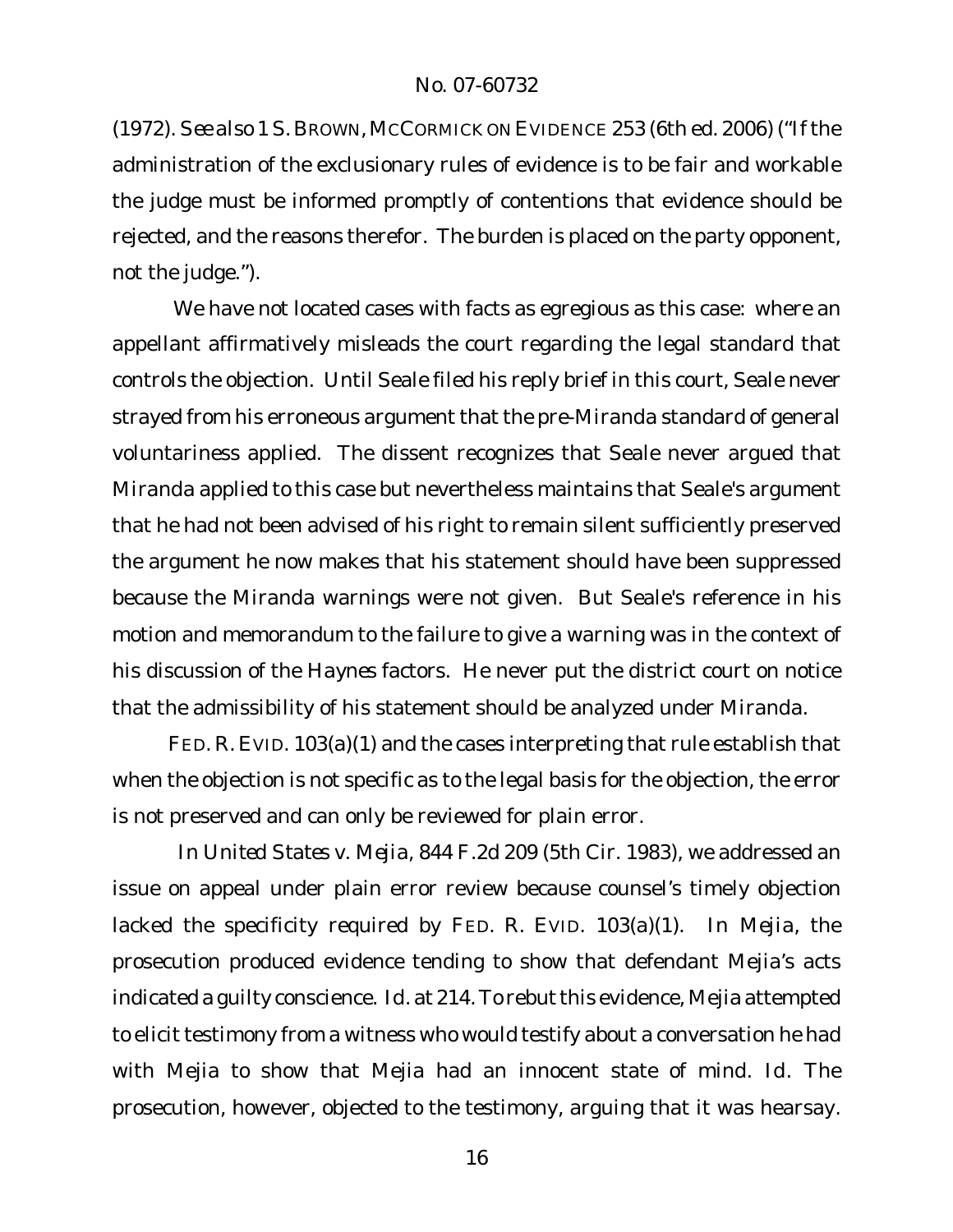(1972). *See also* 1 S. BROWN, MCCORMICK ON EVIDENCE 253 (6th ed. 2006) ("If the administration of the exclusionary rules of evidence is to be fair and workable the judge must be informed promptly of contentions that evidence should be rejected, and the reasons therefor. The burden is placed on the party opponent, not the judge.").

We have not located cases with facts as egregious as this case: where an appellant affirmatively misleads the court regarding the legal standard that controls the objection. Until Seale filed his reply brief in this court, Seale never strayed from his erroneous argument that the pre-*Miranda* standard of general voluntariness applied. The dissent recognizes that Seale never argued that *Miranda* applied to this case but nevertheless maintains that Seale's argument that he had not been advised of his right to remain silent sufficiently preserved the argument he now makes that his statement should have been suppressed because the *Miranda* warnings were not given. But Seale's reference in his motion and memorandum to the failure to give a warning was in the context of his discussion of the *Haynes* factors. He never put the district court on notice that the admissibility of his statement should be analyzed under *Miranda*.

FED. R. EVID. 103(a)(1) and the cases interpreting that rule establish that when the objection is not specific as to the legal basis for the objection, the error is not preserved and can only be reviewed for plain error.

In *United States v. Mejia*, 844 F.2d 209 (5th Cir. 1983), we addressed an issue on appeal under plain error review because counsel's timely objection lacked the specificity required by FED. R. EVID. 103(a)(1). In *Mejia*, the prosecution produced evidence tending to show that defendant Mejia's acts indicated a guilty conscience. *Id.* at 214. To rebut this evidence, Mejia attempted to elicit testimony from a witness who would testify about a conversation he had with Mejia to show that Mejia had an innocent state of mind. *Id.* The prosecution, however, objected to the testimony, arguing that it was hearsay.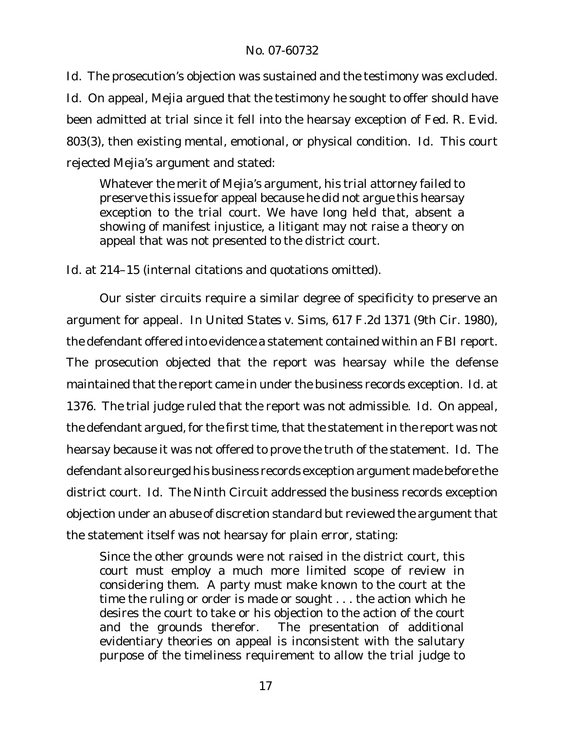*Id.* The prosecution's objection was sustained and the testimony was excluded. *Id.* On appeal, Mejia argued that the testimony he sought to offer should have been admitted at trial since it fell into the hearsay exception of Fed. R. Evid. 803(3), then existing mental, emotional, or physical condition. *Id.* This court rejected Mejia's argument and stated:

> Whatever the merit of Mejia's argument, his trial attorney failed to preserve this issue for appeal because he did not argue this hearsay exception to the trial court. We have long held that, absent a showing of manifest injustice, a litigant may not raise a theory on appeal that was not presented to the district court.

*Id.* at 214–15 (internal citations and quotations omitted).

Our sister circuits require a similar degree of specificity to preserve an argument for appeal. In *United States v. Sims*, 617 F.2d 1371 (9th Cir. 1980), the defendant offered into evidence a statement contained within an FBI report. The prosecution objected that the report was hearsay while the defense maintained that the report came in under the business records exception. *Id.* at 1376. The trial judge ruled that the report was not admissible. *Id.* On appeal, the defendant argued, for the first time, that the statement in the report was not hearsay because it was not offered to prove the truth of the statement. *Id.* The defendant also reurged his business records exception argument made before the district court. *Id.* The Ninth Circuit addressed the business records exception objection under an abuse of discretion standard but reviewed the argument that the statement itself was not hearsay for plain error, stating:

> Since the other grounds were not raised in the district court, this court must employ a much more limited scope of review in considering them. A party must make known to the court at the time the ruling or order is made or sought . . . the action which he desires the court to take or his objection to the action of the court and the grounds therefor. The presentation of additional evidentiary theories on appeal is inconsistent with the salutary purpose of the timeliness requirement to allow the trial judge to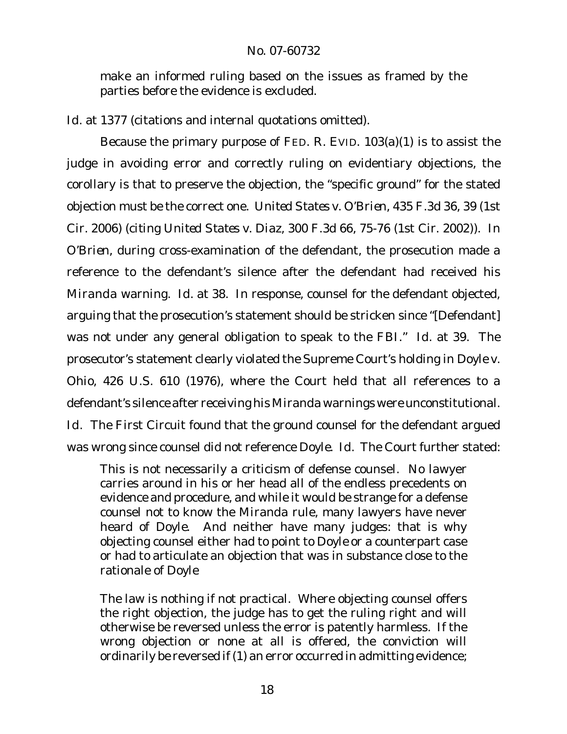make an informed ruling based on the issues as framed by the parties before the evidence is excluded.

*Id.* at 1377 (citations and internal quotations omitted).

Because the primary purpose of FED. R. EVID. 103(a)(1) is to assist the judge in avoiding error and correctly ruling on evidentiary objections, the corollary is that to preserve the objection, the "specific ground" for the stated objection must be the correct one. *United States v. O'Brien*, 435 F.3d 36, 39 (1st Cir. 2006) (citing *United States v. Diaz*, 300 F.3d 66, 75-76 (1st Cir. 2002)). In *O'Brien*, during cross-examination of the defendant, the prosecution made a reference to the defendant's silence after the defendant had received his *Miranda* warning. *Id.* at 38. In response, counsel for the defendant objected, arguing that the prosecution's statement should be stricken since "[Defendant] was not under any general obligation to speak to the FBI." *Id.* at 39. The prosecutor's statement clearly violated the Supreme Court's holding in *Doyle v. Ohio*, 426 U.S. 610 (1976), where the Court held that all references to a defendant's silence after receiving his *Miranda* warnings were unconstitutional. *Id.* The First Circuit found that the ground counsel for the defendant argued was wrong since counsel did not reference *Doyle*. *Id.* The Court further stated:

> This is not necessarily a criticism of defense counsel. No lawyer carries around in his or her head all of the endless precedents on evidence and procedure, and while it would be strange for a defense counsel not to know the *Miranda* rule, many lawyers have never heard of *Doyle*. And neither have many judges: that is why objecting counsel either had to point to *Doyle* or a counterpart case or had to articulate an objection that was in substance close to the rationale of *Doyle*
>
> The law is nothing if not practical. Where objecting counsel offers the right objection, the judge has to get the ruling right and will otherwise be reversed unless the error is patently harmless. If the wrong objection or none at all is offered, the conviction will ordinarily be reversed if (1) an error occurred in admitting evidence;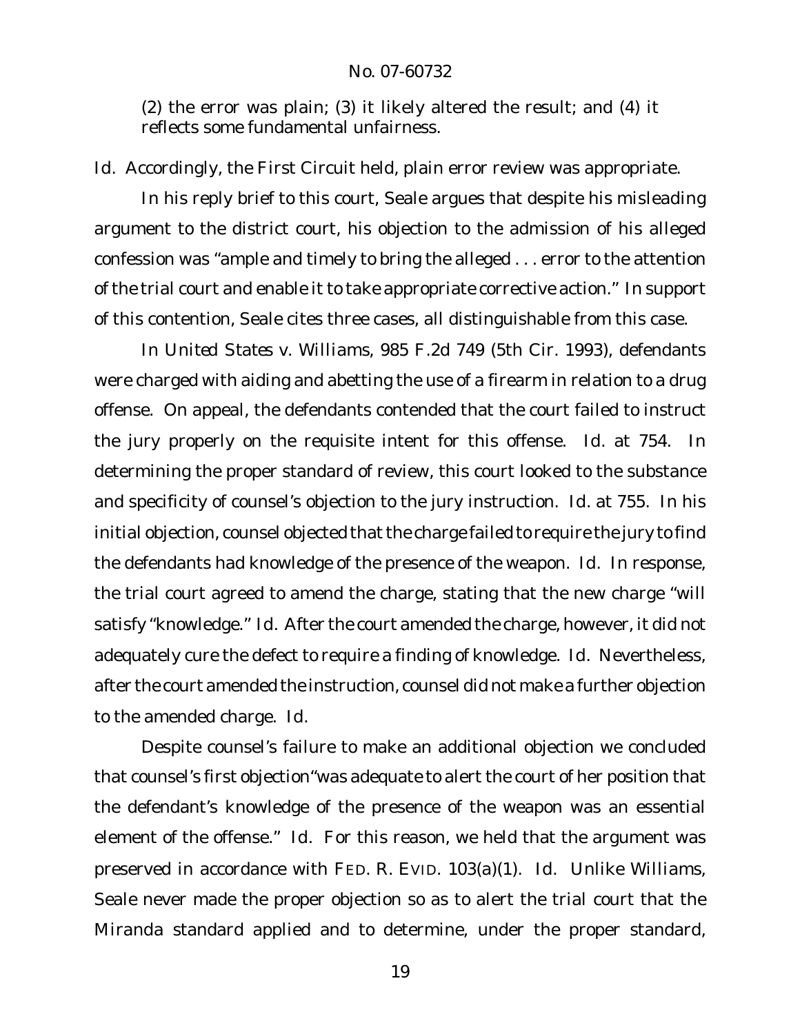(2) the error was plain; (3) it likely altered the result; and (4) it reflects some fundamental unfairness.

*Id.* Accordingly, the First Circuit held, plain error review was appropriate.

In his reply brief to this court, Seale argues that despite his misleading argument to the district court, his objection to the admission of his alleged confession was "ample and timely to bring the alleged . . . error to the attention of the trial court and enable it to take appropriate corrective action." In support of this contention, Seale cites three cases, all distinguishable from this case.

In *United States v. Williams*, 985 F.2d 749 (5th Cir. 1993), defendants were charged with aiding and abetting the use of a firearm in relation to a drug offense. On appeal, the defendants contended that the court failed to instruct the jury properly on the requisite intent for this offense. *Id.* at 754. In determining the proper standard of review, this court looked to the substance and specificity of counsel's objection to the jury instruction. *Id.* at 755. In his initial objection, counsel objected that the charge failed to require the jury to find the defendants had knowledge of the presence of the weapon. *Id.* In response, the trial court agreed to amend the charge, stating that the new charge "will satisfy "knowledge." *Id.* After the court amended the charge, however, it did not adequately cure the defect to require a finding of knowledge. *Id.* Nevertheless, after the court amended the instruction, counsel did not make a further objection to the amended charge. *Id.*

Despite counsel's failure to make an additional objection we concluded that counsel's first objection"was adequate to alert the court of her position that the defendant's knowledge of the presence of the weapon was an essential element of the offense." *Id.* For this reason, we held that the argument was preserved in accordance with FED. R. EVID. 103(a)(1). *Id.* Unlike *Williams*, Seale never made the proper objection so as to alert the trial court that the *Miranda* standard applied and to determine, under the proper standard,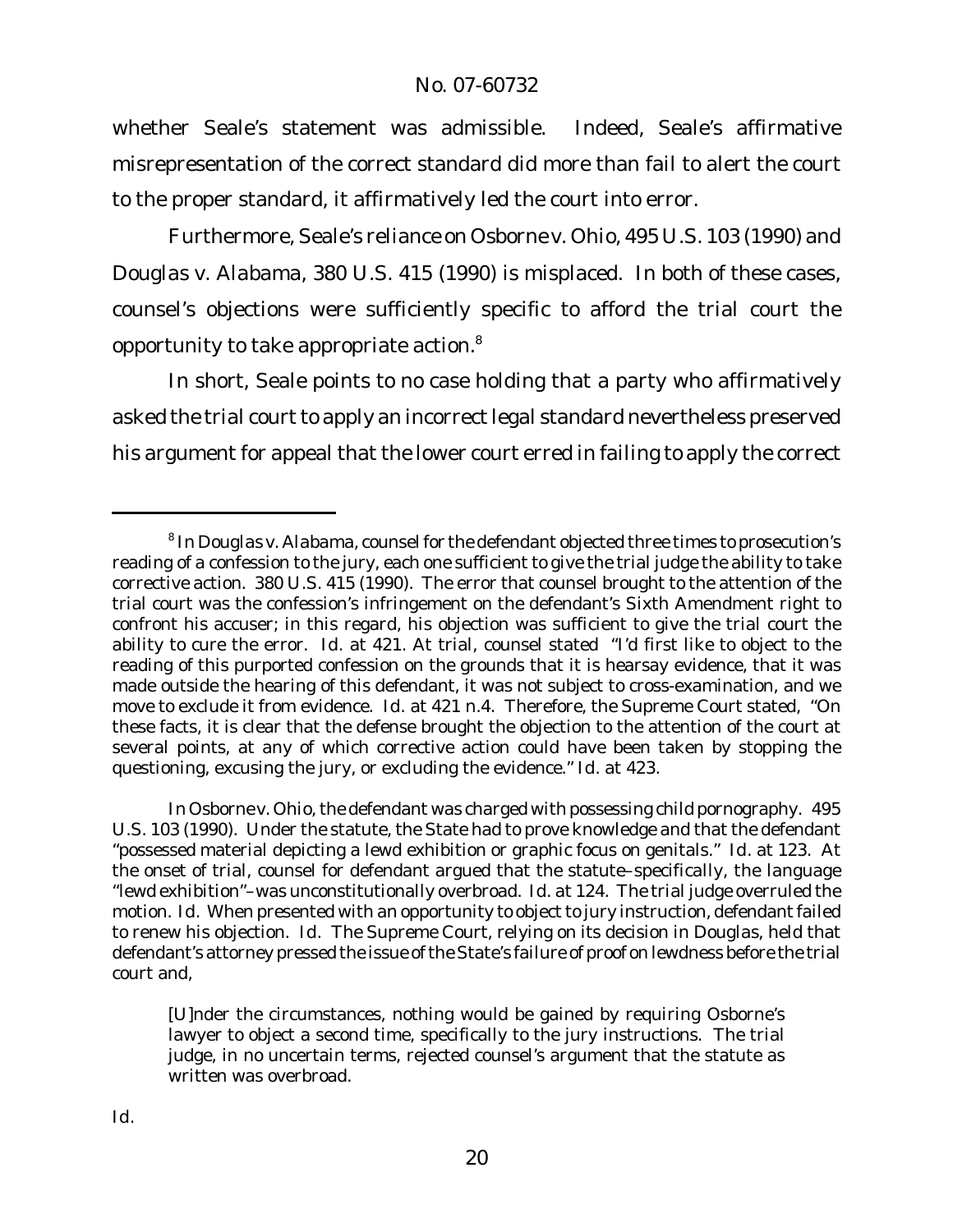whether Seale's statement was admissible. Indeed, Seale's affirmative misrepresentation of the correct standard did more than fail to alert the court to the proper standard, it affirmatively led the court into error.

Furthermore, Seale's reliance on *Osborne v. Ohio*, 495 U.S. 103 (1990) and *Douglas v. Alabama*, 380 U.S. 415 (1990) is misplaced. In both of these cases, counsel's objections were sufficiently specific to afford the trial court the opportunity to take appropriate action.[8]

In short, Seale points to no case holding that a party who affirmatively asked the trial court to apply an incorrect legal standard nevertheless preserved his argument for appeal that the lower court erred in failing to apply the correct

---

[8] In *Douglas v. Alabama*, counsel for the defendant objected three times to prosecution's reading of a confession to the jury, each one sufficient to give the trial judge the ability to take corrective action. 380 U.S. 415 (1990). The error that counsel brought to the attention of the trial court was the confession's infringement on the defendant's Sixth Amendment right to confront his accuser; in this regard, his objection was sufficient to give the trial court the ability to cure the error. *Id.* at 421. At trial, counsel stated "I'd first like to object to the reading of this purported confession on the grounds that it is hearsay evidence, that it was made outside the hearing of this defendant, it was not subject to cross-examination, and we move to exclude it from evidence. *Id.* at 421 n.4. Therefore, the Supreme Court stated, "On these facts, it is clear that the defense brought the objection to the attention of the court at several points, at any of which corrective action could have been taken by stopping the questioning, excusing the jury, or excluding the evidence." *Id.* at 423.

In *Osborne v. Ohio*, the defendant was charged with possessing child pornography. 495 U.S. 103 (1990). Under the statute, the State had to prove knowledge and that the defendant "possessed material depicting a lewd exhibition or graphic focus on genitals." *Id.* at 123. At the onset of trial, counsel for defendant argued that the statute–specifically, the language "lewd exhibition"–was unconstitutionally overbroad. *Id.* at 124. The trial judge overruled the motion. *Id.* When presented with an opportunity to object to jury instruction, defendant failed to renew his objection. *Id.* The Supreme Court, relying on its decision in *Douglas*, held that defendant's attorney pressed the issue of the State's failure of proof on lewdness before the trial court and,

> [U]nder the circumstances, nothing would be gained by requiring Osborne's lawyer to object a second time, specifically to the jury instructions. The trial judge, in no uncertain terms, rejected counsel's argument that the statute as written was overbroad.

*Id.*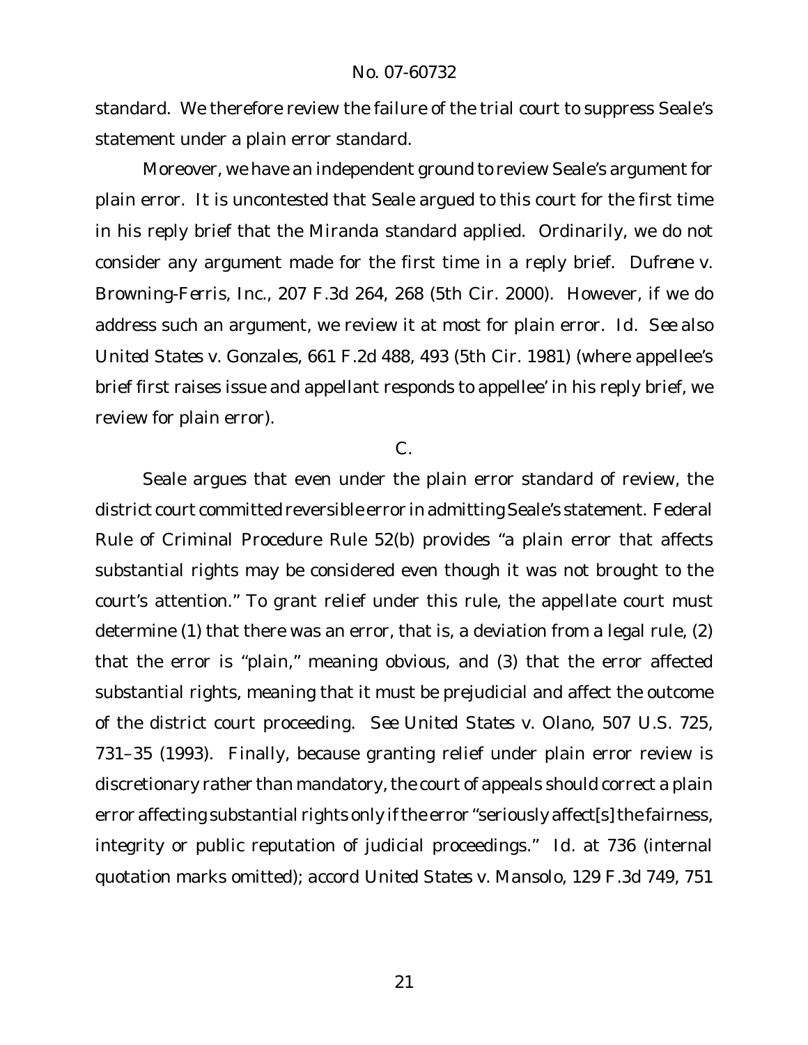standard. We therefore review the failure of the trial court to suppress Seale's statement under a plain error standard.

Moreover, we have an independent ground to review Seale's argument for plain error. It is uncontested that Seale argued to this court for the first time in his reply brief that the *Miranda* standard applied. Ordinarily, we do not consider any argument made for the first time in a reply brief. *Dufrene v. Browning-Ferris, Inc.*, 207 F.3d 264, 268 (5th Cir. 2000). However, if we do address such an argument, we review it at most for plain error. *Id. See also United States v. Gonzales*, 661 F.2d 488, 493 (5th Cir. 1981) (where appellee's brief first raises issue and appellant responds to appellee' in his reply brief, we review for plain error).

C.

Seale argues that even under the plain error standard of review, the district court committed reversible error in admitting Seale's statement. Federal Rule of Criminal Procedure Rule 52(b) provides "a plain error that affects substantial rights may be considered even though it was not brought to the court's attention." To grant relief under this rule, the appellate court must determine (1) that there was an error, that is, a deviation from a legal rule, (2) that the error is "plain," meaning obvious, and (3) that the error affected substantial rights, meaning that it must be prejudicial and affect the outcome of the district court proceeding. *See United States v. Olano*, 507 U.S. 725, 731–35 (1993). Finally, because granting relief under plain error review is discretionary rather than mandatory, the court of appeals should correct a plain error affecting substantial rights only if the error "seriously affect[s] the fairness, integrity or public reputation of judicial proceedings." *Id.* at 736 (internal quotation marks omitted); *accord United States v. Mansolo*, 129 F.3d 749, 751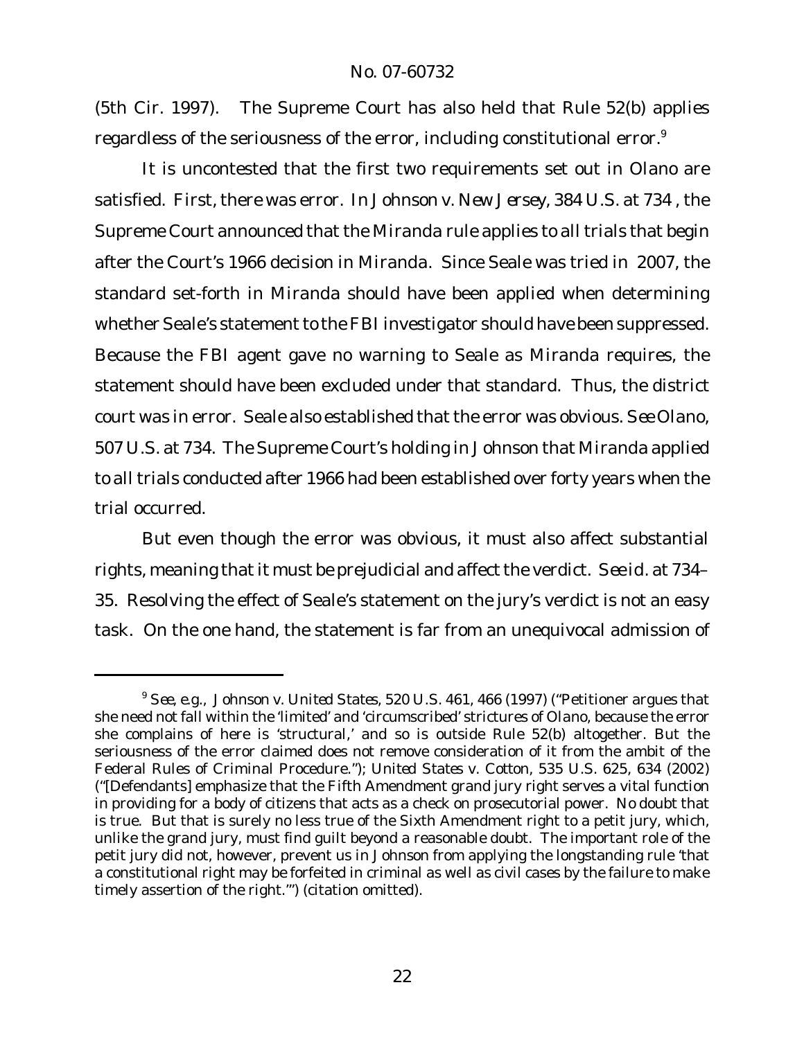(5th Cir. 1997). The Supreme Court has also held that Rule 52(b) applies regardless of the seriousness of the error, including constitutional error.[9]

It is uncontested that the first two requirements set out in *Olano* are satisfied. First, there was error. In *Johnson v. New Jersey*, 384 U.S. at 734 , the Supreme Court announced that the *Miranda* rule applies to all trials that begin after the Court's 1966 decision in *Miranda*. Since Seale was tried in 2007, the standard set-forth in *Miranda* should have been applied when determining whether Seale's statement to the FBI investigator should have been suppressed. Because the FBI agent gave no warning to Seale as *Miranda* requires, the statement should have been excluded under that standard. Thus, the district court was in error. Seale also established that the error was obvious. *See Olano*, 507 U.S. at 734. The Supreme Court's holding in *Johnson* that *Miranda* applied to all trials conducted after 1966 had been established over forty years when the trial occurred.

But even though the error was obvious, it must also affect substantial rights, meaning that it must be prejudicial and affect the verdict. *See id.* at 734–35. Resolving the effect of Seale's statement on the jury's verdict is not an easy task. On the one hand, the statement is far from an unequivocal admission of

---

[9] *See, e.g.*, *Johnson v. United States*, 520 U.S. 461, 466 (1997) ("Petitioner argues that she need not fall within the 'limited' and 'circumscribed' strictures of *Olano*, because the error she complains of here is 'structural,' and so is outside Rule 52(b) altogether. But the seriousness of the error claimed does not remove consideration of it from the ambit of the Federal Rules of Criminal Procedure."); *United States v. Cotton*, 535 U.S. 625, 634 (2002) ("[Defendants] emphasize that the Fifth Amendment grand jury right serves a vital function in providing for a body of citizens that acts as a check on prosecutorial power. No doubt that is true. But that is surely no less true of the Sixth Amendment right to a petit jury, which, unlike the grand jury, must find guilt beyond a reasonable doubt. The important role of the petit jury did not, however, prevent us in *Johnson* from applying the longstanding rule 'that a constitutional right may be forfeited in criminal as well as civil cases by the failure to make timely assertion of the right.'") (citation omitted).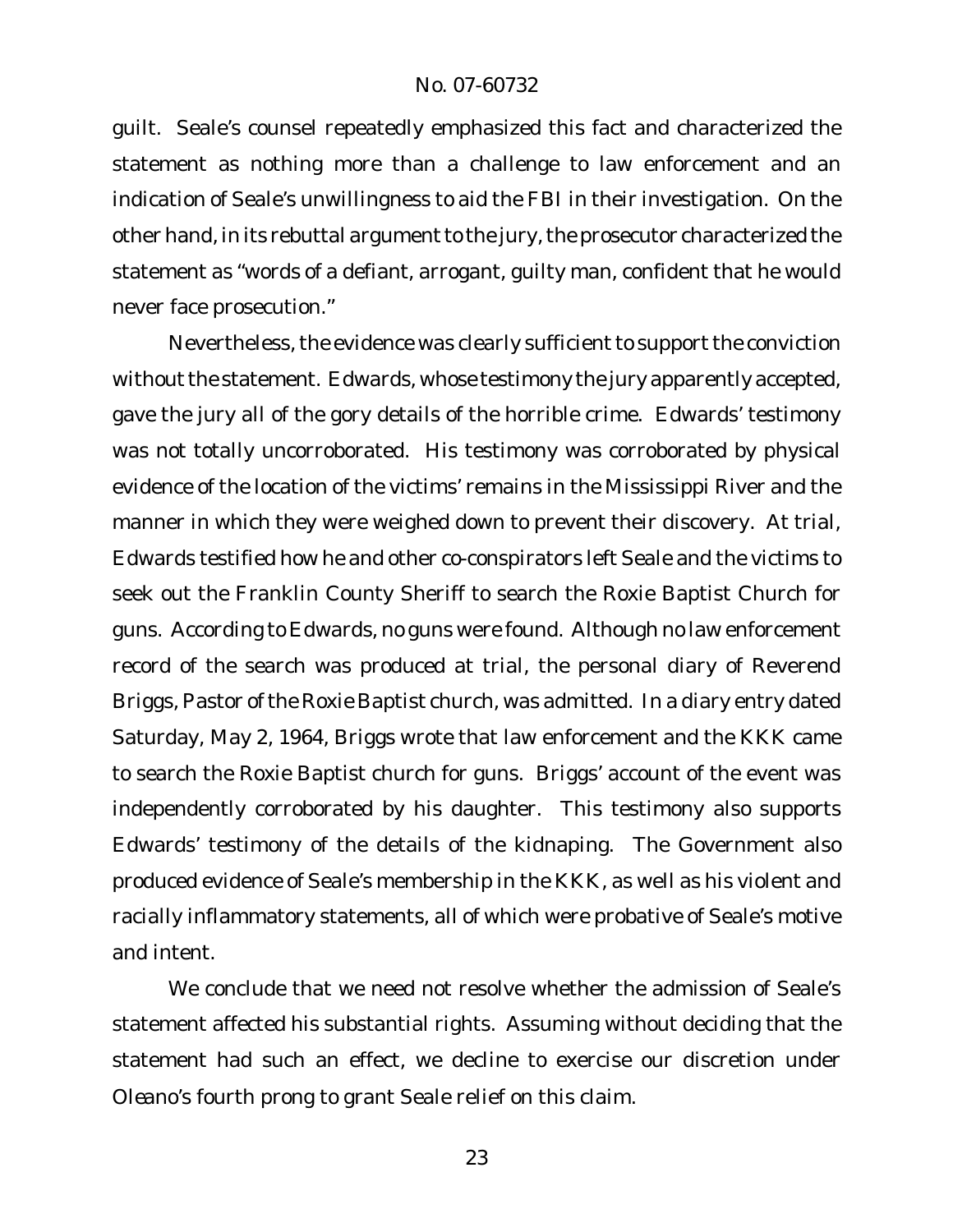guilt. Seale's counsel repeatedly emphasized this fact and characterized the statement as nothing more than a challenge to law enforcement and an indication of Seale's unwillingness to aid the FBI in their investigation. On the other hand, in its rebuttal argument to the jury, the prosecutor characterized the statement as "words of a defiant, arrogant, guilty man, confident that he would never face prosecution."

Nevertheless, the evidence was clearly sufficient to support the conviction without the statement. Edwards, whose testimony the jury apparently accepted, gave the jury all of the gory details of the horrible crime. Edwards' testimony was not totally uncorroborated. His testimony was corroborated by physical evidence of the location of the victims' remains in the Mississippi River and the manner in which they were weighed down to prevent their discovery. At trial, Edwards testified how he and other co-conspirators left Seale and the victims to seek out the Franklin County Sheriff to search the Roxie Baptist Church for guns. According to Edwards, no guns were found. Although no law enforcement record of the search was produced at trial, the personal diary of Reverend Briggs, Pastor of the Roxie Baptist church, was admitted. In a diary entry dated Saturday, May 2, 1964, Briggs wrote that law enforcement and the KKK came to search the Roxie Baptist church for guns. Briggs' account of the event was independently corroborated by his daughter. This testimony also supports Edwards' testimony of the details of the kidnaping. The Government also produced evidence of Seale's membership in the KKK, as well as his violent and racially inflammatory statements, all of which were probative of Seale's motive and intent.

We conclude that we need not resolve whether the admission of Seale's statement affected his substantial rights. Assuming without deciding that the statement had such an effect, we decline to exercise our discretion under *Oleano*'s fourth prong to grant Seale relief on this claim.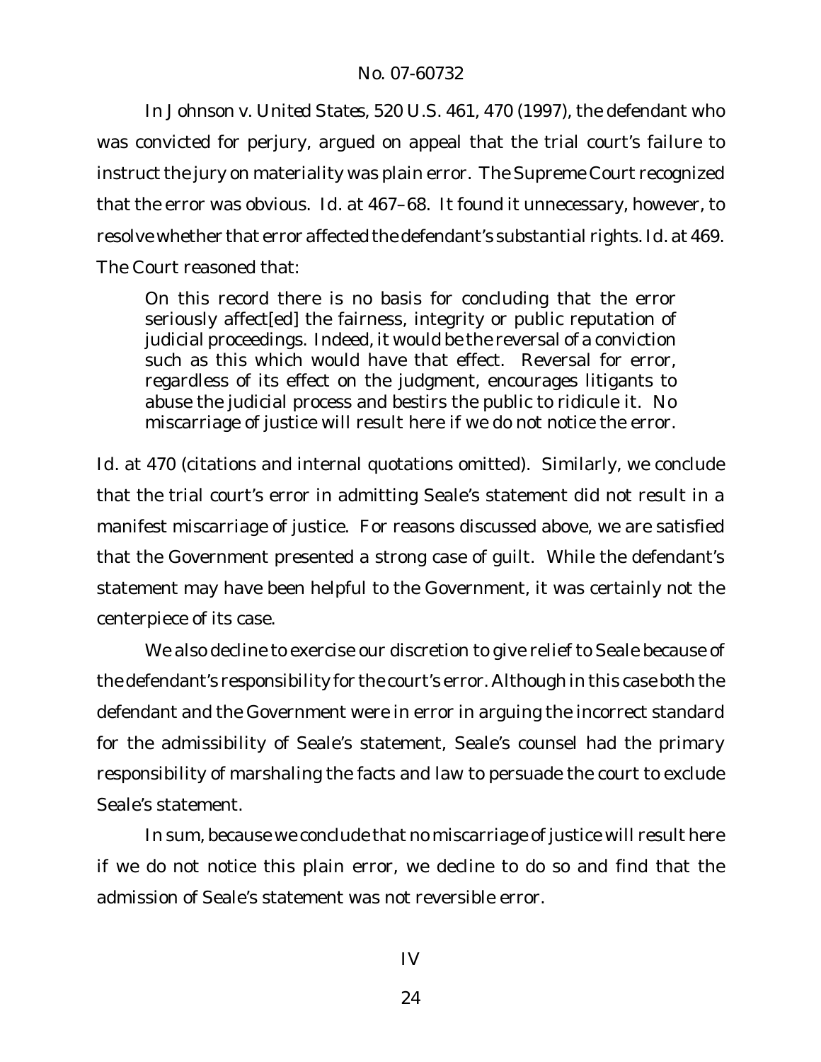In *Johnson v. United States*, 520 U.S. 461, 470 (1997), the defendant who was convicted for perjury, argued on appeal that the trial court's failure to instruct the jury on materiality was plain error. The Supreme Court recognized that the error was obvious. *Id.* at 467–68. It found it unnecessary, however, to resolve whether that error affected the defendant's substantial rights. *Id.* at 469. The Court reasoned that:

> On this record there is no basis for concluding that the error seriously affect[ed] the fairness, integrity or public reputation of judicial proceedings. Indeed, it would be the reversal of a conviction such as this which would have that effect. Reversal for error, regardless of its effect on the judgment, encourages litigants to abuse the judicial process and bestirs the public to ridicule it. No miscarriage of justice will result here if we do not notice the error.

*Id.* at 470 (citations and internal quotations omitted). Similarly, we conclude that the trial court's error in admitting Seale's statement did not result in a manifest miscarriage of justice. For reasons discussed above, we are satisfied that the Government presented a strong case of guilt. While the defendant's statement may have been helpful to the Government, it was certainly not the centerpiece of its case.

We also decline to exercise our discretion to give relief to Seale because of the defendant's responsibility for the court's error. Although in this case both the defendant and the Government were in error in arguing the incorrect standard for the admissibility of Seale's statement, Seale's counsel had the primary responsibility of marshaling the facts and law to persuade the court to exclude Seale's statement.

In sum, because we conclude that no miscarriage of justice will result here if we do not notice this plain error, we decline to do so and find that the admission of Seale's statement was not reversible error.

## IV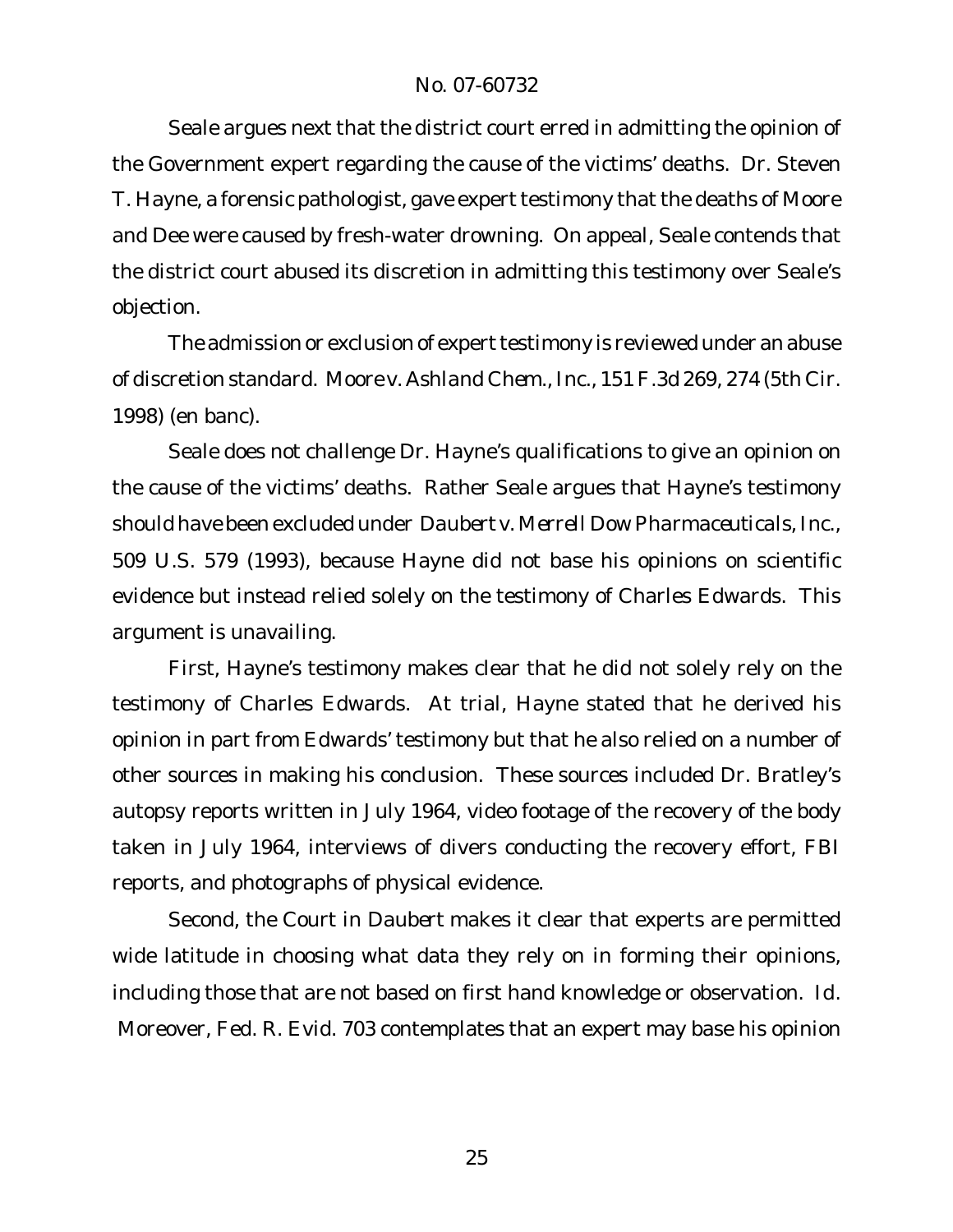Seale argues next that the district court erred in admitting the opinion of the Government expert regarding the cause of the victims' deaths. Dr. Steven T. Hayne, a forensic pathologist, gave expert testimony that the deaths of Moore and Dee were caused by fresh-water drowning. On appeal, Seale contends that the district court abused its discretion in admitting this testimony over Seale's objection.

The admission or exclusion of expert testimony is reviewed under an abuse of discretion standard. *Moore v. Ashland Chem., Inc.*, 151 F.3d 269, 274 (5th Cir. 1998) (en banc).

Seale does not challenge Dr. Hayne's qualifications to give an opinion on the cause of the victims' deaths. Rather Seale argues that Hayne's testimony should have been excluded under *Daubert v. Merrell Dow Pharmaceuticals, Inc.*, 509 U.S. 579 (1993), because Hayne did not base his opinions on scientific evidence but instead relied solely on the testimony of Charles Edwards. This argument is unavailing.

First, Hayne's testimony makes clear that he did not solely rely on the testimony of Charles Edwards. At trial, Hayne stated that he derived his opinion in part from Edwards' testimony but that he also relied on a number of other sources in making his conclusion. These sources included Dr. Bratley's autopsy reports written in July 1964, video footage of the recovery of the body taken in July 1964, interviews of divers conducting the recovery effort, FBI reports, and photographs of physical evidence.

Second, the Court in *Daubert* makes it clear that experts are permitted wide latitude in choosing what data they rely on in forming their opinions, including those that are not based on first hand knowledge or observation. *Id.* Moreover, Fed. R. Evid. 703 contemplates that an expert may base his opinion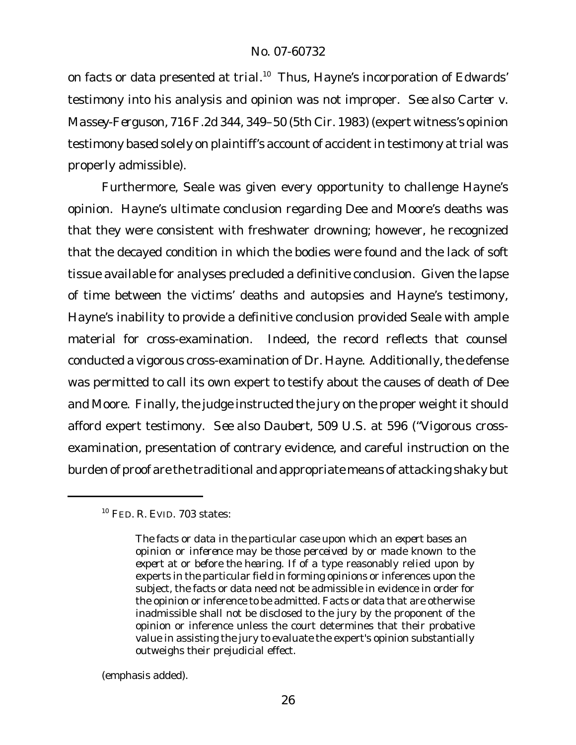on facts or data presented at trial.[10] Thus, Hayne's incorporation of Edwards' testimony into his analysis and opinion was not improper. *See also Carter v. Massey-Ferguson*, 716 F.2d 344, 349–50 (5th Cir. 1983) (expert witness's opinion testimony based solely on plaintiff's account of accident in testimony at trial was properly admissible).

Furthermore, Seale was given every opportunity to challenge Hayne's opinion. Hayne's ultimate conclusion regarding Dee and Moore's deaths was that they were consistent with freshwater drowning; however, he recognized that the decayed condition in which the bodies were found and the lack of soft tissue available for analyses precluded a definitive conclusion. Given the lapse of time between the victims' deaths and autopsies and Hayne's testimony, Hayne's inability to provide a definitive conclusion provided Seale with ample material for cross-examination. Indeed, the record reflects that counsel conducted a vigorous cross-examination of Dr. Hayne. Additionally, the defense was permitted to call its own expert to testify about the causes of death of Dee and Moore. Finally, the judge instructed the jury on the proper weight it should afford expert testimony. *See also Daubert*, 509 U.S. at 596 ("Vigorous cross-examination, presentation of contrary evidence, and careful instruction on the burden of proof are the traditional and appropriate means of attacking shaky but

---

[10] FED. R. EVID. 703 states:

> The facts or data in the particular case upon which an expert bases an opinion or inference may be those *perceived by or made known to the expert at or before the hearing*. If of a type reasonably relied upon by experts in the particular field in forming opinions or inferences upon the subject, the facts or data need not be admissible in evidence in order for the opinion or inference to be admitted. Facts or data that are otherwise inadmissible shall not be disclosed to the jury by the proponent of the opinion or inference unless the court determines that their probative value in assisting the jury to evaluate the expert's opinion substantially outweighs their prejudicial effect.

(emphasis added).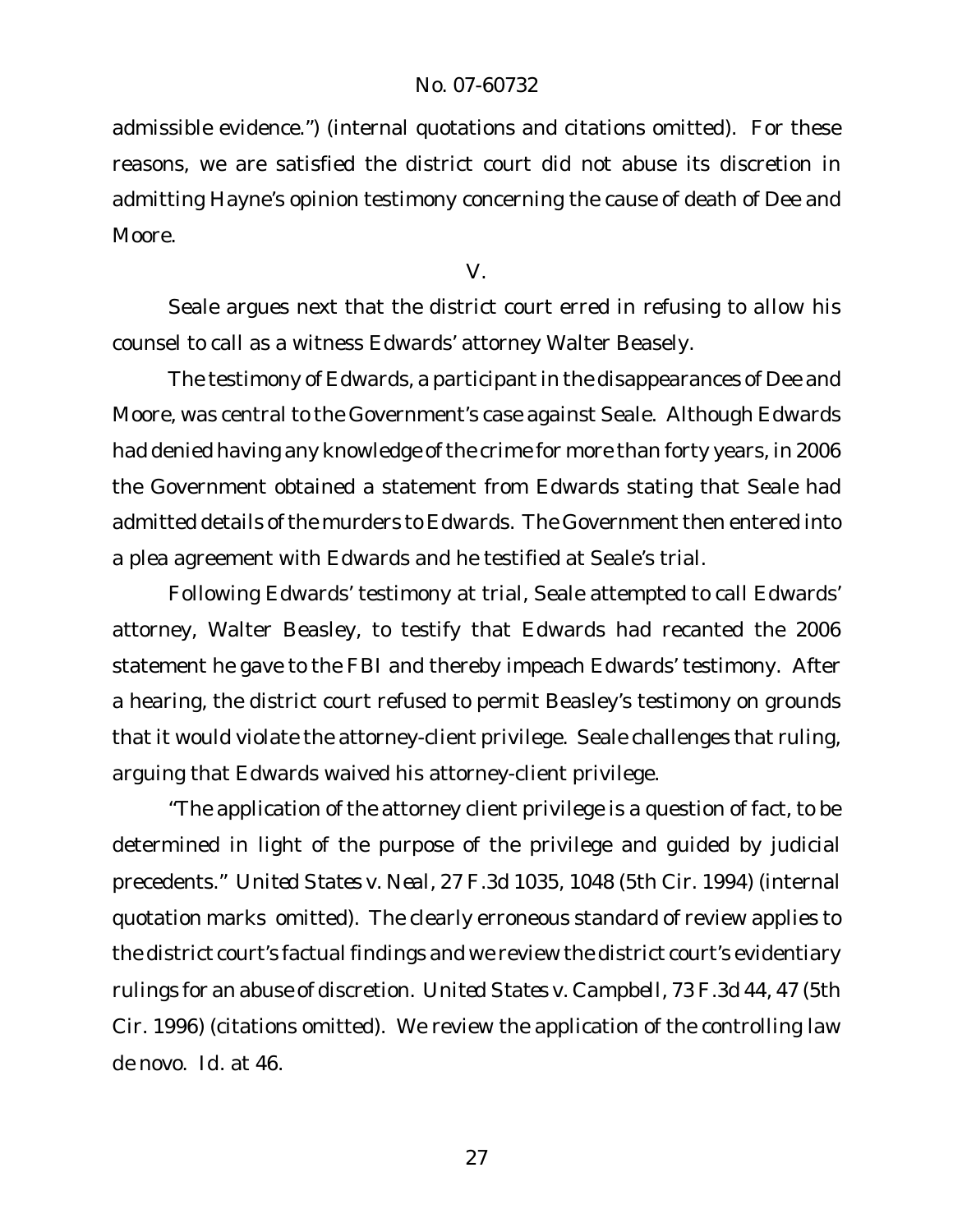admissible evidence.") (internal quotations and citations omitted). For these reasons, we are satisfied the district court did not abuse its discretion in admitting Hayne's opinion testimony concerning the cause of death of Dee and Moore.

V.

Seale argues next that the district court erred in refusing to allow his counsel to call as a witness Edwards' attorney Walter Beasely.

The testimony of Edwards, a participant in the disappearances of Dee and Moore, was central to the Government's case against Seale. Although Edwards had denied having any knowledge of the crime for more than forty years, in 2006 the Government obtained a statement from Edwards stating that Seale had admitted details of the murders to Edwards. The Government then entered into a plea agreement with Edwards and he testified at Seale's trial.

Following Edwards' testimony at trial, Seale attempted to call Edwards' attorney, Walter Beasley, to testify that Edwards had recanted the 2006 statement he gave to the FBI and thereby impeach Edwards' testimony. After a hearing, the district court refused to permit Beasley's testimony on grounds that it would violate the attorney-client privilege. Seale challenges that ruling, arguing that Edwards waived his attorney-client privilege.

"The application of the attorney client privilege is a question of fact, to be determined in light of the purpose of the privilege and guided by judicial precedents." *United States v. Neal*, 27 F.3d 1035, 1048 (5th Cir. 1994) (internal quotation marks omitted). The clearly erroneous standard of review applies to the district court's factual findings and we review the district court's evidentiary rulings for an abuse of discretion. *United States v. Campbell*, 73 F.3d 44, 47 (5th Cir. 1996) (citations omitted). We review the application of the controlling law de novo. *Id.* at 46.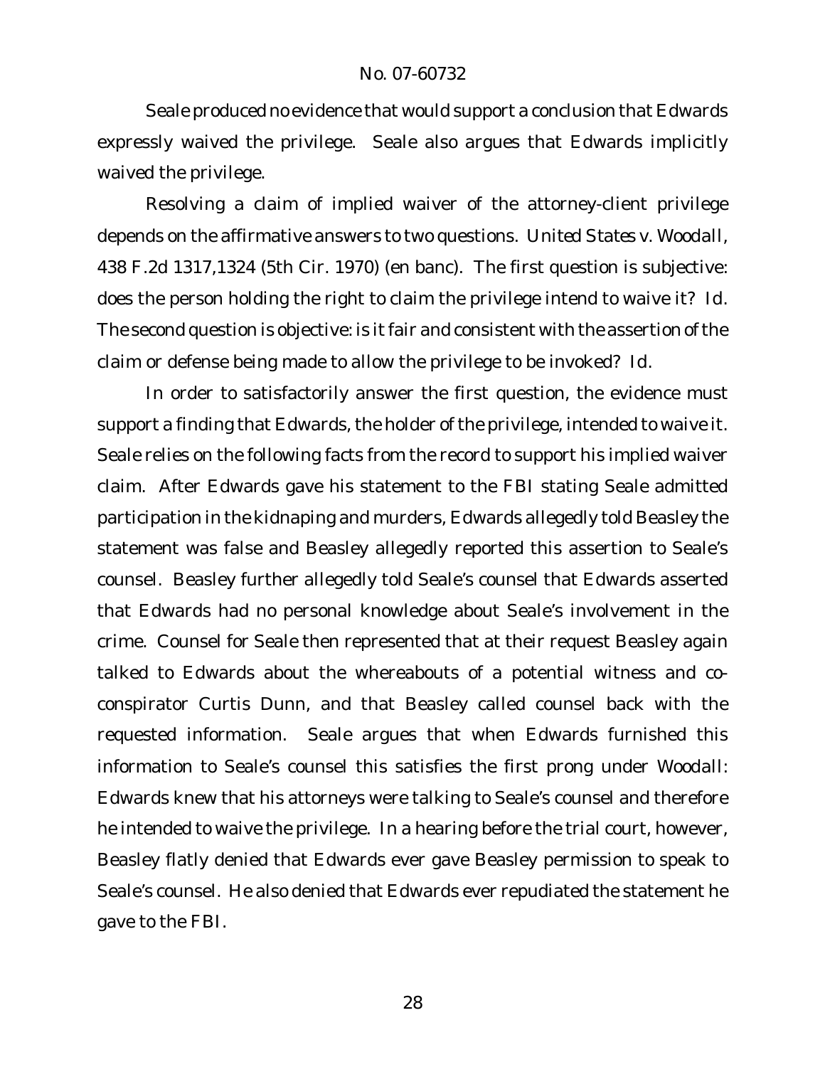Seale produced no evidence that would support a conclusion that Edwards expressly waived the privilege. Seale also argues that Edwards implicitly waived the privilege.

Resolving a claim of implied waiver of the attorney-client privilege depends on the affirmative answers to two questions. *United States v. Woodall*, 438 F.2d 1317,1324 (5th Cir. 1970) (en banc). The first question is subjective: does the person holding the right to claim the privilege intend to waive it? *Id.* The second question is objective: is it fair and consistent with the assertion of the claim or defense being made to allow the privilege to be invoked? *Id.*

In order to satisfactorily answer the first question, the evidence must support a finding that Edwards, the holder of the privilege, intended to waive it. Seale relies on the following facts from the record to support his implied waiver claim. After Edwards gave his statement to the FBI stating Seale admitted participation in the kidnaping and murders, Edwards allegedly told Beasley the statement was false and Beasley allegedly reported this assertion to Seale's counsel. Beasley further allegedly told Seale's counsel that Edwards asserted that Edwards had no personal knowledge about Seale's involvement in the crime. Counsel for Seale then represented that at their request Beasley again talked to Edwards about the whereabouts of a potential witness and co-conspirator Curtis Dunn, and that Beasley called counsel back with the requested information. Seale argues that when Edwards furnished this information to Seale's counsel this satisfies the first prong under *Woodall*: Edwards knew that his attorneys were talking to Seale's counsel and therefore he intended to waive the privilege. In a hearing before the trial court, however, Beasley flatly denied that Edwards ever gave Beasley permission to speak to Seale's counsel. He also denied that Edwards ever repudiated the statement he gave to the FBI.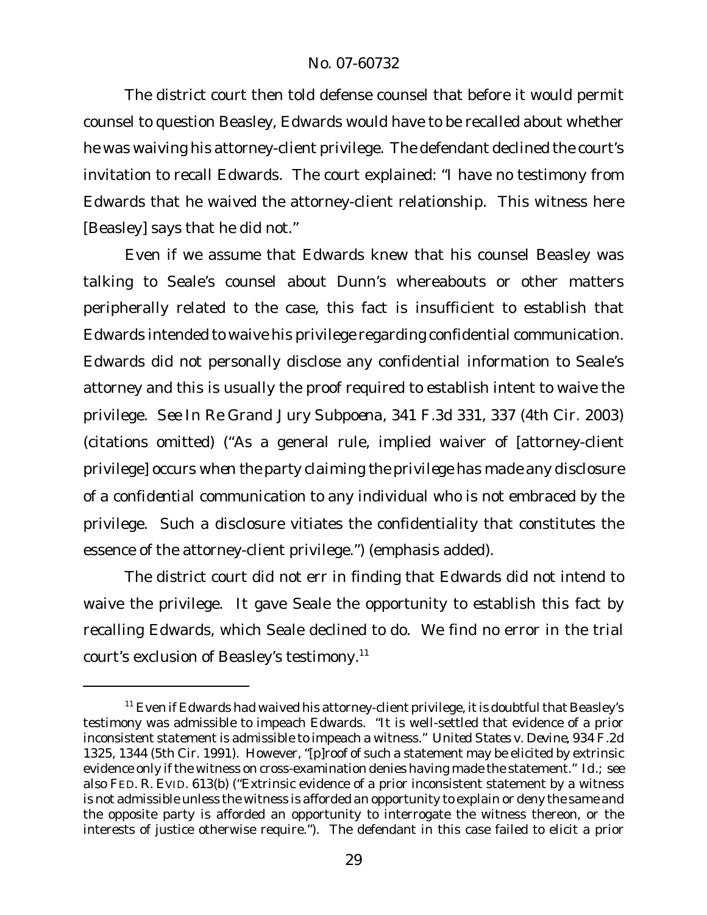The district court then told defense counsel that before it would permit counsel to question Beasley, Edwards would have to be recalled about whether he was waiving his attorney-client privilege. The defendant declined the court's invitation to recall Edwards. The court explained: "I have no testimony from Edwards that he waived the attorney-client relationship. This witness here [Beasley] says that he did not."

Even if we assume that Edwards knew that his counsel Beasley was talking to Seale's counsel about Dunn's whereabouts or other matters peripherally related to the case, this fact is insufficient to establish that Edwards intended to waive his privilege regarding confidential communication. Edwards did not personally disclose any confidential information to Seale's attorney and this is usually the proof required to establish intent to waive the privilege. *See In Re Grand Jury Subpoena*, 341 F.3d 331, 337 (4th Cir. 2003) (citations omitted) ("As a general rule, implied waiver of [attorney-client privilege] occurs *when the party claiming the privilege has made any disclosure of a confidential communication* to any individual who is not embraced by the privilege. Such a disclosure vitiates the confidentiality that constitutes the essence of the attorney-client privilege.") (emphasis added).

The district court did not err in finding that Edwards did not intend to waive the privilege. It gave Seale the opportunity to establish this fact by recalling Edwards, which Seale declined to do. We find no error in the trial court's exclusion of Beasley's testimony.[11]

---

[11] Even if Edwards had waived his attorney-client privilege, it is doubtful that Beasley's testimony was admissible to impeach Edwards. "It is well-settled that evidence of a prior inconsistent statement is admissible to impeach a witness." *United States v. Devine*, 934 F.2d 1325, 1344 (5th Cir. 1991). However, "[p]roof of such a statement may be elicited by extrinsic evidence only if the witness on cross-examination denies having made the statement." *Id.*; *see also* FED. R. EVID. 613(b) ("Extrinsic evidence of a prior inconsistent statement by a witness is not admissible unless the witness is afforded an opportunity to explain or deny the same and the opposite party is afforded an opportunity to interrogate the witness thereon, or the interests of justice otherwise require."). The defendant in this case failed to elicit a prior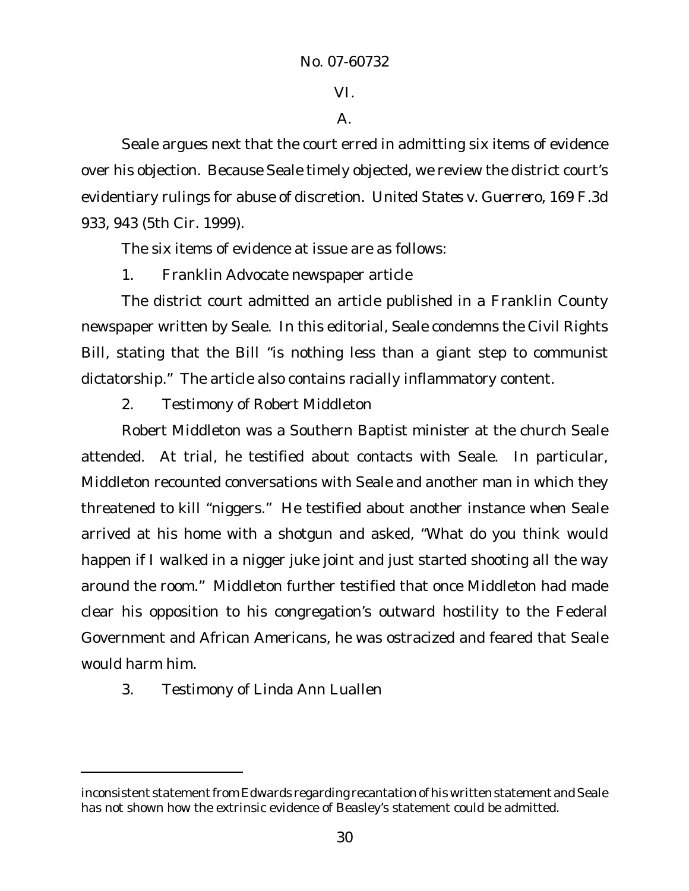## VI.

### A.

Seale argues next that the court erred in admitting six items of evidence over his objection. Because Seale timely objected, we review the district court's evidentiary rulings for abuse of discretion. *United States v. Guerrero*, 169 F.3d 933, 943 (5th Cir. 1999).

The six items of evidence at issue are as follows:

1. Franklin Advocate newspaper article

The district court admitted an article published in a Franklin County newspaper written by Seale. In this editorial, Seale condemns the Civil Rights Bill, stating that the Bill "is nothing less than a giant step to communist dictatorship." The article also contains racially inflammatory content.

2. Testimony of Robert Middleton

Robert Middleton was a Southern Baptist minister at the church Seale attended. At trial, he testified about contacts with Seale. In particular, Middleton recounted conversations with Seale and another man in which they threatened to kill "niggers." He testified about another instance when Seale arrived at his home with a shotgun and asked, "What do you think would happen if I walked in a nigger juke joint and just started shooting all the way around the room." Middleton further testified that once Middleton had made clear his opposition to his congregation's outward hostility to the Federal Government and African Americans, he was ostracized and feared that Seale would harm him.

3. Testimony of Linda Ann Luallen

---

inconsistent statement from Edwards regarding recantation of his written statement and Seale has not shown how the extrinsic evidence of Beasley's statement could be admitted.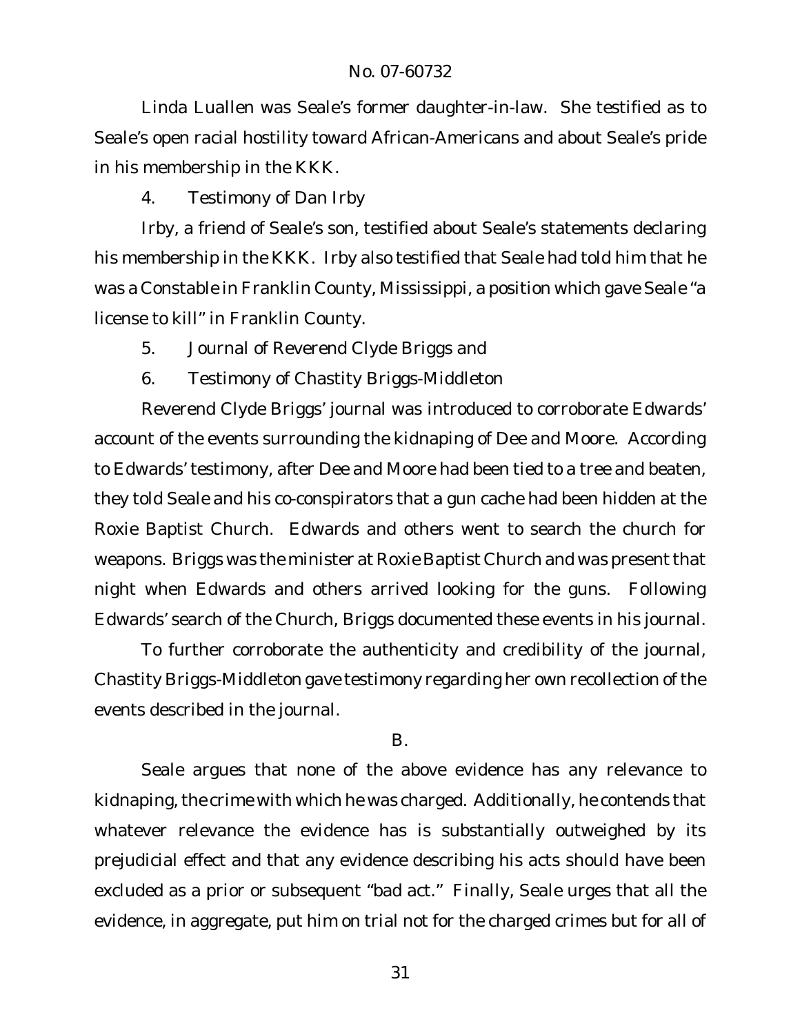Linda Luallen was Seale's former daughter-in-law. She testified as to Seale's open racial hostility toward African-Americans and about Seale's pride in his membership in the KKK.

4. Testimony of Dan Irby

Irby, a friend of Seale's son, testified about Seale's statements declaring his membership in the KKK. Irby also testified that Seale had told him that he was a Constable in Franklin County, Mississippi, a position which gave Seale "a license to kill" in Franklin County.

5. Journal of Reverend Clyde Briggs and

6. Testimony of Chastity Briggs-Middleton

Reverend Clyde Briggs' journal was introduced to corroborate Edwards' account of the events surrounding the kidnaping of Dee and Moore. According to Edwards' testimony, after Dee and Moore had been tied to a tree and beaten, they told Seale and his co-conspirators that a gun cache had been hidden at the Roxie Baptist Church. Edwards and others went to search the church for weapons. Briggs was the minister at Roxie Baptist Church and was present that night when Edwards and others arrived looking for the guns. Following Edwards' search of the Church, Briggs documented these events in his journal.

To further corroborate the authenticity and credibility of the journal, Chastity Briggs-Middleton gave testimony regarding her own recollection of the events described in the journal.

B.

Seale argues that none of the above evidence has any relevance to kidnaping, the crime with which he was charged. Additionally, he contends that whatever relevance the evidence has is substantially outweighed by its prejudicial effect and that any evidence describing his acts should have been excluded as a prior or subsequent "bad act." Finally, Seale urges that all the evidence, in aggregate, put him on trial not for the charged crimes but for all of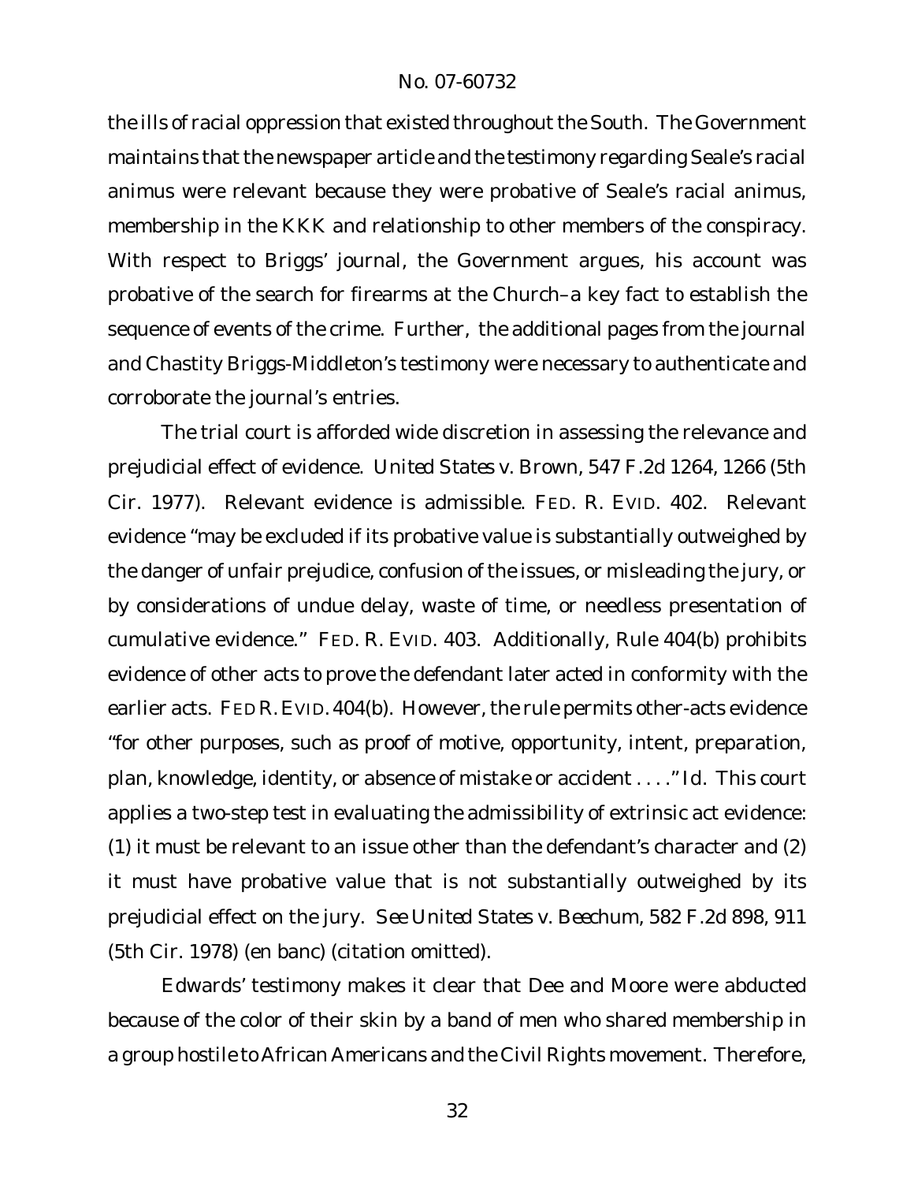the ills of racial oppression that existed throughout the South. The Government maintains that the newspaper article and the testimony regarding Seale's racial animus were relevant because they were probative of Seale's racial animus, membership in the KKK and relationship to other members of the conspiracy. With respect to Briggs' journal, the Government argues, his account was probative of the search for firearms at the Church–a key fact to establish the sequence of events of the crime. Further, the additional pages from the journal and Chastity Briggs-Middleton's testimony were necessary to authenticate and corroborate the journal's entries.

The trial court is afforded wide discretion in assessing the relevance and prejudicial effect of evidence. *United States v. Brown*, 547 F.2d 1264, 1266 (5th Cir. 1977). Relevant evidence is admissible. FED. R. EVID. 402. Relevant evidence "may be excluded if its probative value is substantially outweighed by the danger of unfair prejudice, confusion of the issues, or misleading the jury, or by considerations of undue delay, waste of time, or needless presentation of cumulative evidence." FED. R. EVID. 403. Additionally, Rule 404(b) prohibits evidence of other acts to prove the defendant later acted in conformity with the earlier acts. FED R. EVID. 404(b). However, the rule permits other-acts evidence "for other purposes, such as proof of motive, opportunity, intent, preparation, plan, knowledge, identity, or absence of mistake or accident . . . ." *Id.* This court applies a two-step test in evaluating the admissibility of extrinsic act evidence: (1) it must be relevant to an issue other than the defendant's character and (2) it must have probative value that is not substantially outweighed by its prejudicial effect on the jury. *See United States v. Beechum*, 582 F.2d 898, 911 (5th Cir. 1978) (en banc) (citation omitted).

Edwards' testimony makes it clear that Dee and Moore were abducted because of the color of their skin by a band of men who shared membership in a group hostile to African Americans and the Civil Rights movement. Therefore,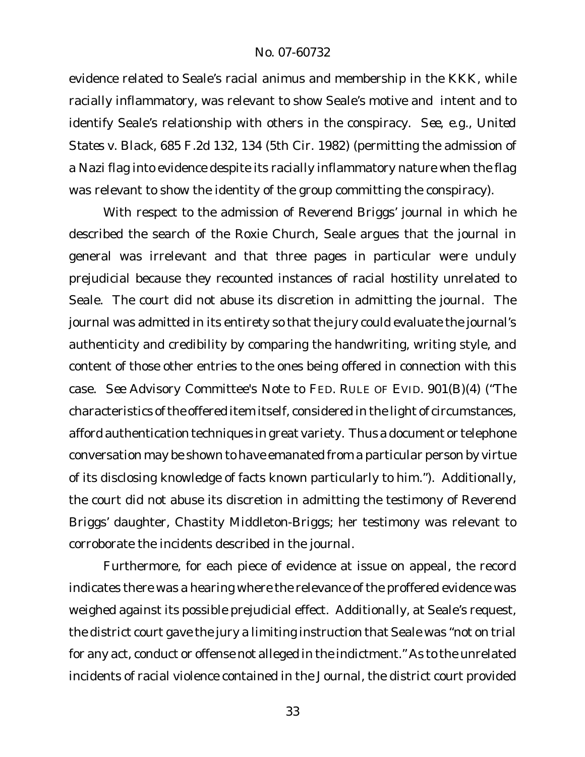evidence related to Seale's racial animus and membership in the KKK, while racially inflammatory, was relevant to show Seale's motive and intent and to identify Seale's relationship with others in the conspiracy. *See, e.g.*, *United States v. Black*, 685 F.2d 132, 134 (5th Cir. 1982) (permitting the admission of a Nazi flag into evidence despite its racially inflammatory nature when the flag was relevant to show the identity of the group committing the conspiracy).

With respect to the admission of Reverend Briggs' journal in which he described the search of the Roxie Church, Seale argues that the journal in general was irrelevant and that three pages in particular were unduly prejudicial because they recounted instances of racial hostility unrelated to Seale. The court did not abuse its discretion in admitting the journal. The journal was admitted in its entirety so that the jury could evaluate the journal's authenticity and credibility by comparing the handwriting, writing style, and content of those other entries to the ones being offered in connection with this case. *See* Advisory Committee's Note to FED. RULE OF EVID. 901(B)(4) ("The characteristics of the offered item itself, considered in the light of circumstances, afford authentication techniques in great variety. Thus a document or telephone conversation may be shown to have emanated from a particular person by virtue of its disclosing knowledge of facts known particularly to him."). Additionally, the court did not abuse its discretion in admitting the testimony of Reverend Briggs' daughter, Chastity Middleton-Briggs; her testimony was relevant to corroborate the incidents described in the journal.

Furthermore, for each piece of evidence at issue on appeal, the record indicates there was a hearing where the relevance of the proffered evidence was weighed against its possible prejudicial effect. Additionally, at Seale's request, the district court gave the jury a limiting instruction that Seale was "not on trial for any act, conduct or offense not alleged in the indictment." As to the unrelated incidents of racial violence contained in the Journal, the district court provided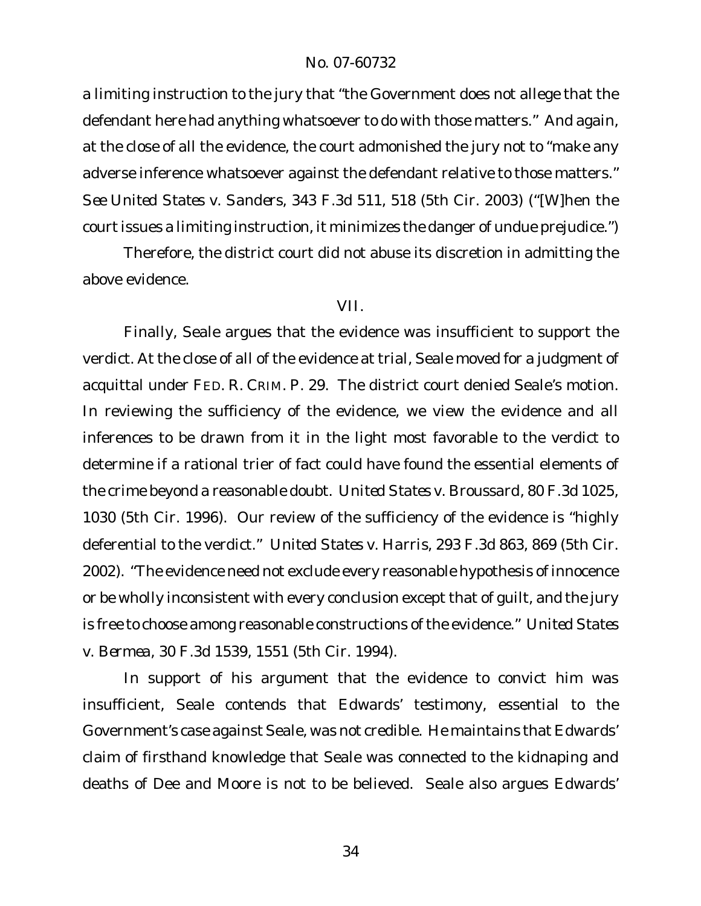a limiting instruction to the jury that "the Government does not allege that the defendant here had anything whatsoever to do with those matters." And again, at the close of all the evidence, the court admonished the jury not to "make any adverse inference whatsoever against the defendant relative to those matters." *See United States v. Sanders*, 343 F.3d 511, 518 (5th Cir. 2003) ("[W]hen the court issues a limiting instruction, it minimizes the danger of undue prejudice.")

Therefore, the district court did not abuse its discretion in admitting the above evidence.

VII.

Finally, Seale argues that the evidence was insufficient to support the verdict. At the close of all of the evidence at trial, Seale moved for a judgment of acquittal under FED. R. CRIM. P. 29. The district court denied Seale's motion. In reviewing the sufficiency of the evidence, we view the evidence and all inferences to be drawn from it in the light most favorable to the verdict to determine if a rational trier of fact could have found the essential elements of the crime beyond a reasonable doubt. *United States v. Broussard*, 80 F.3d 1025, 1030 (5th Cir. 1996). Our review of the sufficiency of the evidence is "highly deferential to the verdict." *United States v. Harris*, 293 F.3d 863, 869 (5th Cir. 2002). "The evidence need not exclude every reasonable hypothesis of innocence or be wholly inconsistent with every conclusion except that of guilt, and the jury is free to choose among reasonable constructions of the evidence." *United States v. Bermea*, 30 F.3d 1539, 1551 (5th Cir. 1994).

In support of his argument that the evidence to convict him was insufficient, Seale contends that Edwards' testimony, essential to the Government's case against Seale, was not credible. He maintains that Edwards' claim of firsthand knowledge that Seale was connected to the kidnaping and deaths of Dee and Moore is not to be believed. Seale also argues Edwards'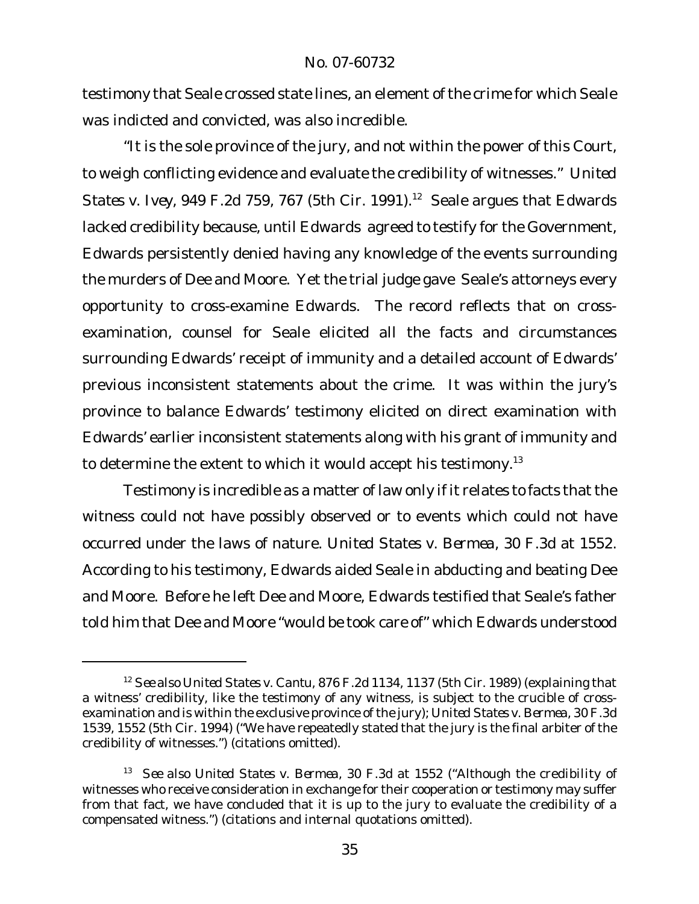testimony that Seale crossed state lines, an element of the crime for which Seale was indicted and convicted, was also incredible.

"It is the sole province of the jury, and not within the power of this Court, to weigh conflicting evidence and evaluate the credibility of witnesses." *United States v. Ivey*, 949 F.2d 759, 767 (5th Cir. 1991).[12] Seale argues that Edwards lacked credibility because, until Edwards agreed to testify for the Government, Edwards persistently denied having any knowledge of the events surrounding the murders of Dee and Moore. Yet the trial judge gave Seale's attorneys every opportunity to cross-examine Edwards. The record reflects that on cross-examination, counsel for Seale elicited all the facts and circumstances surrounding Edwards' receipt of immunity and a detailed account of Edwards' previous inconsistent statements about the crime. It was within the jury's province to balance Edwards' testimony elicited on direct examination with Edwards' earlier inconsistent statements along with his grant of immunity and to determine the extent to which it would accept his testimony.[13]

Testimony is incredible as a matter of law only if it relates to facts that the witness could not have possibly observed or to events which could not have occurred under the laws of nature. *United States v. Bermea*, 30 F.3d at 1552. According to his testimony, Edwards aided Seale in abducting and beating Dee and Moore. Before he left Dee and Moore, Edwards testified that Seale's father told him that Dee and Moore "would be took care of" which Edwards understood

---

[12] *See also United States v. Cantu*, 876 F.2d 1134, 1137 (5th Cir. 1989) (explaining that a witness' credibility, like the testimony of any witness, is subject to the crucible of cross-examination and is within the exclusive province of the jury); *United States v. Bermea*, 30 F.3d 1539, 1552 (5th Cir. 1994) ("We have repeatedly stated that the jury is the final arbiter of the credibility of witnesses.") (citations omitted).

[13] *See also United States v. Bermea*, 30 F.3d at 1552 ("Although the credibility of witnesses who receive consideration in exchange for their cooperation or testimony may suffer from that fact, we have concluded that it is up to the jury to evaluate the credibility of a compensated witness.") (citations and internal quotations omitted).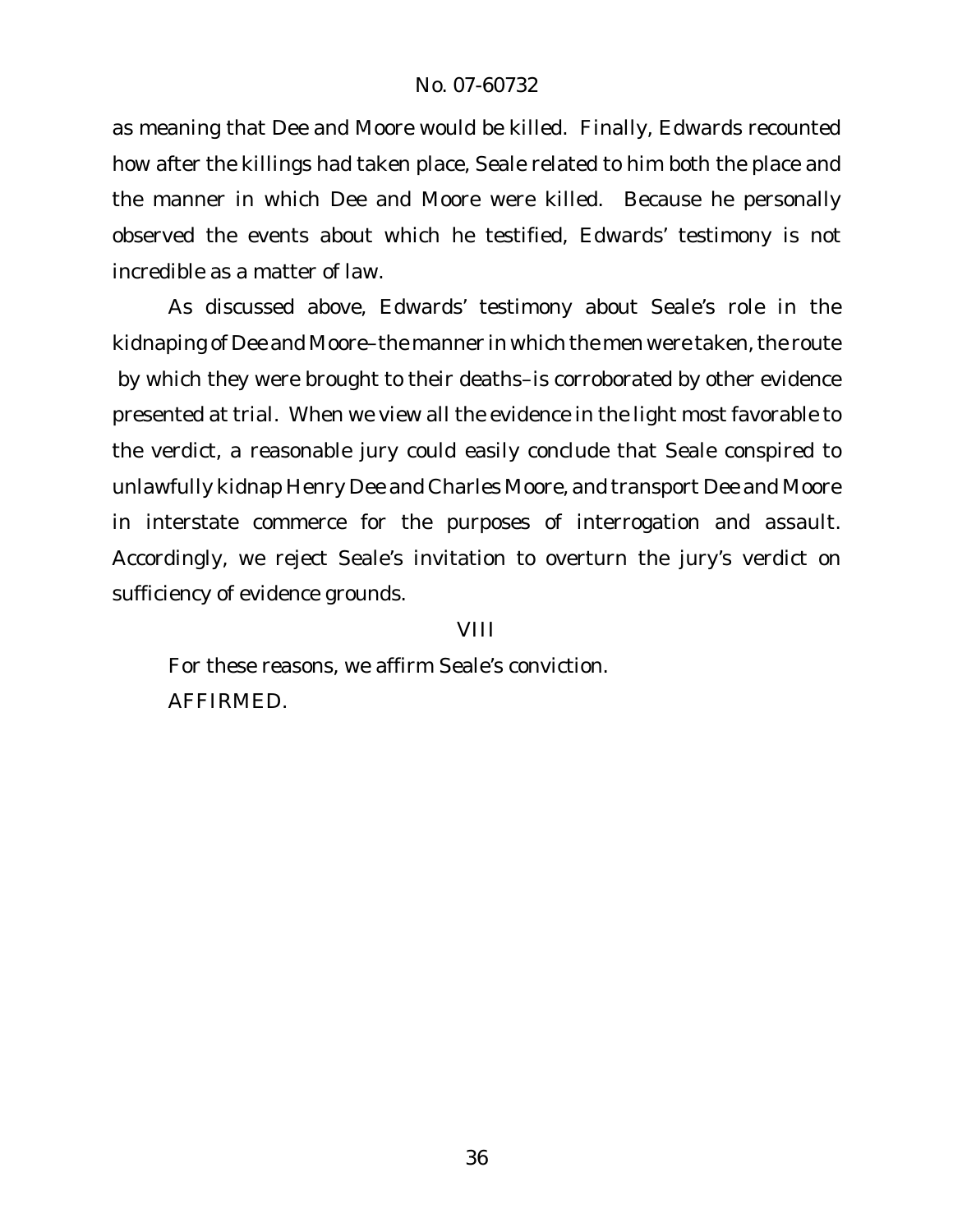as meaning that Dee and Moore would be killed. Finally, Edwards recounted how after the killings had taken place, Seale related to him both the place and the manner in which Dee and Moore were killed. Because he personally observed the events about which he testified, Edwards' testimony is not incredible as a matter of law.

As discussed above, Edwards' testimony about Seale's role in the kidnaping of Dee and Moore–the manner in which the men were taken, the route by which they were brought to their deaths–is corroborated by other evidence presented at trial. When we view all the evidence in the light most favorable to the verdict, a reasonable jury could easily conclude that Seale conspired to unlawfully kidnap Henry Dee and Charles Moore, and transport Dee and Moore in interstate commerce for the purposes of interrogation and assault. Accordingly, we reject Seale's invitation to overturn the jury's verdict on sufficiency of evidence grounds.

## VIII

For these reasons, we affirm Seale's conviction.

AFFIRMED.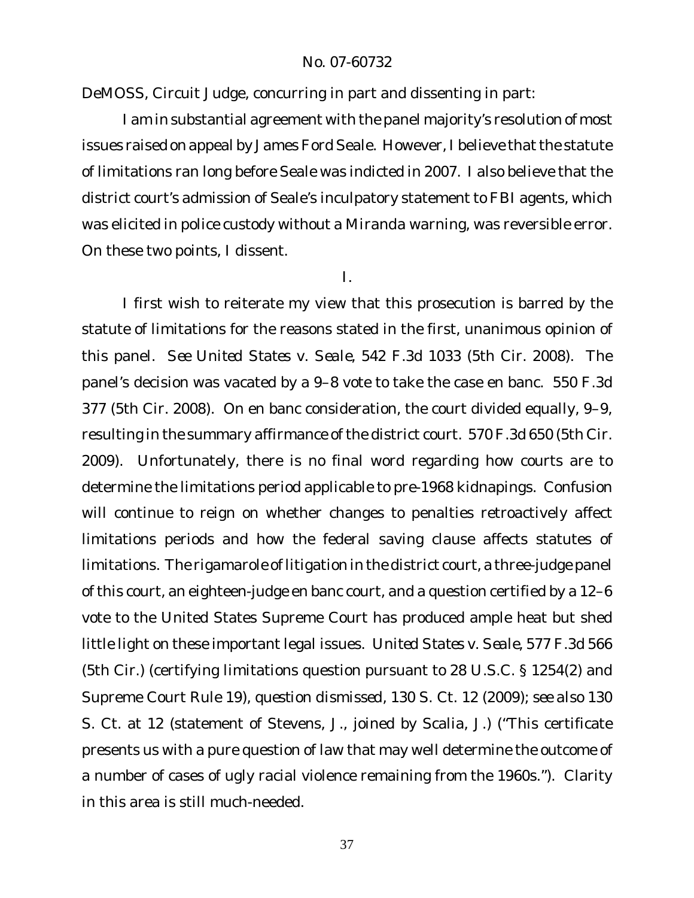DeMOSS, Circuit Judge, concurring in part and dissenting in part:

I am in substantial agreement with the panel majority's resolution of most issues raised on appeal by James Ford Seale. However, I believe that the statute of limitations ran long before Seale was indicted in 2007. I also believe that the district court's admission of Seale's inculpatory statement to FBI agents, which was elicited in police custody without a *Miranda* warning, was reversible error. On these two points, I dissent.

I.

I first wish to reiterate my view that this prosecution is barred by the statute of limitations for the reasons stated in the first, unanimous opinion of this panel. *See United States v. Seale*, 542 F.3d 1033 (5th Cir. 2008). The panel's decision was vacated by a 9–8 vote to take the case en banc. 550 F.3d 377 (5th Cir. 2008). On en banc consideration, the court divided equally, 9–9, resulting in the summary affirmance of the district court. 570 F.3d 650 (5th Cir. 2009). Unfortunately, there is no final word regarding how courts are to determine the limitations period applicable to pre-1968 kidnapings. Confusion will continue to reign on whether changes to penalties retroactively affect limitations periods and how the federal saving clause affects statutes of limitations. The rigamarole of litigation in the district court, a three-judge panel of this court, an eighteen-judge en banc court, and a question certified by a 12–6 vote to the United States Supreme Court has produced ample heat but shed little light on these important legal issues. *United States v. Seale*, 577 F.3d 566 (5th Cir.) (certifying limitations question pursuant to 28 U.S.C. § 1254(2) and Supreme Court Rule 19), *question dismissed*, 130 S. Ct. 12 (2009); *see also* 130 S. Ct. at 12 (statement of Stevens, J., joined by Scalia, J.) ("This certificate presents us with a pure question of law that may well determine the outcome of a number of cases of ugly racial violence remaining from the 1960s."). Clarity in this area is still much-needed.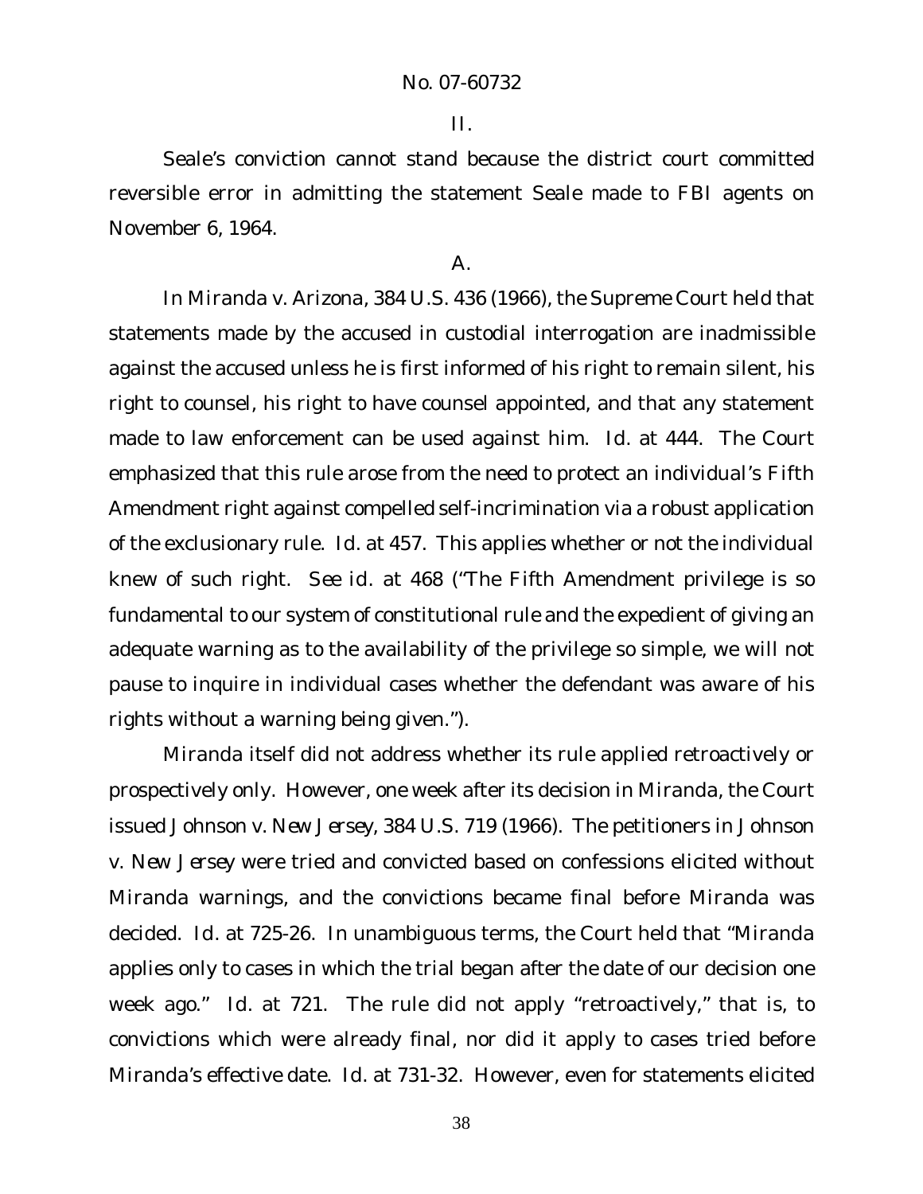## II.

Seale's conviction cannot stand because the district court committed reversible error in admitting the statement Seale made to FBI agents on November 6, 1964.

### A.

In *Miranda v. Arizona*, 384 U.S. 436 (1966), the Supreme Court held that statements made by the accused in custodial interrogation are inadmissible against the accused unless he is first informed of his right to remain silent, his right to counsel, his right to have counsel appointed, and that any statement made to law enforcement can be used against him. *Id.* at 444. The Court emphasized that this rule arose from the need to protect an individual's Fifth Amendment right against compelled self-incrimination via a robust application of the exclusionary rule. *Id.* at 457. This applies whether or not the individual knew of such right. *See id.* at 468 ("The Fifth Amendment privilege is so fundamental to our system of constitutional rule and the expedient of giving an adequate warning as to the availability of the privilege so simple, we will not pause to inquire in individual cases whether the defendant was aware of his rights without a warning being given.").

*Miranda* itself did not address whether its rule applied retroactively or prospectively only. However, one week after its decision in *Miranda*, the Court issued *Johnson v. New Jersey*, 384 U.S. 719 (1966). The petitioners in *Johnson v. New Jersey* were tried and convicted based on confessions elicited without *Miranda* warnings, and the convictions became final before *Miranda* was decided. *Id.* at 725-26. In unambiguous terms, the Court held that "*Miranda* applies only to cases in which the trial began after the date of our decision one week ago." *Id.* at 721. The rule did not apply "retroactively," that is, to convictions which were already final, nor did it apply to cases tried before *Miranda*'s effective date. *Id.* at 731-32. However, even for statements elicited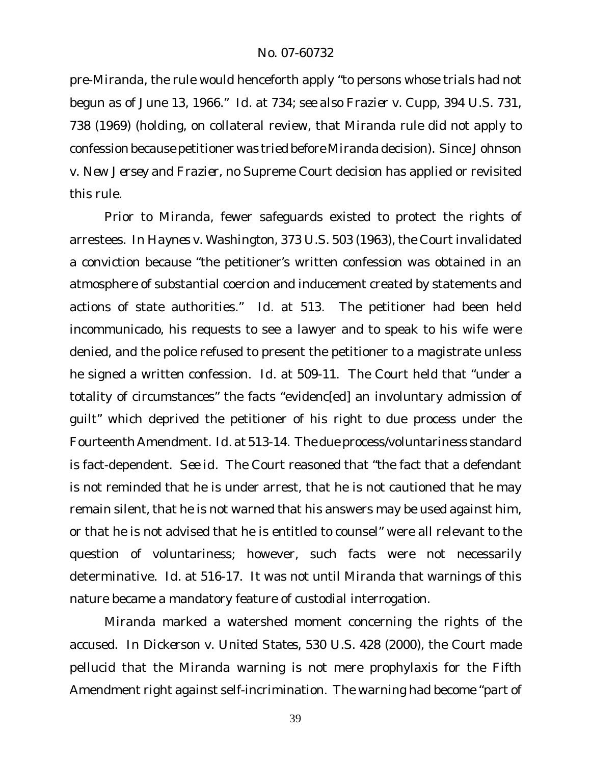pre-*Miranda*, the rule would henceforth apply "to persons whose trials had not begun as of June 13, 1966." *Id.* at 734; *see also Frazier v. Cupp*, 394 U.S. 731, 738 (1969) (holding, on collateral review, that *Miranda* rule did not apply to confession because petitioner was tried before *Miranda* decision). Since *Johnson v. New Jersey* and *Frazier*, no Supreme Court decision has applied or revisited this rule.

Prior to *Miranda*, fewer safeguards existed to protect the rights of arrestees. In *Haynes v. Washington*, 373 U.S. 503 (1963), the Court invalidated a conviction because "the petitioner's written confession was obtained in an atmosphere of substantial coercion and inducement created by statements and actions of state authorities." *Id.* at 513. The petitioner had been held incommunicado, his requests to see a lawyer and to speak to his wife were denied, and the police refused to present the petitioner to a magistrate unless he signed a written confession. *Id.* at 509-11. The Court held that "under a totality of circumstances" the facts "evidenc[ed] an involuntary admission of guilt" which deprived the petitioner of his right to due process under the Fourteenth Amendment. *Id.* at 513-14. The due process/voluntariness standard is fact-dependent. *See id.* The Court reasoned that "the fact that a defendant is not reminded that he is under arrest, that he is not cautioned that he may remain silent, that he is not warned that his answers may be used against him, or that he is not advised that he is entitled to counsel" were all relevant to the question of voluntariness; however, such facts were not necessarily determinative. *Id.* at 516-17. It was not until *Miranda* that warnings of this nature became a mandatory feature of custodial interrogation.

*Miranda* marked a watershed moment concerning the rights of the accused. In *Dickerson v. United States*, 530 U.S. 428 (2000), the Court made pellucid that the *Miranda* warning is not mere prophylaxis for the Fifth Amendment right against self-incrimination. The warning had become "part of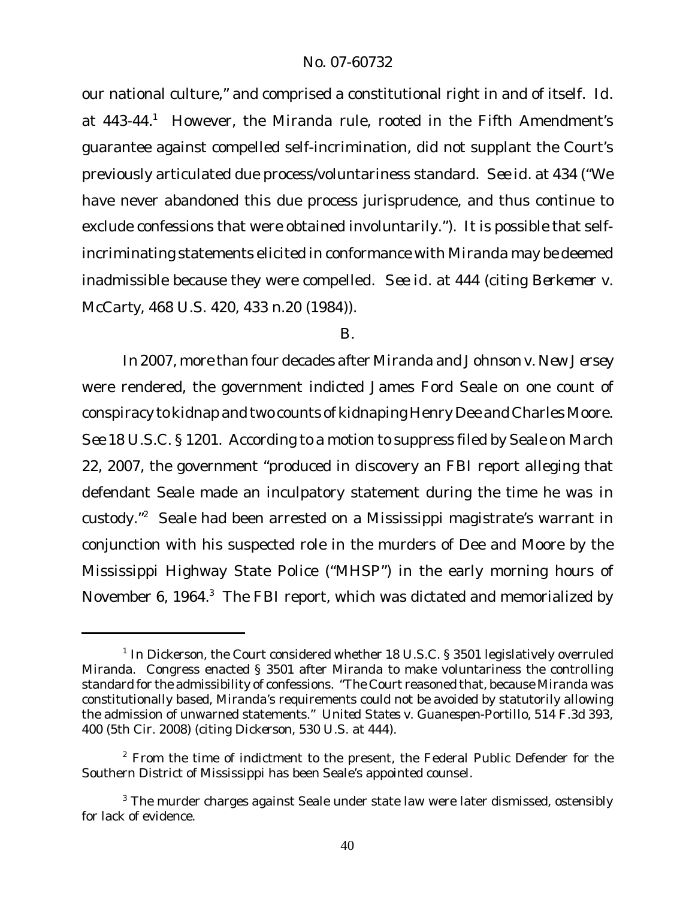our national culture," and comprised a constitutional right in and of itself. *Id.* at 443-44.[1] However, the *Miranda* rule, rooted in the Fifth Amendment's guarantee against compelled self-incrimination, did not supplant the Court's previously articulated due process/voluntariness standard. *See id.* at 434 ("We have never abandoned this due process jurisprudence, and thus continue to exclude confessions that were obtained involuntarily."). It is possible that self-incriminating statements elicited in conformance with *Miranda* may be deemed inadmissible because they were compelled. *See id.* at 444 (citing *Berkemer v. McCarty*, 468 U.S. 420, 433 n.20 (1984)).

B.

In 2007, more than four decades after *Miranda* and *Johnson v. New Jersey* were rendered, the government indicted James Ford Seale on one count of conspiracy to kidnap and two counts of kidnaping Henry Dee and Charles Moore. *See* 18 U.S.C. § 1201. According to a motion to suppress filed by Seale on March 22, 2007, the government "produced in discovery an FBI report alleging that defendant Seale made an inculpatory statement during the time he was in custody."[2] Seale had been arrested on a Mississippi magistrate's warrant in conjunction with his suspected role in the murders of Dee and Moore by the Mississippi Highway State Police ("MHSP") in the early morning hours of November 6, 1964.[3] The FBI report, which was dictated and memorialized by

---

[1] In *Dickerson*, the Court considered whether 18 U.S.C. § 3501 legislatively overruled *Miranda*. Congress enacted § 3501 after *Miranda* to make voluntariness the controlling standard for the admissibility of confessions. "The Court reasoned that, because *Miranda* was constitutionally based, *Miranda*'s requirements could not be avoided by statutorily allowing the admission of unwarned statements." *United States v. Guanespen-Portillo*, 514 F.3d 393, 400 (5th Cir. 2008) (citing *Dickerson*, 530 U.S. at 444).

[2] From the time of indictment to the present, the Federal Public Defender for the Southern District of Mississippi has been Seale's appointed counsel.

[3] The murder charges against Seale under state law were later dismissed, ostensibly for lack of evidence.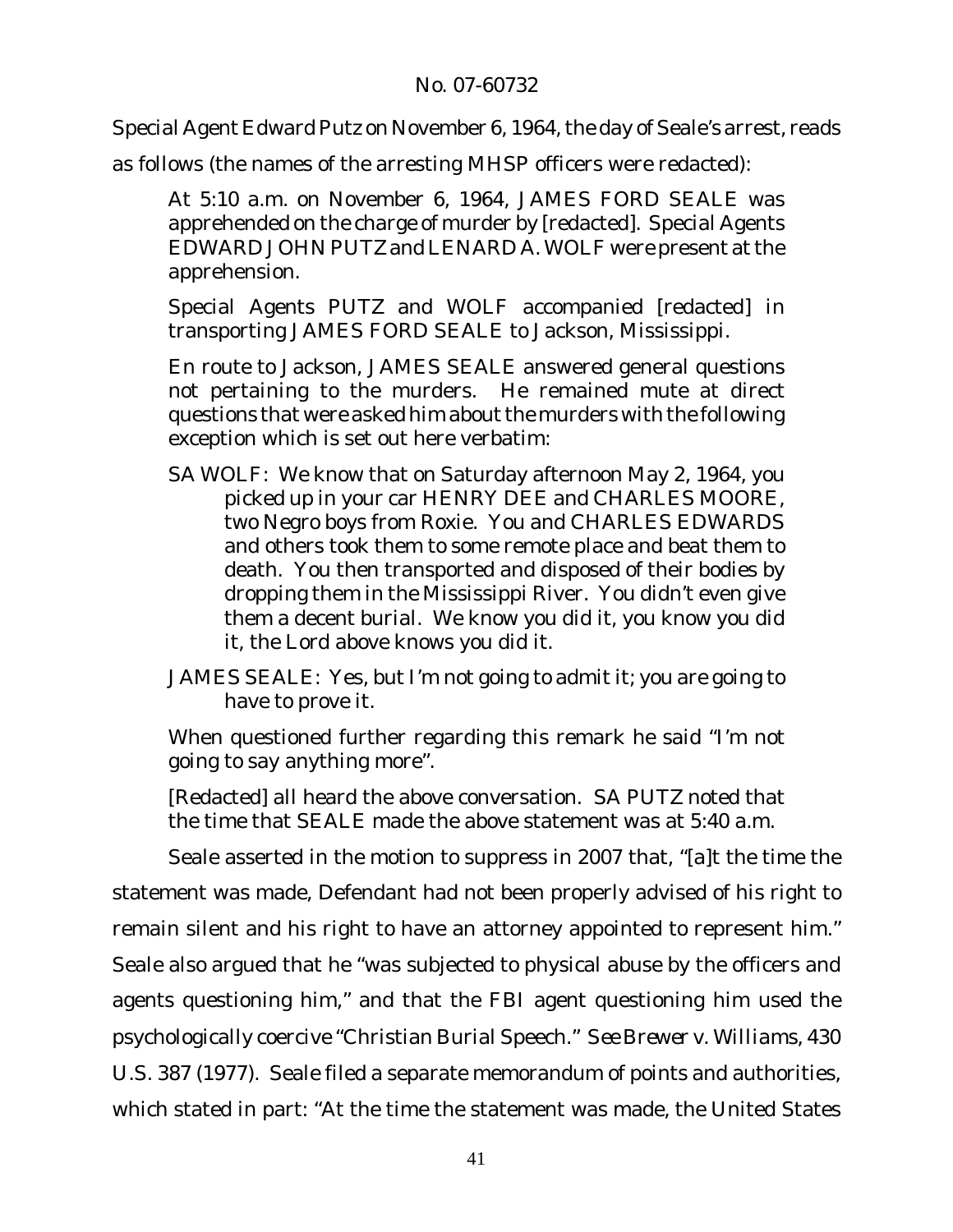Special Agent Edward Putz on November 6, 1964, the day of Seale's arrest, reads as follows (the names of the arresting MHSP officers were redacted):

> At 5:10 a.m. on November 6, 1964, JAMES FORD SEALE was apprehended on the charge of murder by [redacted]. Special Agents EDWARD JOHN PUTZ and LENARD A. WOLF were present at the apprehension.
>
> Special Agents PUTZ and WOLF accompanied [redacted] in transporting JAMES FORD SEALE to Jackson, Mississippi.
>
> En route to Jackson, JAMES SEALE answered general questions not pertaining to the murders. He remained mute at direct questions that were asked him about the murders with the following exception which is set out here verbatim:
>
> SA WOLF: We know that on Saturday afternoon May 2, 1964, you picked up in your car HENRY DEE and CHARLES MOORE, two Negro boys from Roxie. You and CHARLES EDWARDS and others took them to some remote place and beat them to death. You then transported and disposed of their bodies by dropping them in the Mississippi River. You didn't even give them a decent burial. We know you did it, you know you did it, the Lord above knows you did it.
>
> JAMES SEALE: Yes, but I'm not going to admit it; you are going to have to prove it.
>
> When questioned further regarding this remark he said "I'm not going to say anything more".
>
> [Redacted] all heard the above conversation. SA PUTZ noted that the time that SEALE made the above statement was at 5:40 a.m.

Seale asserted in the motion to suppress in 2007 that, "[a]t the time the statement was made, Defendant had not been properly advised of his right to remain silent and his right to have an attorney appointed to represent him." Seale also argued that he "was subjected to physical abuse by the officers and agents questioning him," and that the FBI agent questioning him used the psychologically coercive "Christian Burial Speech." *See Brewer v. Williams*, 430 U.S. 387 (1977). Seale filed a separate memorandum of points and authorities, which stated in part: "At the time the statement was made, the United States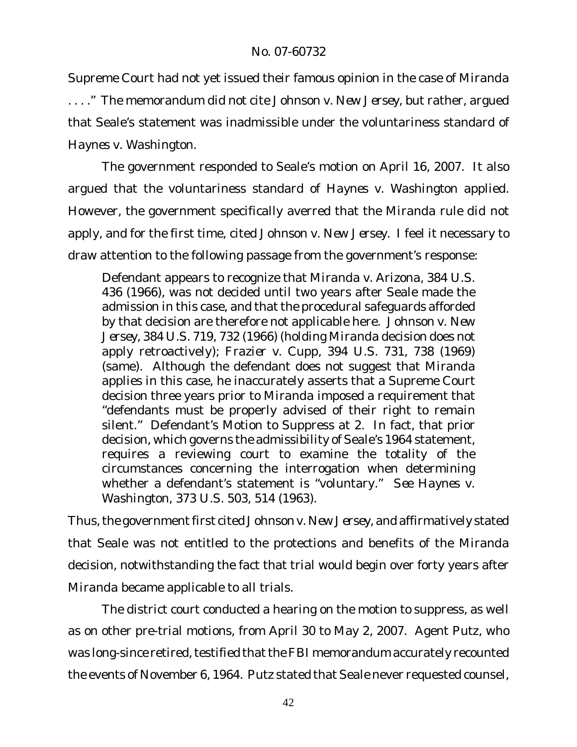Supreme Court had not yet issued their famous opinion in the case of *Miranda* . . . ." The memorandum did not cite *Johnson v. New Jersey*, but rather, argued that Seale's statement was inadmissible under the voluntariness standard of *Haynes v. Washington*.

The government responded to Seale's motion on April 16, 2007. It also argued that the voluntariness standard of *Haynes v. Washington* applied. However, the government specifically averred that the *Miranda* rule did not apply, and for the first time, cited *Johnson v. New Jersey*. I feel it necessary to draw attention to the following passage from the government's response:

> Defendant appears to recognize that *Miranda v. Arizona*, 384 U.S. 436 (1966), was not decided until two years after Seale made the admission in this case, and that the procedural safeguards afforded by that decision are therefore not applicable here. *Johnson v. New Jersey*, 384 U.S. 719, 732 (1966) (holding *Miranda* decision does not apply retroactively); *Frazier v. Cupp*, 394 U.S. 731, 738 (1969) (same). Although the defendant does not suggest that *Miranda* applies in this case, he inaccurately asserts that a Supreme Court decision three years prior to *Miranda* imposed a requirement that "defendants must be properly advised of their right to remain silent." Defendant's Motion to Suppress at 2. In fact, that prior decision, which governs the admissibility of Seale's 1964 statement, requires a reviewing court to examine the totality of the circumstances concerning the interrogation when determining whether a defendant's statement is "voluntary." *See Haynes v. Washington*, 373 U.S. 503, 514 (1963).

Thus, the government first cited *Johnson v. New Jersey*, and affirmatively stated that Seale was not entitled to the protections and benefits of the *Miranda* decision, notwithstanding the fact that trial would begin over forty years after *Miranda* became applicable to all trials.

The district court conducted a hearing on the motion to suppress, as well as on other pre-trial motions, from April 30 to May 2, 2007. Agent Putz, who was long-since retired, testified that the FBI memorandum accurately recounted the events of November 6, 1964. Putz stated that Seale never requested counsel,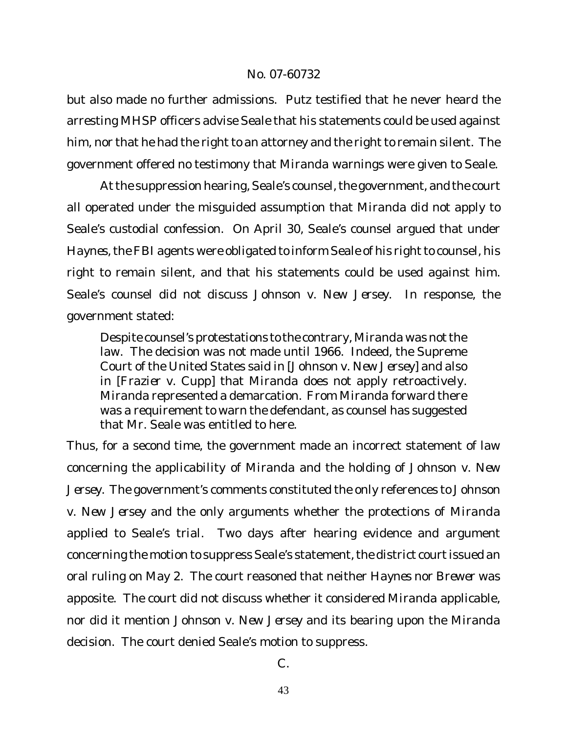but also made no further admissions. Putz testified that he never heard the arresting MHSP officers advise Seale that his statements could be used against him, nor that he had the right to an attorney and the right to remain silent. The government offered no testimony that *Miranda* warnings were given to Seale.

At the suppression hearing, Seale's counsel, the government, and the court all operated under the misguided assumption that *Miranda* did not apply to Seale's custodial confession. On April 30, Seale's counsel argued that under *Haynes*, the FBI agents were obligated to inform Seale of his right to counsel, his right to remain silent, and that his statements could be used against him. Seale's counsel did not discuss *Johnson v. New Jersey*. In response, the government stated:

> Despite counsel's protestations to the contrary, *Miranda* was not the law. The decision was not made until 1966. Indeed, the Supreme Court of the United States said in [*Johnson v. New Jersey*] and also in [*Frazier v. Cupp*] that *Miranda* does not apply retroactively. *Miranda* represented a demarcation. From *Miranda* forward there was a requirement to warn the defendant, as counsel has suggested that Mr. Seale was entitled to here.

Thus, for a second time, the government made an incorrect statement of law concerning the applicability of *Miranda* and the holding of *Johnson v. New Jersey*. The government's comments constituted the only references to *Johnson v. New Jersey* and the only arguments whether the protections of *Miranda* applied to Seale's trial. Two days after hearing evidence and argument concerning the motion to suppress Seale's statement, the district court issued an oral ruling on May 2. The court reasoned that neither *Haynes* nor *Brewer* was apposite. The court did not discuss whether it considered *Miranda* applicable, nor did it mention *Johnson v. New Jersey* and its bearing upon the *Miranda* decision. The court denied Seale's motion to suppress.

C.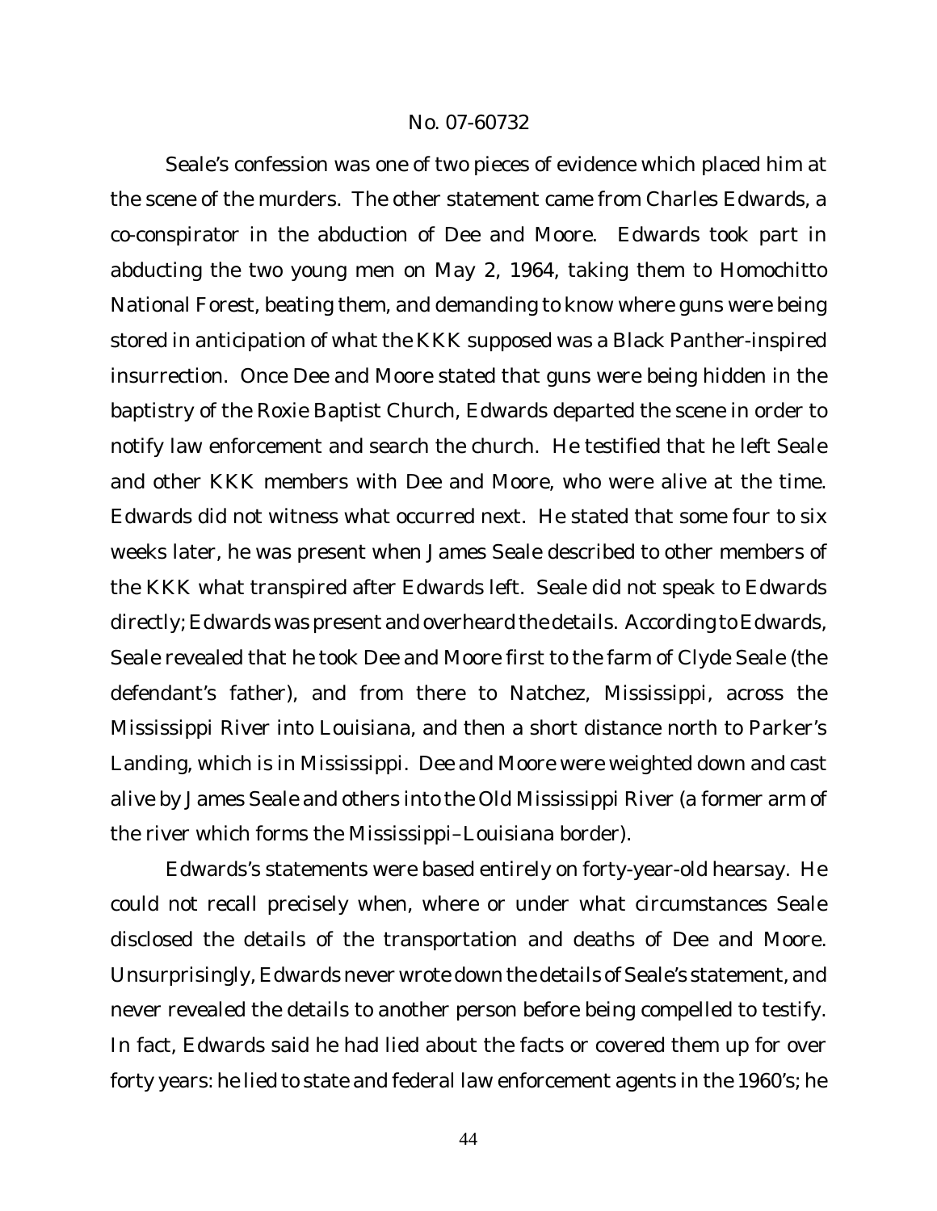Seale's confession was one of two pieces of evidence which placed him at the scene of the murders. The other statement came from Charles Edwards, a co-conspirator in the abduction of Dee and Moore. Edwards took part in abducting the two young men on May 2, 1964, taking them to Homochitto National Forest, beating them, and demanding to know where guns were being stored in anticipation of what the KKK supposed was a Black Panther-inspired insurrection. Once Dee and Moore stated that guns were being hidden in the baptistry of the Roxie Baptist Church, Edwards departed the scene in order to notify law enforcement and search the church. He testified that he left Seale and other KKK members with Dee and Moore, who were alive at the time. Edwards did not witness what occurred next. He stated that some four to six weeks later, he was present when James Seale described to other members of the KKK what transpired after Edwards left. Seale did not speak to Edwards directly; Edwards was present and overheard the details. According to Edwards, Seale revealed that he took Dee and Moore first to the farm of Clyde Seale (the defendant's father), and from there to Natchez, Mississippi, across the Mississippi River into Louisiana, and then a short distance north to Parker's Landing, which is in Mississippi. Dee and Moore were weighted down and cast alive by James Seale and others into the Old Mississippi River (a former arm of the river which forms the Mississippi–Louisiana border).

Edwards's statements were based entirely on forty-year-old hearsay. He could not recall precisely when, where or under what circumstances Seale disclosed the details of the transportation and deaths of Dee and Moore. Unsurprisingly, Edwards never wrote down the details of Seale's statement, and never revealed the details to another person before being compelled to testify. In fact, Edwards said he had lied about the facts or covered them up for over forty years: he lied to state and federal law enforcement agents in the 1960's; he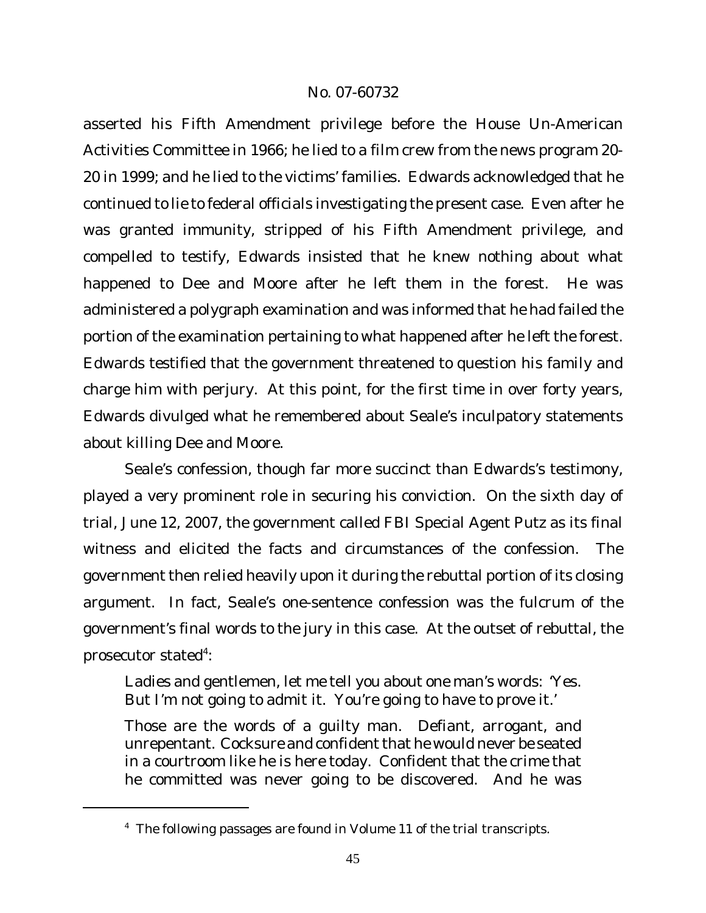asserted his Fifth Amendment privilege before the House Un-American Activities Committee in 1966; he lied to a film crew from the news program 20-20 in 1999; and he lied to the victims' families. Edwards acknowledged that he continued to lie to federal officials investigating the present case. Even after he was granted immunity, stripped of his Fifth Amendment privilege, and compelled to testify, Edwards insisted that he knew nothing about what happened to Dee and Moore after he left them in the forest. He was administered a polygraph examination and was informed that he had failed the portion of the examination pertaining to what happened after he left the forest. Edwards testified that the government threatened to question his family and charge him with perjury. At this point, for the first time in over forty years, Edwards divulged what he remembered about Seale's inculpatory statements about killing Dee and Moore.

Seale's confession, though far more succinct than Edwards's testimony, played a very prominent role in securing his conviction. On the sixth day of trial, June 12, 2007, the government called FBI Special Agent Putz as its final witness and elicited the facts and circumstances of the confession. The government then relied heavily upon it during the rebuttal portion of its closing argument. In fact, Seale's one-sentence confession was the fulcrum of the government's final words to the jury in this case. At the outset of rebuttal, the prosecutor stated[4]:

> Ladies and gentlemen, let me tell you about one man's words: 'Yes. But I'm not going to admit it. You're going to have to prove it.'
>
> Those are the words of a guilty man. Defiant, arrogant, and unrepentant. Cocksure and confident that he would never be seated in a courtroom like he is here today. Confident that the crime that he committed was never going to be discovered. And he was

[4] The following passages are found in Volume 11 of the trial transcripts.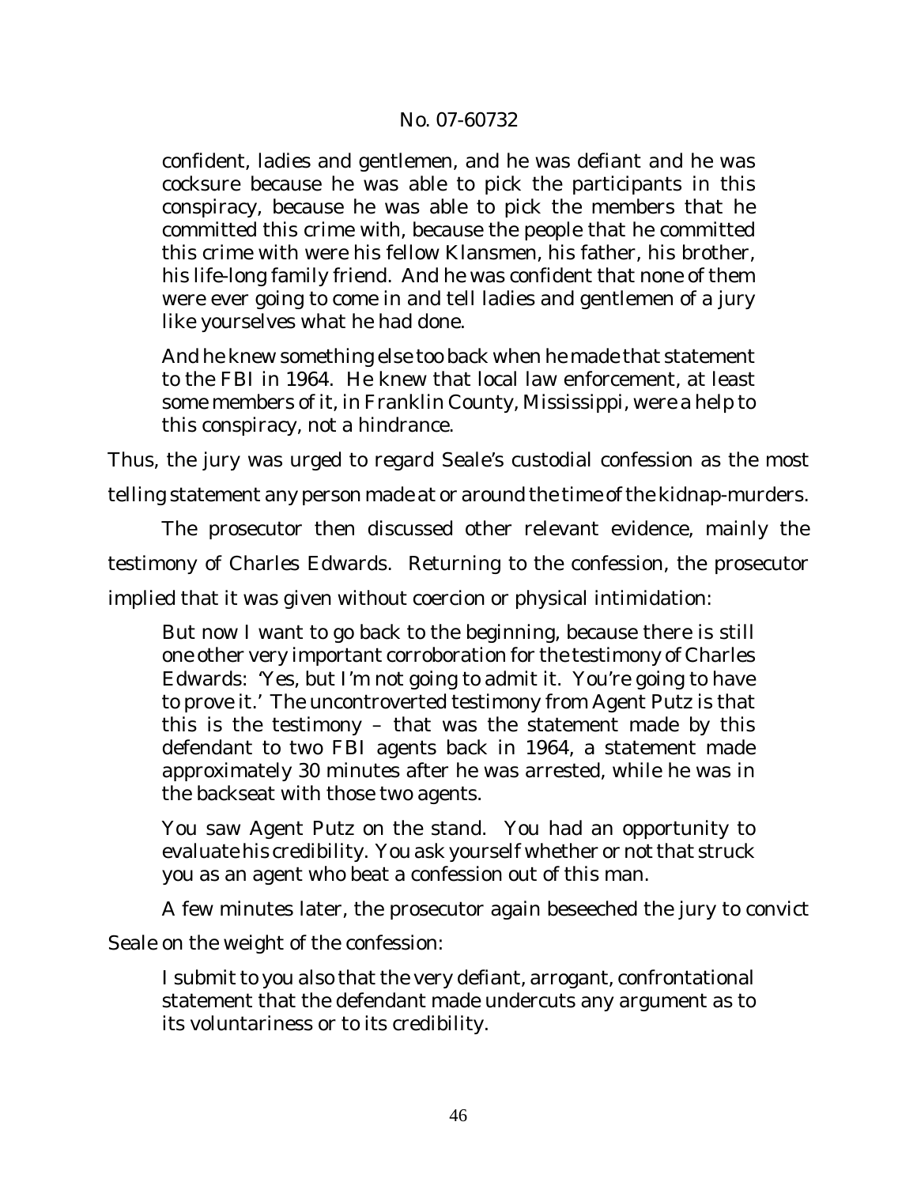> confident, ladies and gentlemen, and he was defiant and he was cocksure because he was able to pick the participants in this conspiracy, because he was able to pick the members that he committed this crime with, because the people that he committed this crime with were his fellow Klansmen, his father, his brother, his life-long family friend. And he was confident that none of them were ever going to come in and tell ladies and gentlemen of a jury like yourselves what he had done.
>
> And he knew something else too back when he made that statement to the FBI in 1964. He knew that local law enforcement, at least some members of it, in Franklin County, Mississippi, were a help to this conspiracy, not a hindrance.

Thus, the jury was urged to regard Seale's custodial confession as the most telling statement any person made at or around the time of the kidnap-murders.

The prosecutor then discussed other relevant evidence, mainly the testimony of Charles Edwards. Returning to the confession, the prosecutor implied that it was given without coercion or physical intimidation:

> But now I want to go back to the beginning, because there is still one other very important corroboration for the testimony of Charles Edwards: 'Yes, but I'm not going to admit it. You're going to have to prove it.' The uncontroverted testimony from Agent Putz is that this is the testimony – that was the statement made by this defendant to two FBI agents back in 1964, a statement made approximately 30 minutes after he was arrested, while he was in the backseat with those two agents.
>
> You saw Agent Putz on the stand. You had an opportunity to evaluate his credibility. You ask yourself whether or not that struck you as an agent who beat a confession out of this man.

A few minutes later, the prosecutor again beseeched the jury to convict Seale on the weight of the confession:

> I submit to you also that the very defiant, arrogant, confrontational statement that the defendant made undercuts any argument as to its voluntariness or to its credibility.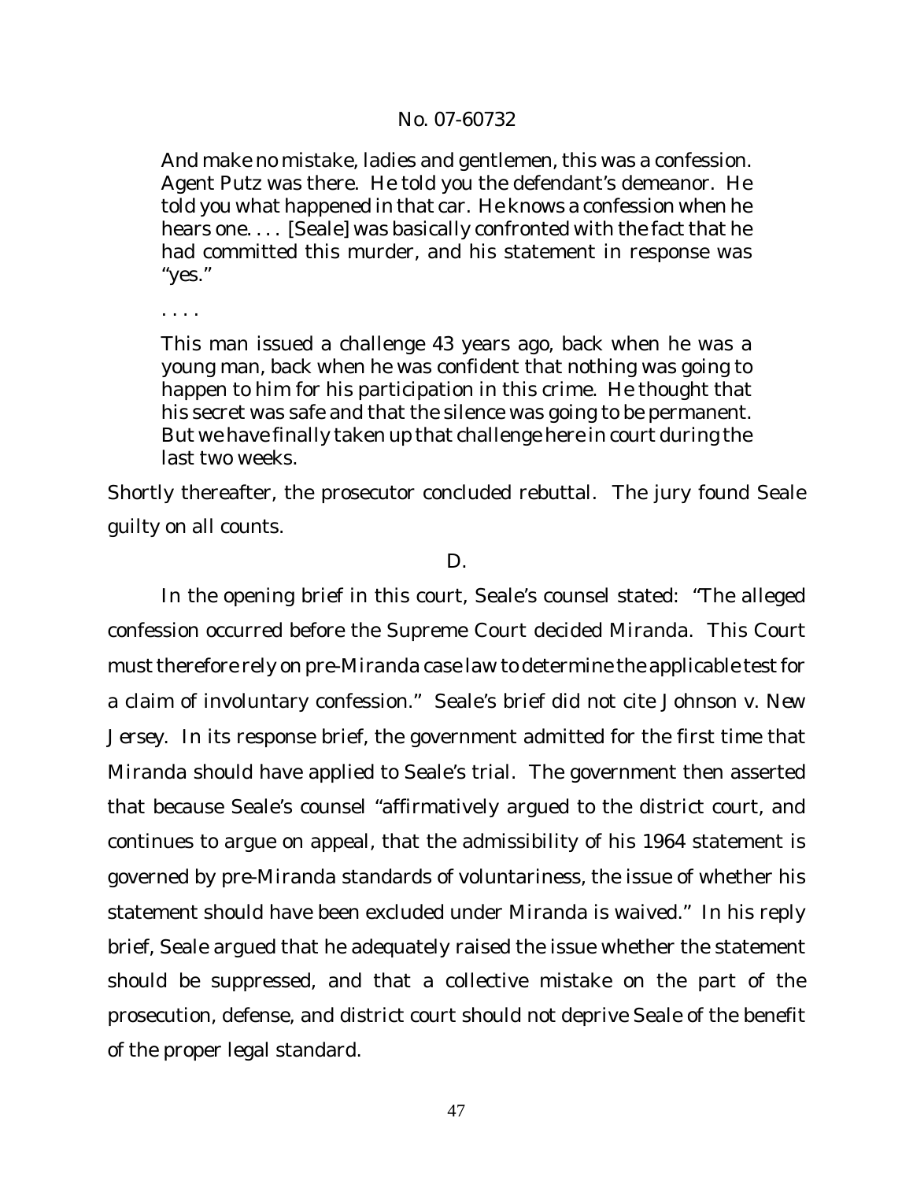> And make no mistake, ladies and gentlemen, this was a confession. Agent Putz was there. He told you the defendant's demeanor. He told you what happened in that car. He knows a confession when he hears one. . . . [Seale] was basically confronted with the fact that he had committed this murder, and his statement in response was "yes."
>
> . . . .
>
> This man issued a challenge 43 years ago, back when he was a young man, back when he was confident that nothing was going to happen to him for his participation in this crime. He thought that his secret was safe and that the silence was going to be permanent. But we have finally taken up that challenge here in court during the last two weeks.

Shortly thereafter, the prosecutor concluded rebuttal. The jury found Seale guilty on all counts.

D.

In the opening brief in this court, Seale's counsel stated: "The alleged confession occurred before the Supreme Court decided *Miranda*. This Court must therefore rely on pre-*Miranda* case law to determine the applicable test for a claim of involuntary confession." Seale's brief did not cite *Johnson v. New Jersey*. In its response brief, the government admitted for the first time that *Miranda* should have applied to Seale's trial. The government then asserted that because Seale's counsel "affirmatively argued to the district court, and continues to argue on appeal, that the admissibility of his 1964 statement is governed by pre-*Miranda* standards of voluntariness, the issue of whether his statement should have been excluded under *Miranda* is waived." In his reply brief, Seale argued that he adequately raised the issue whether the statement should be suppressed, and that a collective mistake on the part of the prosecution, defense, and district court should not deprive Seale of the benefit of the proper legal standard.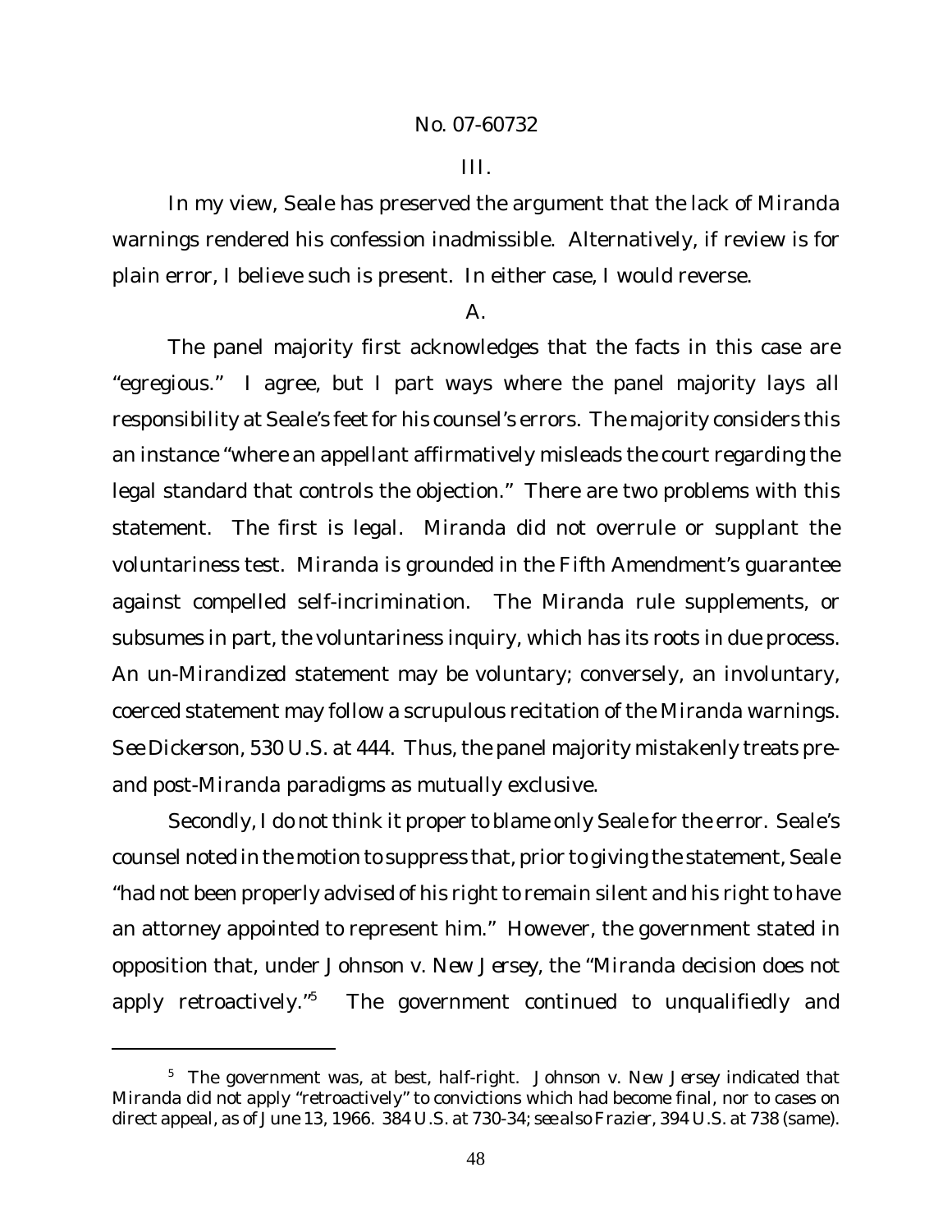III.

In my view, Seale has preserved the argument that the lack of *Miranda* warnings rendered his confession inadmissible. Alternatively, if review is for plain error, I believe such is present. In either case, I would reverse.

A.

The panel majority first acknowledges that the facts in this case are "egregious." I agree, but I part ways where the panel majority lays all responsibility at Seale's feet for his counsel's errors. The majority considers this an instance "where an appellant affirmatively misleads the court regarding the legal standard that controls the objection." There are two problems with this statement. The first is legal. *Miranda* did not overrule or supplant the voluntariness test. *Miranda* is grounded in the Fifth Amendment's guarantee against compelled self-incrimination. The *Miranda* rule supplements, or subsumes in part, the voluntariness inquiry, which has its roots in due process. An un-*Miranda*ized statement may be voluntary; conversely, an involuntary, coerced statement may follow a scrupulous recitation of the *Miranda* warnings. *See Dickerson*, 530 U.S. at 444. Thus, the panel majority mistakenly treats pre- and post-*Miranda* paradigms as mutually exclusive.

Secondly, I do not think it proper to blame only Seale for the error. Seale's counsel noted in the motion to suppress that, prior to giving the statement, Seale "had not been properly advised of his right to remain silent and his right to have an attorney appointed to represent him." However, the government stated in opposition that, under *Johnson v. New Jersey*, the "*Miranda* decision does not apply retroactively."[5] The government continued to unqualifiedly and

[5] The government was, at best, half-right. *Johnson v. New Jersey* indicated that *Miranda* did not apply "retroactively" to convictions which had become final, nor to cases on direct appeal, as of June 13, 1966. 384 U.S. at 730-34; *see also Frazier*, 394 U.S. at 738 (same).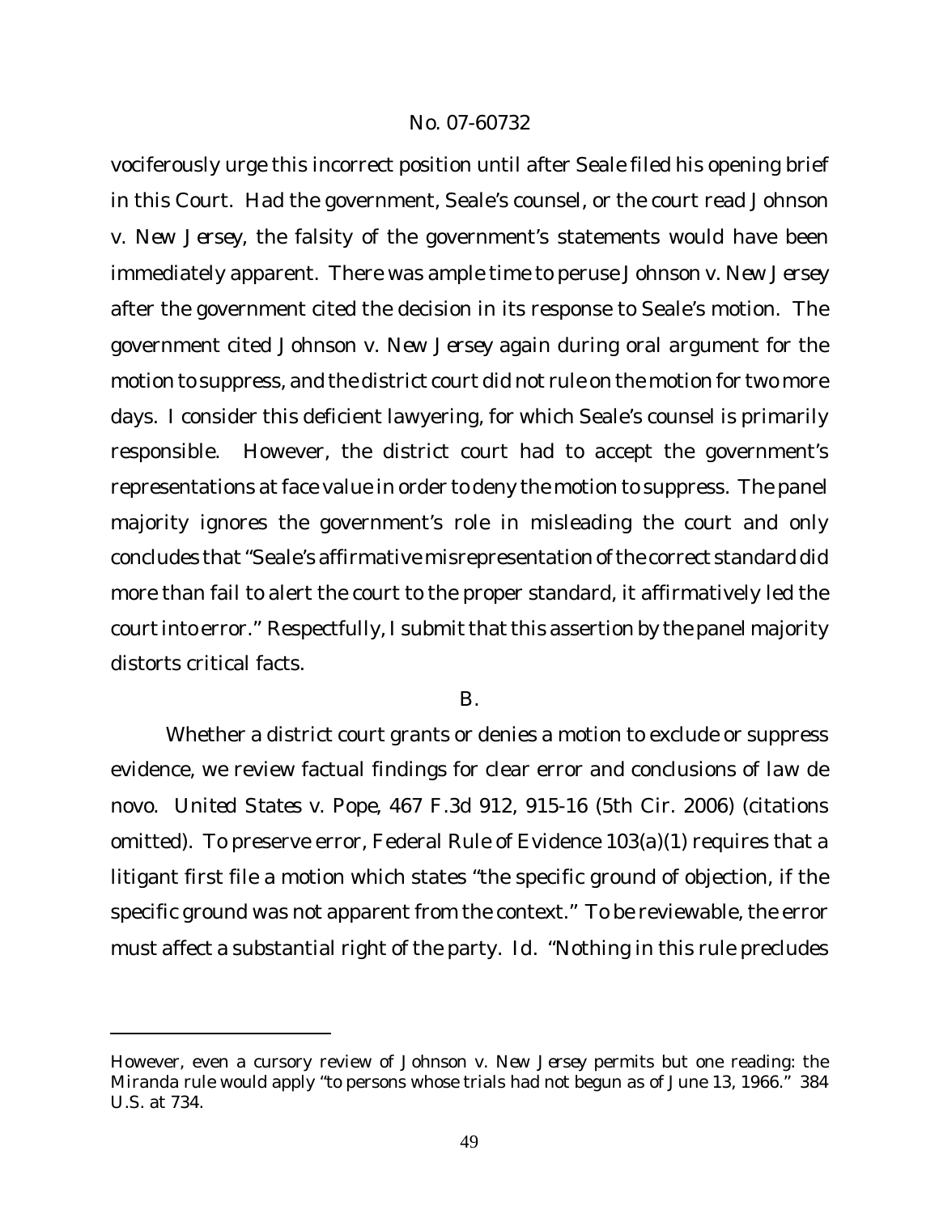vociferously urge this incorrect position until after Seale filed his opening brief in this Court. Had the government, Seale's counsel, or the court read *Johnson v. New Jersey*, the falsity of the government's statements would have been immediately apparent. There was ample time to peruse *Johnson v. New Jersey* after the government cited the decision in its response to Seale's motion. The government cited *Johnson v. New Jersey* again during oral argument for the motion to suppress, and the district court did not rule on the motion for two more days. I consider this deficient lawyering, for which Seale's counsel is primarily responsible. However, the district court had to accept the government's representations at face value in order to deny the motion to suppress. The panel majority ignores the government's role in misleading the court and only concludes that "Seale's affirmative misrepresentation of the correct standard did more than fail to alert the court to the proper standard, it affirmatively led the court into error." Respectfully, I submit that this assertion by the panel majority distorts critical facts.

B.

Whether a district court grants or denies a motion to exclude or suppress evidence, we review factual findings for clear error and conclusions of law de novo. *United States v. Pope*, 467 F.3d 912, 915-16 (5th Cir. 2006) (citations omitted). To preserve error, Federal Rule of Evidence 103(a)(1) requires that a litigant first file a motion which states "the specific ground of objection, if the specific ground was not apparent from the context." To be reviewable, the error must affect a substantial right of the party. *Id.* "Nothing in this rule precludes

---

However, even a cursory review of *Johnson v. New Jersey* permits but one reading: the *Miranda* rule would apply "to persons whose trials had not begun as of June 13, 1966." 384 U.S. at 734.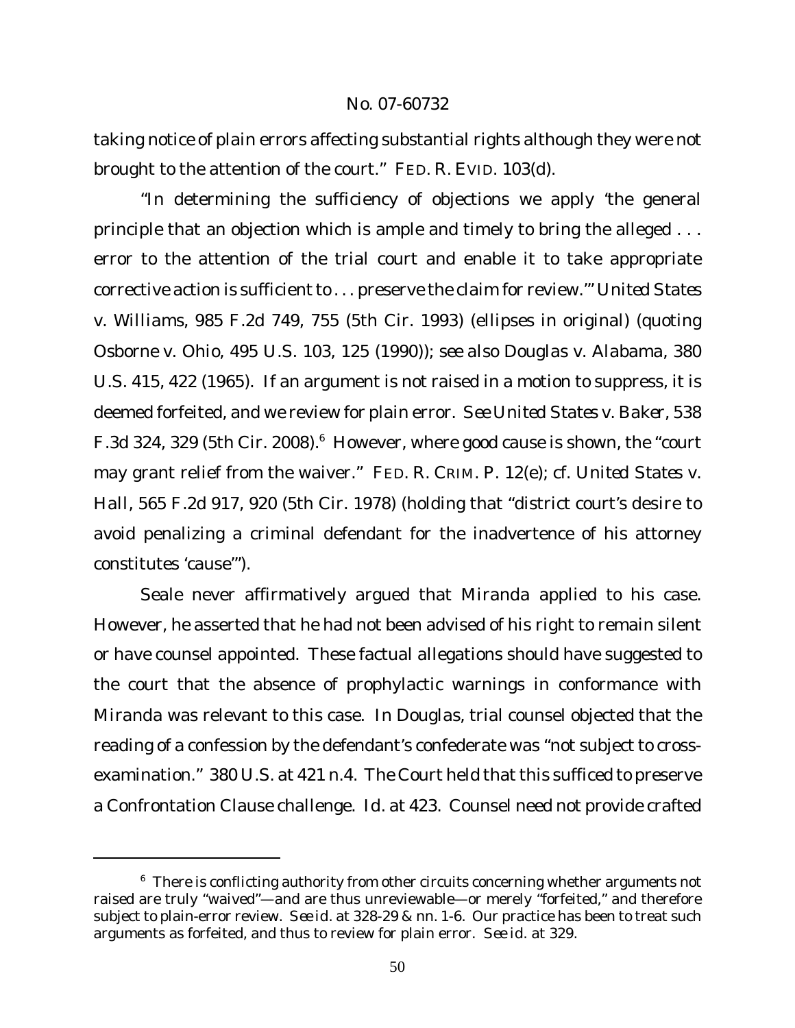taking notice of plain errors affecting substantial rights although they were not brought to the attention of the court." FED. R. EVID. 103(d).

"In determining the sufficiency of objections we apply 'the general principle that an objection which is ample and timely to bring the alleged . . . error to the attention of the trial court and enable it to take appropriate corrective action is sufficient to . . . preserve the claim for review.'" *United States v. Williams*, 985 F.2d 749, 755 (5th Cir. 1993) (ellipses in original) (quoting *Osborne v. Ohio*, 495 U.S. 103, 125 (1990)); *see also Douglas v. Alabama*, 380 U.S. 415, 422 (1965). If an argument is not raised in a motion to suppress, it is deemed forfeited, and we review for plain error. *See United States v. Baker*, 538 F.3d 324, 329 (5th Cir. 2008).[6] However, where good cause is shown, the "court may grant relief from the waiver." FED. R. CRIM. P. 12(e); *cf. United States v. Hall*, 565 F.2d 917, 920 (5th Cir. 1978) (holding that "district court's desire to avoid penalizing a criminal defendant for the inadvertence of his attorney constitutes 'cause'").

Seale never affirmatively argued that *Miranda* applied to his case. However, he asserted that he had not been advised of his right to remain silent or have counsel appointed. These factual allegations should have suggested to the court that the absence of prophylactic warnings in conformance with *Miranda* was relevant to this case. In *Douglas*, trial counsel objected that the reading of a confession by the defendant's confederate was "not subject to cross-examination." 380 U.S. at 421 n.4. The Court held that this sufficed to preserve a Confrontation Clause challenge. *Id.* at 423. Counsel need not provide crafted

---

[6] There is conflicting authority from other circuits concerning whether arguments not raised are truly "waived"—and are thus unreviewable—or merely "forfeited," and therefore subject to plain-error review. *See id.* at 328-29 & nn. 1-6. Our practice has been to treat such arguments as forfeited, and thus to review for plain error. *See id.* at 329.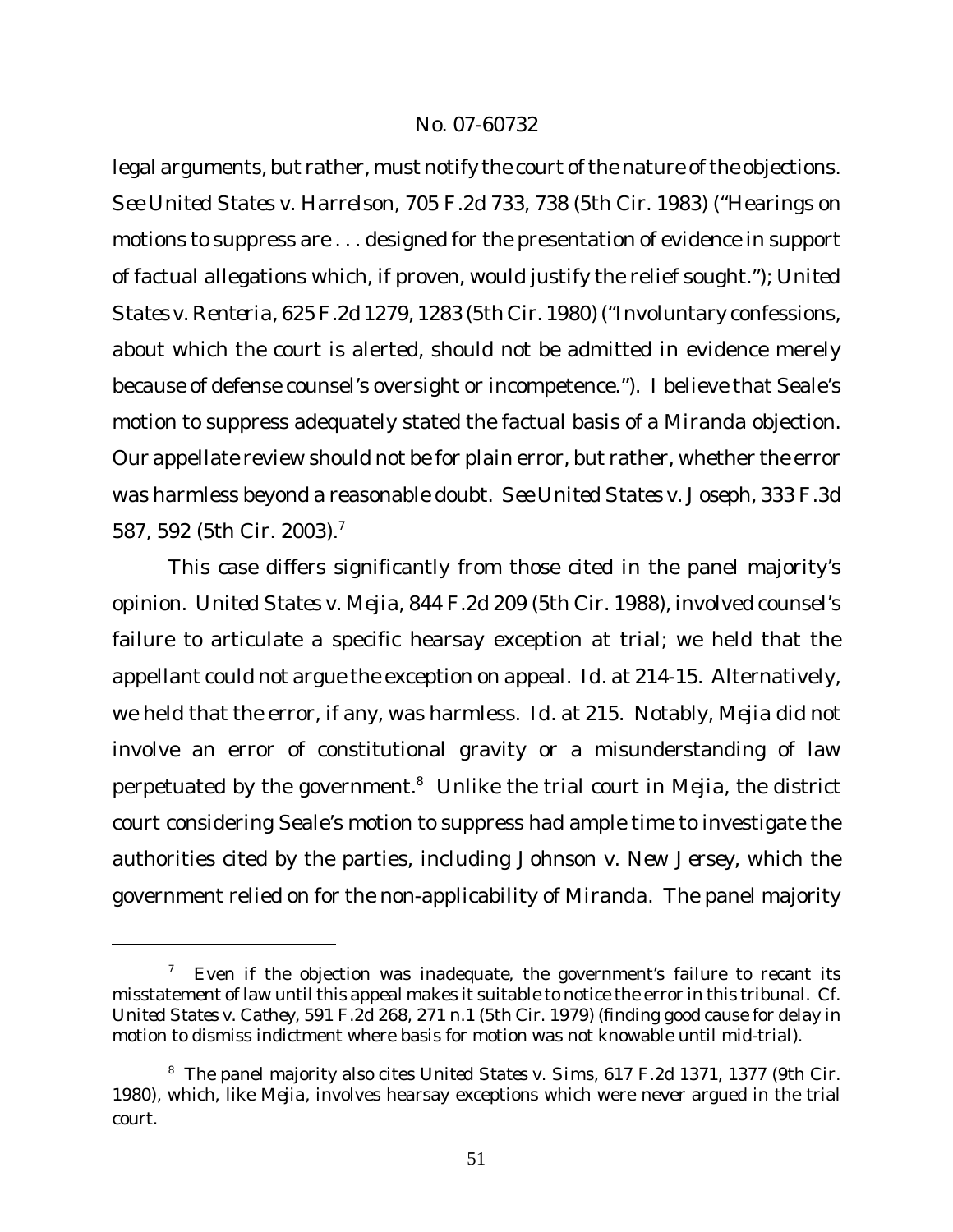legal arguments, but rather, must notify the court of the nature of the objections. *See United States v. Harrelson*, 705 F.2d 733, 738 (5th Cir. 1983) ("Hearings on motions to suppress are . . . designed for the presentation of evidence in support of factual allegations which, if proven, would justify the relief sought."); *United States v. Renteria*, 625 F.2d 1279, 1283 (5th Cir. 1980) ("Involuntary confessions, about which the court is alerted, should not be admitted in evidence merely because of defense counsel's oversight or incompetence."). I believe that Seale's motion to suppress adequately stated the factual basis of a *Miranda* objection. Our appellate review should not be for plain error, but rather, whether the error was harmless beyond a reasonable doubt. *See United States v. Joseph*, 333 F.3d 587, 592 (5th Cir. 2003).[7]

This case differs significantly from those cited in the panel majority's opinion. *United States v. Mejia*, 844 F.2d 209 (5th Cir. 1988), involved counsel's failure to articulate a specific hearsay exception at trial; we held that the appellant could not argue the exception on appeal. *Id.* at 214-15. Alternatively, we held that the error, if any, was harmless. *Id.* at 215. Notably, *Mejia* did not involve an error of constitutional gravity or a misunderstanding of law perpetuated by the government.[8] Unlike the trial court in *Mejia*, the district court considering Seale's motion to suppress had ample time to investigate the authorities cited by the parties, including *Johnson v. New Jersey*, which the government relied on for the non-applicability of *Miranda*. The panel majority

---

[7] Even if the objection was inadequate, the government's failure to recant its misstatement of law until this appeal makes it suitable to notice the error in this tribunal. *Cf. United States v. Cathey*, 591 F.2d 268, 271 n.1 (5th Cir. 1979) (finding good cause for delay in motion to dismiss indictment where basis for motion was not knowable until mid-trial).

[8] The panel majority also cites *United States v. Sims*, 617 F.2d 1371, 1377 (9th Cir. 1980), which, like *Mejia*, involves hearsay exceptions which were never argued in the trial court.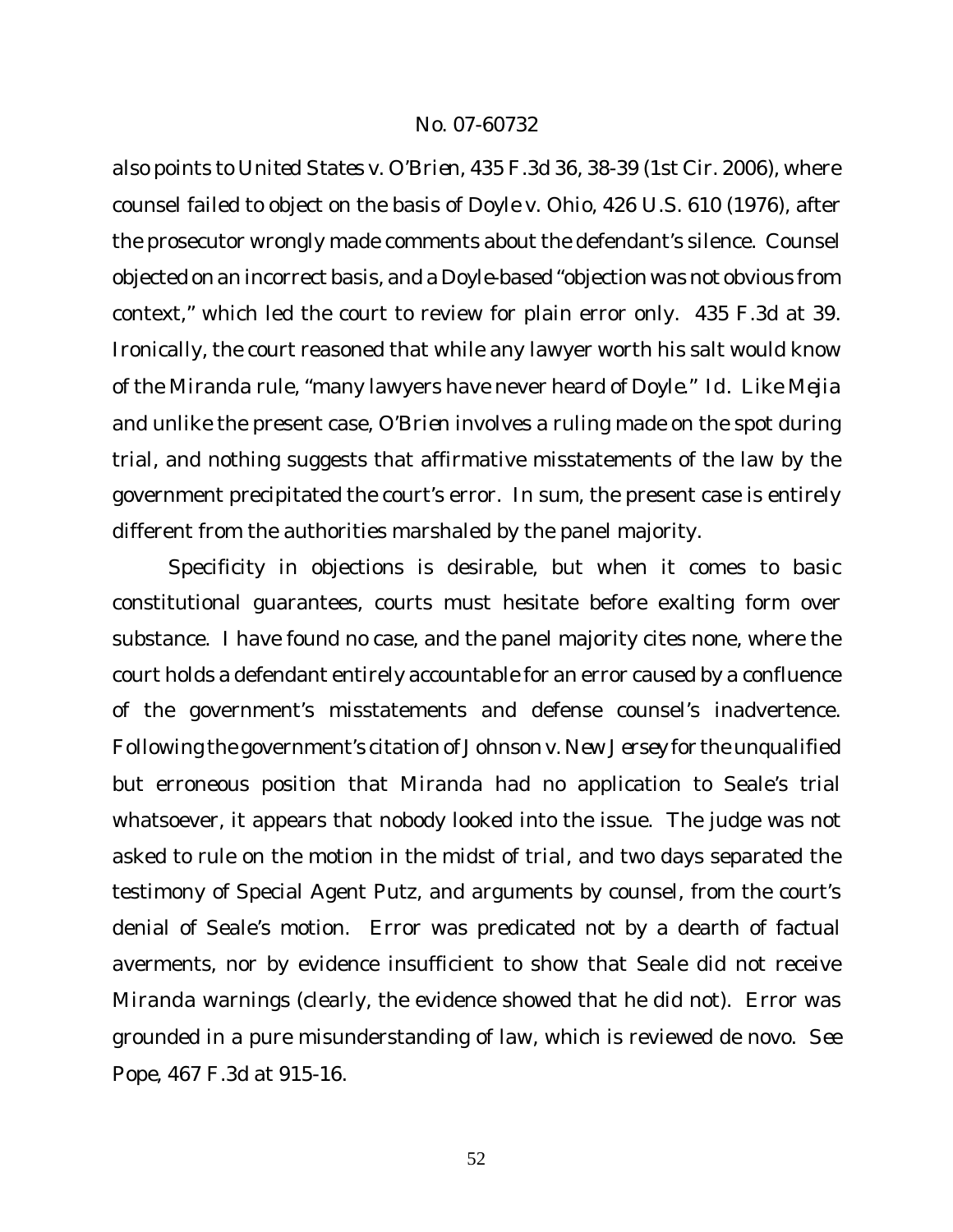also points to *United States v. O'Brien*, 435 F.3d 36, 38-39 (1st Cir. 2006), where counsel failed to object on the basis of *Doyle v. Ohio*, 426 U.S. 610 (1976), after the prosecutor wrongly made comments about the defendant's silence. Counsel objected on an incorrect basis, and a *Doyle*-based "objection was not obvious from context," which led the court to review for plain error only. 435 F.3d at 39. Ironically, the court reasoned that while any lawyer worth his salt would know of the *Miranda* rule, "many lawyers have never heard of *Doyle*." *Id.* Like *Mejia* and unlike the present case, *O'Brien* involves a ruling made on the spot during trial, and nothing suggests that affirmative misstatements of the law by the government precipitated the court's error. In sum, the present case is entirely different from the authorities marshaled by the panel majority.

Specificity in objections is desirable, but when it comes to basic constitutional guarantees, courts must hesitate before exalting form over substance. I have found no case, and the panel majority cites none, where the court holds a defendant entirely accountable for an error caused by a confluence of the government's misstatements and defense counsel's inadvertence. Following the government's citation of *Johnson v. New Jersey* for the unqualified but erroneous position that *Miranda* had no application to Seale's trial whatsoever, it appears that nobody looked into the issue. The judge was not asked to rule on the motion in the midst of trial, and two days separated the testimony of Special Agent Putz, and arguments by counsel, from the court's denial of Seale's motion. Error was predicated not by a dearth of factual averments, nor by evidence insufficient to show that Seale did not receive *Miranda* warnings (clearly, the evidence showed that he did not). Error was grounded in a pure misunderstanding of law, which is reviewed de novo. *See Pope*, 467 F.3d at 915-16.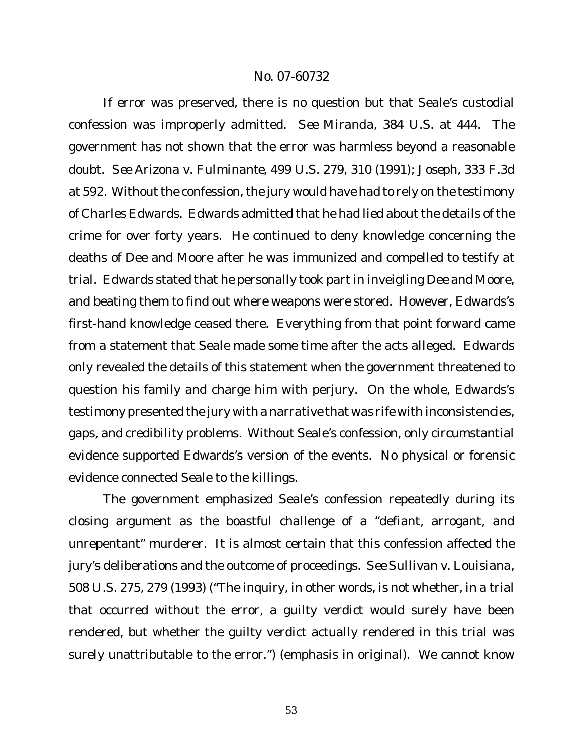If error was preserved, there is no question but that Seale's custodial confession was improperly admitted. *See Miranda*, 384 U.S. at 444. The government has not shown that the error was harmless beyond a reasonable doubt. *See Arizona v. Fulminante*, 499 U.S. 279, 310 (1991); *Joseph*, 333 F.3d at 592. Without the confession, the jury would have had to rely on the testimony of Charles Edwards. Edwards admitted that he had lied about the details of the crime for over forty years. He continued to deny knowledge concerning the deaths of Dee and Moore after he was immunized and compelled to testify at trial. Edwards stated that he personally took part in inveigling Dee and Moore, and beating them to find out where weapons were stored. However, Edwards's first-hand knowledge ceased there. Everything from that point forward came from a statement that Seale made some time after the acts alleged. Edwards only revealed the details of this statement when the government threatened to question his family and charge him with perjury. On the whole, Edwards's testimony presented the jury with a narrative that was rife with inconsistencies, gaps, and credibility problems. Without Seale's confession, only circumstantial evidence supported Edwards's version of the events. No physical or forensic evidence connected Seale to the killings.

The government emphasized Seale's confession repeatedly during its closing argument as the boastful challenge of a "defiant, arrogant, and unrepentant" murderer. It is almost certain that this confession affected the jury's deliberations and the outcome of proceedings. *See Sullivan v. Louisiana*, 508 U.S. 275, 279 (1993) ("The inquiry, in other words, is not whether, in a trial that occurred without the error, a guilty verdict would surely have been rendered, but whether the guilty verdict actually rendered in this trial was surely unattributable to the error.") (emphasis in original). We cannot know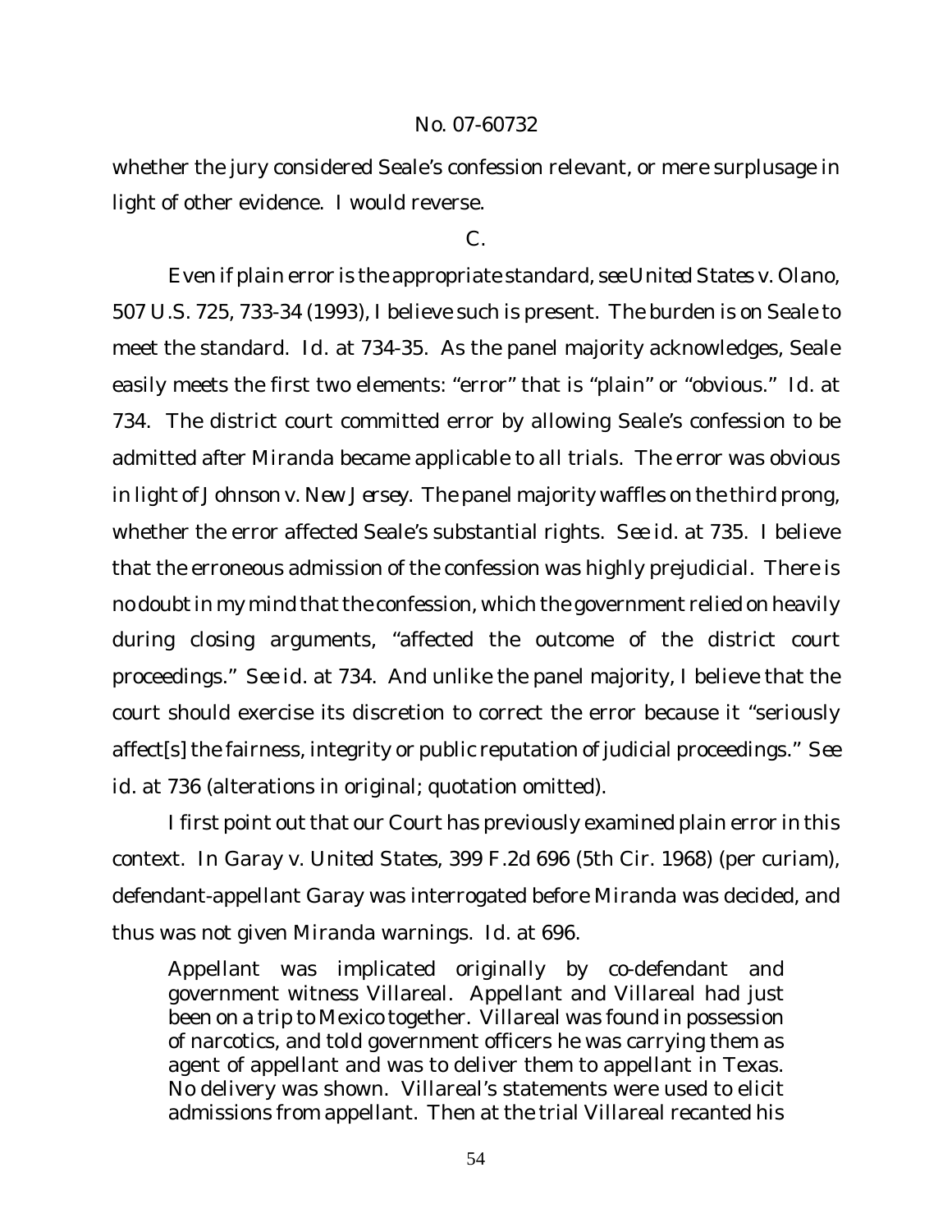whether the jury considered Seale's confession relevant, or mere surplusage in light of other evidence. I would reverse.

C.

Even if plain error is the appropriate standard, *see United States v. Olano*, 507 U.S. 725, 733-34 (1993), I believe such is present. The burden is on Seale to meet the standard. *Id.* at 734-35. As the panel majority acknowledges, Seale easily meets the first two elements: "error" that is "plain" or "obvious." *Id.* at 734. The district court committed error by allowing Seale's confession to be admitted after *Miranda* became applicable to all trials. The error was obvious in light of *Johnson v. New Jersey*. The panel majority waffles on the third prong, whether the error affected Seale's substantial rights. *See id.* at 735. I believe that the erroneous admission of the confession was highly prejudicial. There is no doubt in my mind that the confession, which the government relied on heavily during closing arguments, "affected the outcome of the district court proceedings." *See id.* at 734. And unlike the panel majority, I believe that the court should exercise its discretion to correct the error because it "seriously affect[s] the fairness, integrity or public reputation of judicial proceedings." *See id.* at 736 (alterations in original; quotation omitted).

I first point out that our Court has previously examined plain error in this context. In *Garay v. United States*, 399 F.2d 696 (5th Cir. 1968) (per curiam), defendant-appellant Garay was interrogated before *Miranda* was decided, and thus was not given *Miranda* warnings. *Id.* at 696.

> Appellant was implicated originally by co-defendant and government witness Villareal. Appellant and Villareal had just been on a trip to Mexico together. Villareal was found in possession of narcotics, and told government officers he was carrying them as agent of appellant and was to deliver them to appellant in Texas. No delivery was shown. Villareal's statements were used to elicit admissions from appellant. Then at the trial Villareal recanted his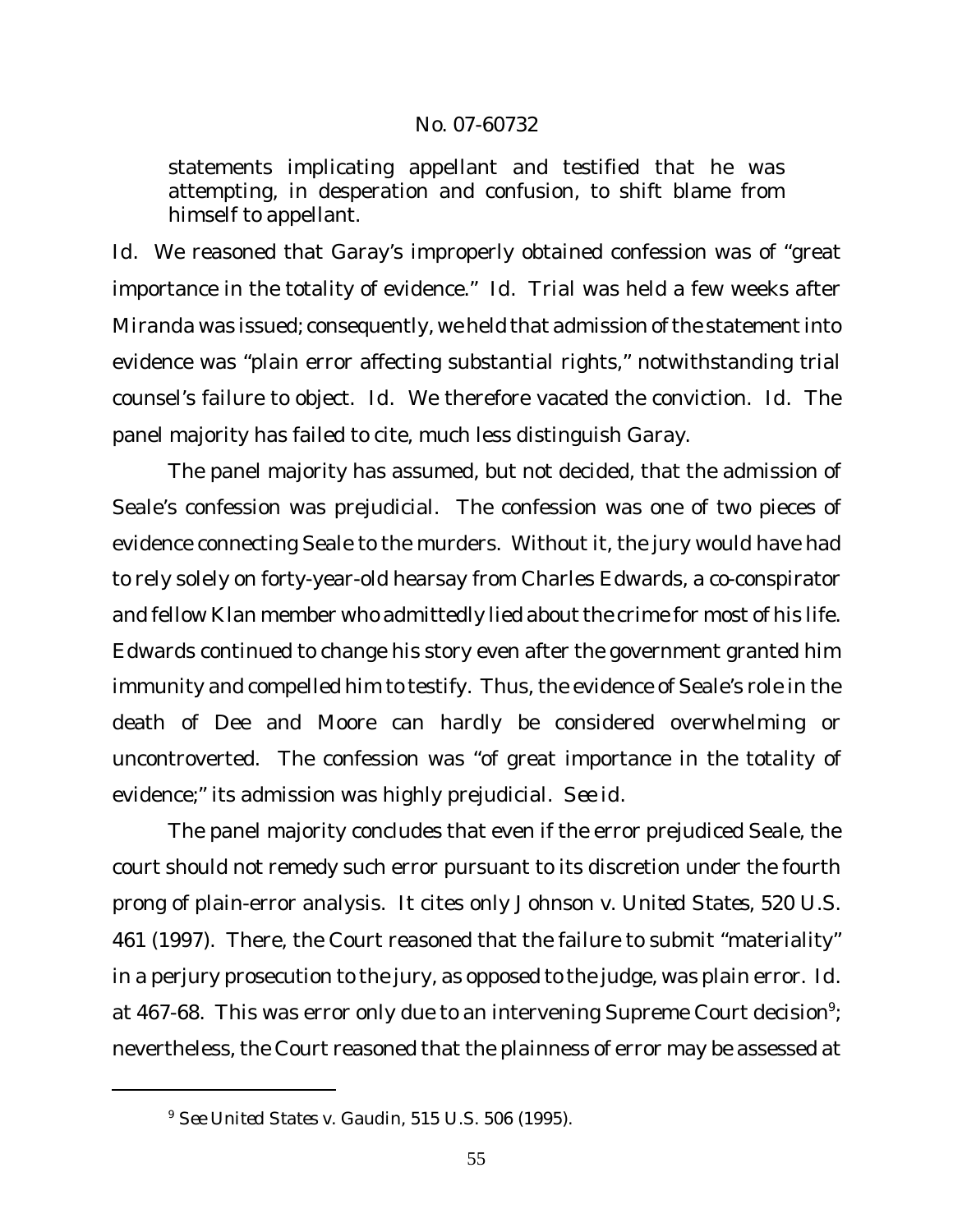statements implicating appellant and testified that he was attempting, in desperation and confusion, to shift blame from himself to appellant.

*Id.* We reasoned that Garay's improperly obtained confession was of "great importance in the totality of evidence." *Id.* Trial was held a few weeks after *Miranda* was issued; consequently, we held that admission of the statement into evidence was "plain error affecting substantial rights," notwithstanding trial counsel's failure to object. *Id.* We therefore vacated the conviction. *Id.* The panel majority has failed to cite, much less distinguish *Garay*.

The panel majority has assumed, but not decided, that the admission of Seale's confession was prejudicial. The confession was one of two pieces of evidence connecting Seale to the murders. Without it, the jury would have had to rely solely on forty-year-old hearsay from Charles Edwards, a co-conspirator and fellow Klan member who admittedly lied about the crime for most of his life. Edwards continued to change his story even after the government granted him immunity and compelled him to testify. Thus, the evidence of Seale's role in the death of Dee and Moore can hardly be considered overwhelming or uncontroverted. The confession was "of great importance in the totality of evidence;" its admission was highly prejudicial. *See id.*

The panel majority concludes that even if the error prejudiced Seale, the court should not remedy such error pursuant to its discretion under the fourth prong of plain-error analysis. It cites only *Johnson v. United States*, 520 U.S. 461 (1997). There, the Court reasoned that the failure to submit "materiality" in a perjury prosecution to the jury, as opposed to the judge, was plain error. *Id.* at 467-68. This was error only due to an intervening Supreme Court decision[9]; nevertheless, the Court reasoned that the plainness of error may be assessed at

[9] *See United States v. Gaudin*, 515 U.S. 506 (1995).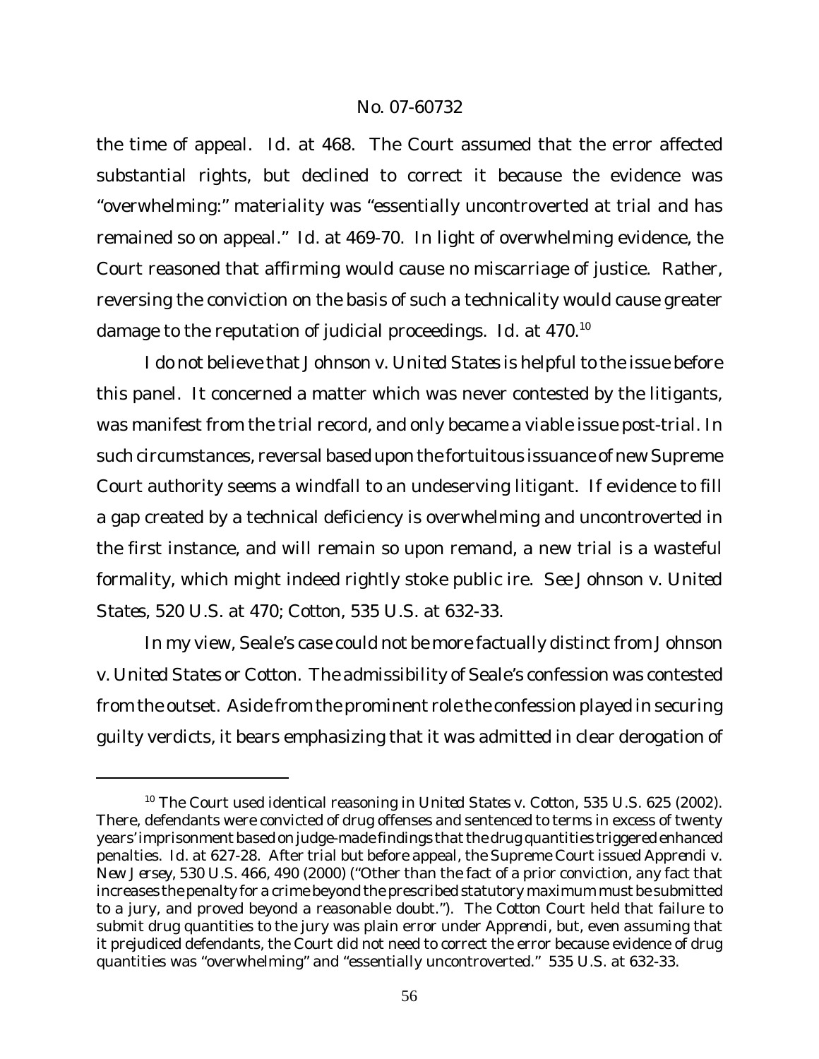the time of appeal. *Id.* at 468. The Court assumed that the error affected substantial rights, but declined to correct it because the evidence was "overwhelming:" materiality was "essentially uncontroverted at trial and has remained so on appeal." *Id.* at 469-70. In light of overwhelming evidence, the Court reasoned that affirming would cause no miscarriage of justice. Rather, reversing the conviction on the basis of such a technicality would cause greater damage to the reputation of judicial proceedings. *Id.* at 470.[10]

I do not believe that *Johnson v. United States* is helpful to the issue before this panel. It concerned a matter which was never contested by the litigants, was manifest from the trial record, and only became a viable issue post-trial. In such circumstances, reversal based upon the fortuitous issuance of new Supreme Court authority seems a windfall to an undeserving litigant. If evidence to fill a gap created by a technical deficiency is overwhelming and uncontroverted in the first instance, and will remain so upon remand, a new trial is a wasteful formality, which might indeed rightly stoke public ire. *See Johnson v. United States*, 520 U.S. at 470; *Cotton*, 535 U.S. at 632-33.

In my view, Seale's case could not be more factually distinct from *Johnson v. United States* or *Cotton*. The admissibility of Seale's confession was contested from the outset. Aside from the prominent role the confession played in securing guilty verdicts, it bears emphasizing that it was admitted in clear derogation of

---

[10] The Court used identical reasoning in *United States v. Cotton*, 535 U.S. 625 (2002). There, defendants were convicted of drug offenses and sentenced to terms in excess of twenty years' imprisonment based on judge-made findings that the drug quantities triggered enhanced penalties. *Id.* at 627-28. After trial but before appeal, the Supreme Court issued *Apprendi v. New Jersey*, 530 U.S. 466, 490 (2000) ("Other than the fact of a prior conviction, any fact that increases the penalty for a crime beyond the prescribed statutory maximum must be submitted to a jury, and proved beyond a reasonable doubt."). The *Cotton* Court held that failure to submit drug quantities to the jury was plain error under *Apprendi*, but, even assuming that it prejudiced defendants, the Court did not need to correct the error because evidence of drug quantities was "overwhelming" and "essentially uncontroverted." 535 U.S. at 632-33.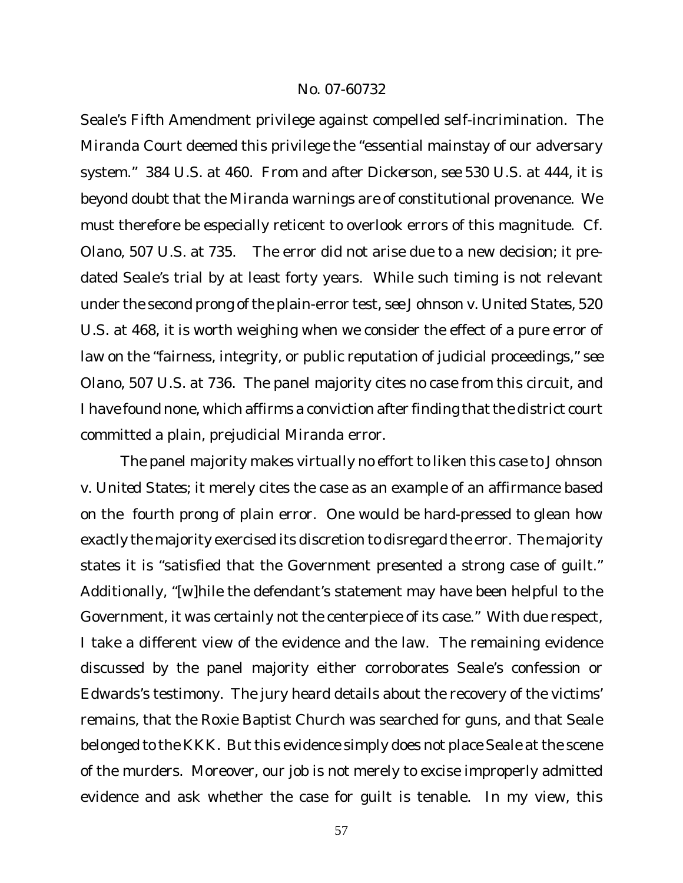Seale's Fifth Amendment privilege against compelled self-incrimination. The *Miranda* Court deemed this privilege the "essential mainstay of our adversary system." 384 U.S. at 460. From and after *Dickerson*, *see* 530 U.S. at 444, it is beyond doubt that the *Miranda* warnings are of constitutional provenance. We must therefore be especially reticent to overlook errors of this magnitude. *Cf. Olano*, 507 U.S. at 735. The error did not arise due to a new decision; it predated Seale's trial by at least forty years. While such timing is not relevant under the second prong of the plain-error test, *see Johnson v. United States*, 520 U.S. at 468, it is worth weighing when we consider the effect of a pure error of law on the "fairness, integrity, or public reputation of judicial proceedings," *see Olano*, 507 U.S. at 736. The panel majority cites no case from this circuit, and I have found none, which affirms a conviction after finding that the district court committed a plain, prejudicial *Miranda* error.

The panel majority makes virtually no effort to liken this case to *Johnson v. United States*; it merely cites the case as an example of an affirmance based on the fourth prong of plain error. One would be hard-pressed to glean how exactly the majority exercised its discretion to disregard the error. The majority states it is "satisfied that the Government presented a strong case of guilt." Additionally, "[w]hile the defendant's statement may have been helpful to the Government, it was certainly not the centerpiece of its case." With due respect, I take a different view of the evidence and the law. The remaining evidence discussed by the panel majority either corroborates Seale's confession or Edwards's testimony. The jury heard details about the recovery of the victims' remains, that the Roxie Baptist Church was searched for guns, and that Seale belonged to the KKK. But this evidence simply does not place Seale at the scene of the murders. Moreover, our job is not merely to excise improperly admitted evidence and ask whether the case for guilt is tenable. In my view, this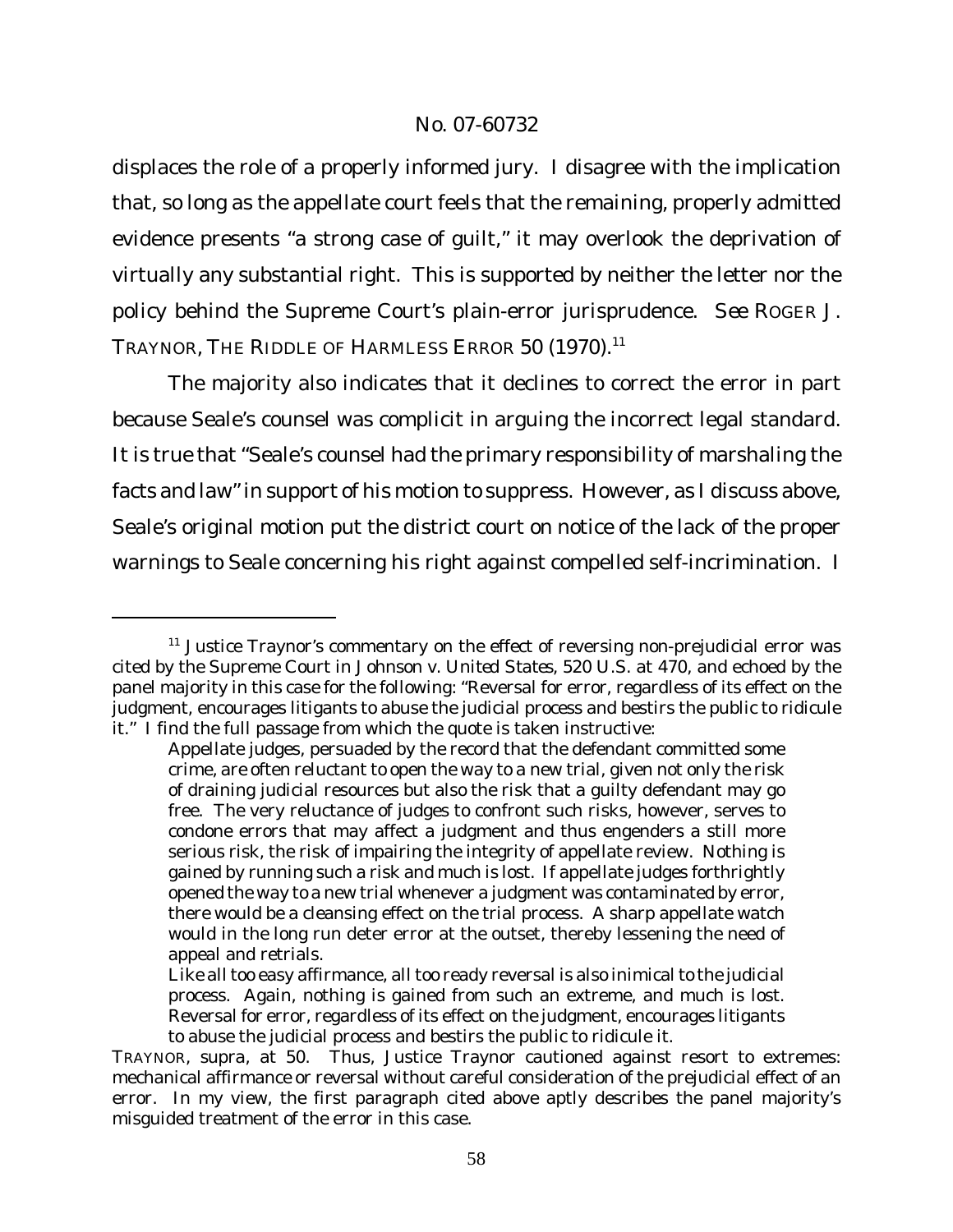displaces the role of a properly informed jury. I disagree with the implication that, so long as the appellate court feels that the remaining, properly admitted evidence presents "a strong case of guilt," it may overlook the deprivation of virtually any substantial right. This is supported by neither the letter nor the policy behind the Supreme Court's plain-error jurisprudence. *See* ROGER J. TRAYNOR, THE RIDDLE OF HARMLESS ERROR 50 (1970).[11]

The majority also indicates that it declines to correct the error in part because Seale's counsel was complicit in arguing the incorrect legal standard. It is true that "Seale's counsel had the primary responsibility of marshaling the facts and law" in support of his motion to suppress. However, as I discuss above, Seale's original motion put the district court on notice of the lack of the proper warnings to Seale concerning his right against compelled self-incrimination. I

---

[11] Justice Traynor's commentary on the effect of reversing non-prejudicial error was cited by the Supreme Court in *Johnson v. United States*, 520 U.S. at 470, and echoed by the panel majority in this case for the following: "Reversal for error, regardless of its effect on the judgment, encourages litigants to abuse the judicial process and bestirs the public to ridicule it." I find the full passage from which the quote is taken instructive:

> Appellate judges, persuaded by the record that the defendant committed some crime, are often reluctant to open the way to a new trial, given not only the risk of draining judicial resources but also the risk that a guilty defendant may go free. The very reluctance of judges to confront such risks, however, serves to condone errors that may affect a judgment and thus engenders a still more serious risk, the risk of impairing the integrity of appellate review. Nothing is gained by running such a risk and much is lost. If appellate judges forthrightly opened the way to a new trial whenever a judgment was contaminated by error, there would be a cleansing effect on the trial process. A sharp appellate watch would in the long run deter error at the outset, thereby lessening the need of appeal and retrials.
>
> Like all too easy affirmance, all too ready reversal is also inimical to the judicial process. Again, nothing is gained from such an extreme, and much is lost. Reversal for error, regardless of its effect on the judgment, encourages litigants to abuse the judicial process and bestirs the public to ridicule it.

TRAYNOR, *supra*, at 50. Thus, Justice Traynor cautioned against resort to extremes: mechanical affirmance or reversal without careful consideration of the prejudicial effect of an error. In my view, the first paragraph cited above aptly describes the panel majority's misguided treatment of the error in this case.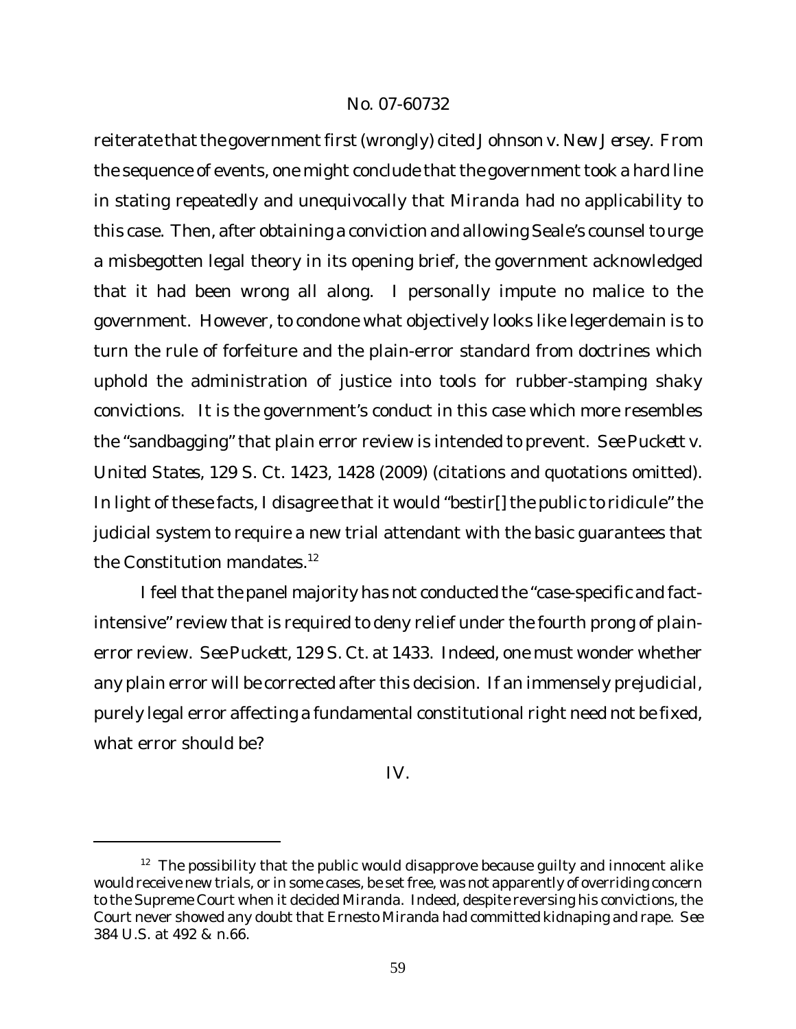reiterate that the government first (wrongly) cited *Johnson v. New Jersey*. From the sequence of events, one might conclude that the government took a hard line in stating repeatedly and unequivocally that *Miranda* had no applicability to this case. Then, after obtaining a conviction and allowing Seale's counsel to urge a misbegotten legal theory in its opening brief, the government acknowledged that it had been wrong all along. I personally impute no malice to the government. However, to condone what objectively looks like legerdemain is to turn the rule of forfeiture and the plain-error standard from doctrines which uphold the administration of justice into tools for rubber-stamping shaky convictions. It is the government's conduct in this case which more resembles the "sandbagging" that plain error review is intended to prevent. *See Puckett v. United States*, 129 S. Ct. 1423, 1428 (2009) (citations and quotations omitted). In light of these facts, I disagree that it would "bestir[] the public to ridicule" the judicial system to require a new trial attendant with the basic guarantees that the Constitution mandates.[12]

I feel that the panel majority has not conducted the "case-specific and fact-intensive" review that is required to deny relief under the fourth prong of plain-error review. *See Puckett*, 129 S. Ct. at 1433. Indeed, one must wonder whether any plain error will be corrected after this decision. If an immensely prejudicial, purely legal error affecting a fundamental constitutional right need not be fixed, what error should be?

IV.

[12] The possibility that the public would disapprove because guilty and innocent alike would receive new trials, or in some cases, be set free, was not apparently of overriding concern to the Supreme Court when it decided *Miranda*. Indeed, despite reversing his convictions, the Court never showed any doubt that Ernesto Miranda had committed kidnaping and rape. *See* 384 U.S. at 492 & n.66.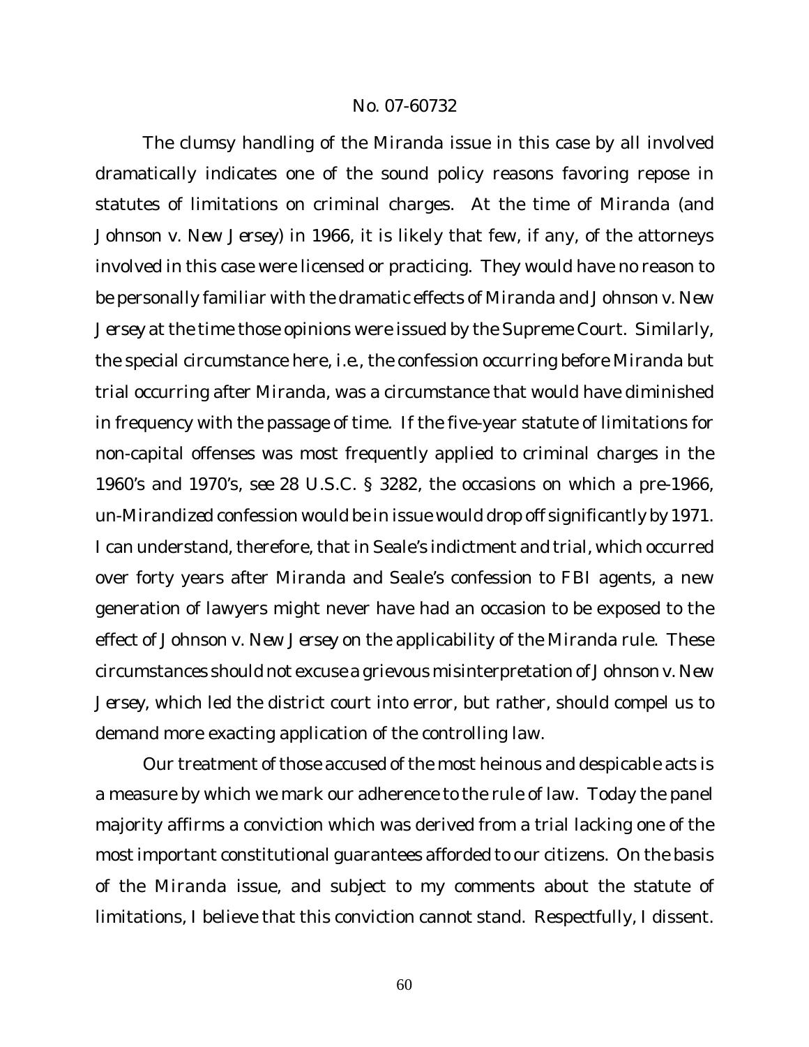The clumsy handling of the *Miranda* issue in this case by all involved dramatically indicates one of the sound policy reasons favoring repose in statutes of limitations on criminal charges. At the time of *Miranda* (and *Johnson v. New Jersey*) in 1966, it is likely that few, if any, of the attorneys involved in this case were licensed or practicing. They would have no reason to be personally familiar with the dramatic effects of *Miranda* and *Johnson v. New Jersey* at the time those opinions were issued by the Supreme Court. Similarly, the special circumstance here, i.e., the confession occurring before *Miranda* but trial occurring after *Miranda*, was a circumstance that would have diminished in frequency with the passage of time. If the five-year statute of limitations for non-capital offenses was most frequently applied to criminal charges in the 1960's and 1970's, *see* 28 U.S.C. § 3282, the occasions on which a pre-1966, un-*Mirandized* confession would be in issue would drop off significantly by 1971. I can understand, therefore, that in Seale's indictment and trial, which occurred over forty years after *Miranda* and Seale's confession to FBI agents, a new generation of lawyers might never have had an occasion to be exposed to the effect of *Johnson v. New Jersey* on the applicability of the *Miranda* rule. These circumstances should not excuse a grievous misinterpretation of *Johnson v. New Jersey*, which led the district court into error, but rather, should compel us to demand more exacting application of the controlling law.

Our treatment of those accused of the most heinous and despicable acts is a measure by which we mark our adherence to the rule of law. Today the panel majority affirms a conviction which was derived from a trial lacking one of the most important constitutional guarantees afforded to our citizens. On the basis of the *Miranda* issue, and subject to my comments about the statute of limitations, I believe that this conviction cannot stand. Respectfully, I dissent.